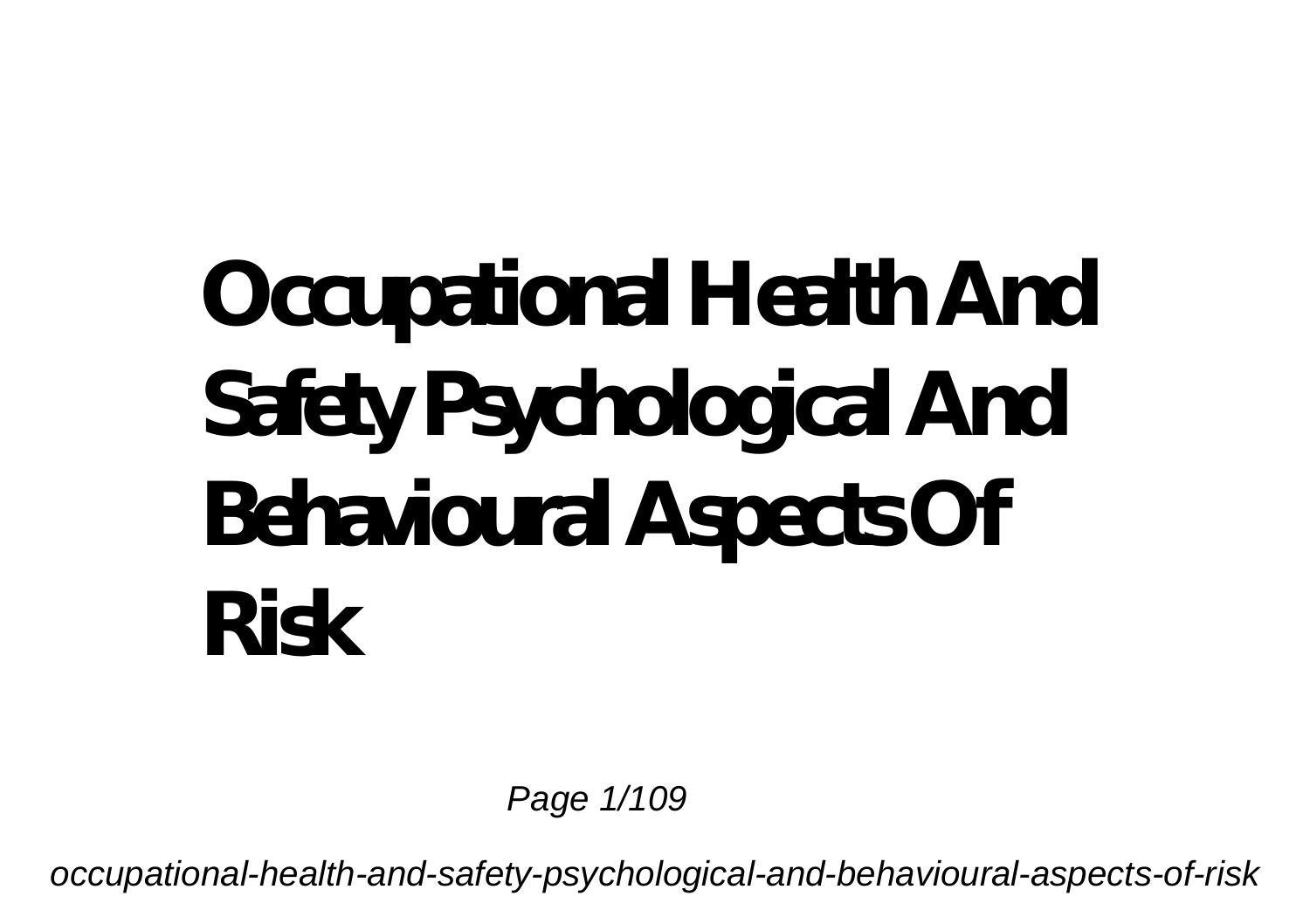# Occupational Health And Safety Psychological And Behavioural Aspects Of Risk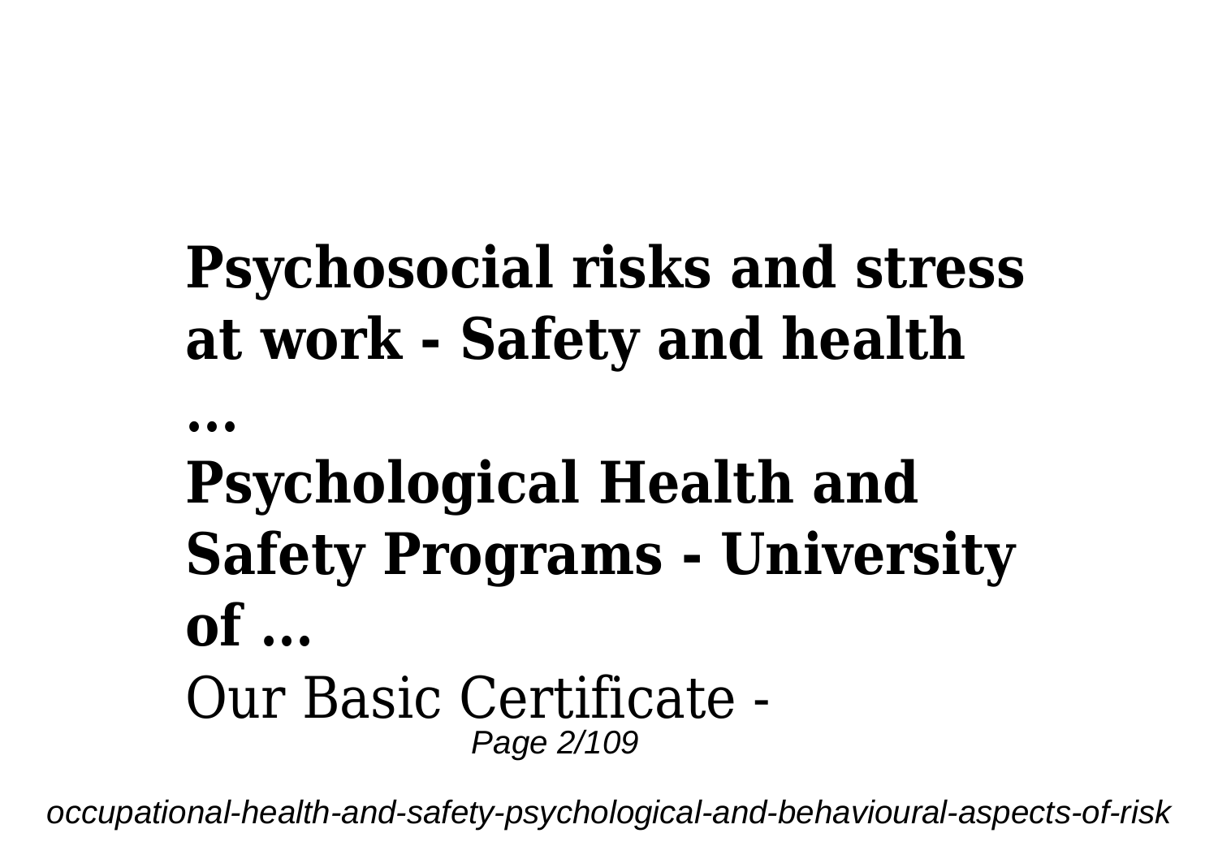**Psychosocial risks and stress at work - Safety and health ...**

**Psychological Health and Safety Programs - University of ...**

Our Basic Certificate -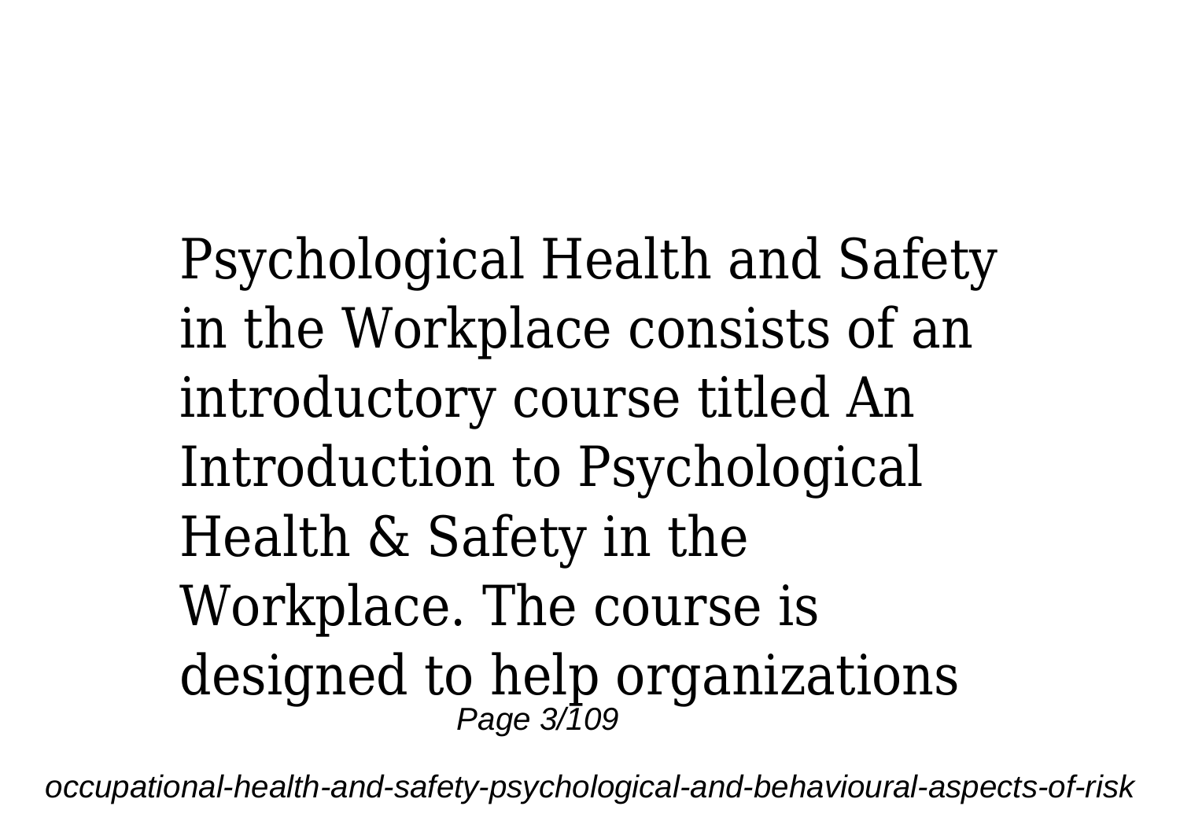Psychological Health and Safety in the Workplace consists of an introductory course titled An Introduction to Psychological Health & Safety in the Workplace. The course is designed to help organizations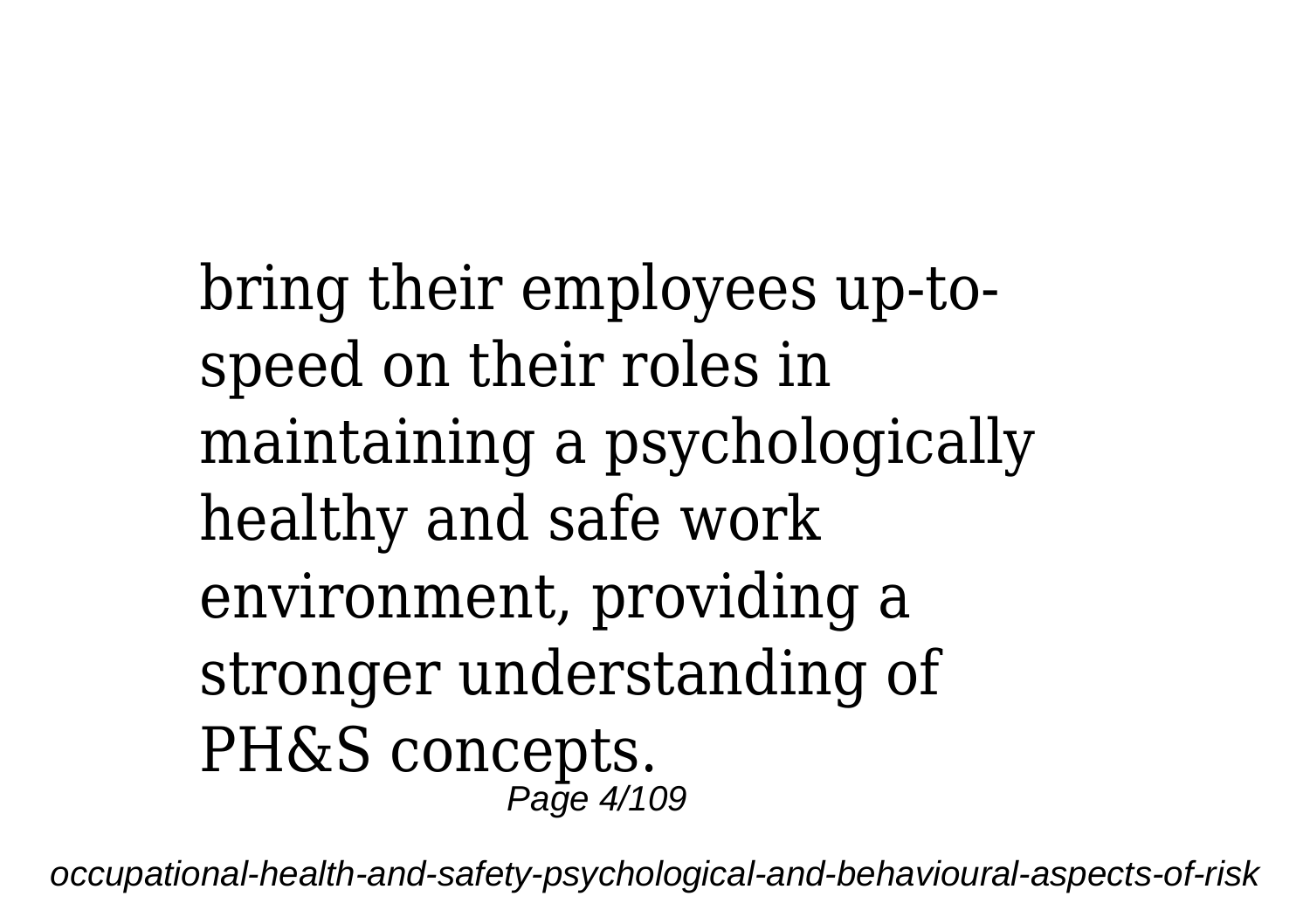bring their employees up-to-speed on their roles in maintaining a psychologically healthy and safe work environment, providing a stronger understanding of PH&S concepts.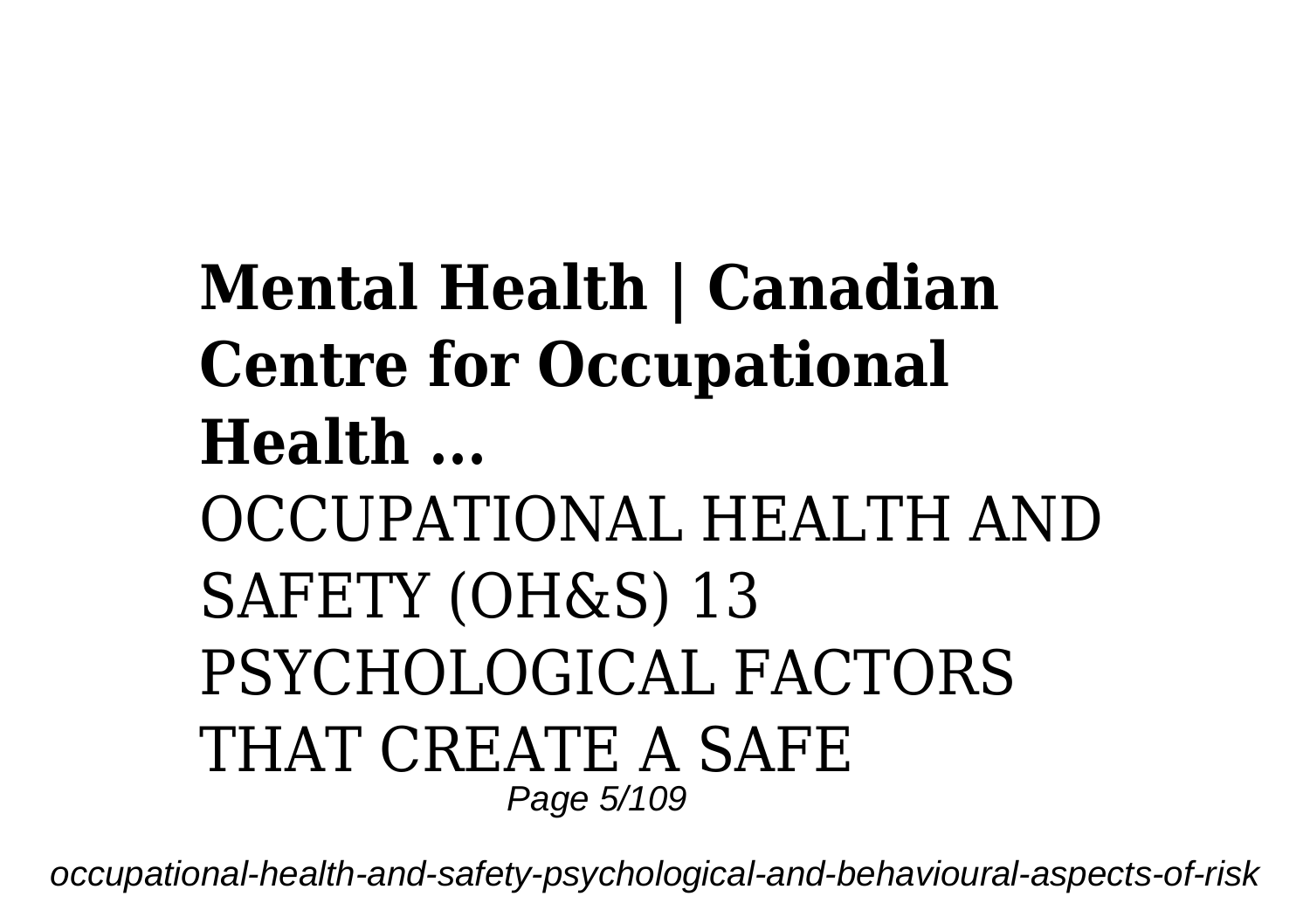**Mental Health | Canadian Centre for Occupational Health ...**

OCCUPATIONAL HEALTH AND SAFETY (OH&S) 13 PSYCHOLOGICAL FACTORS THAT CREATE A SAFE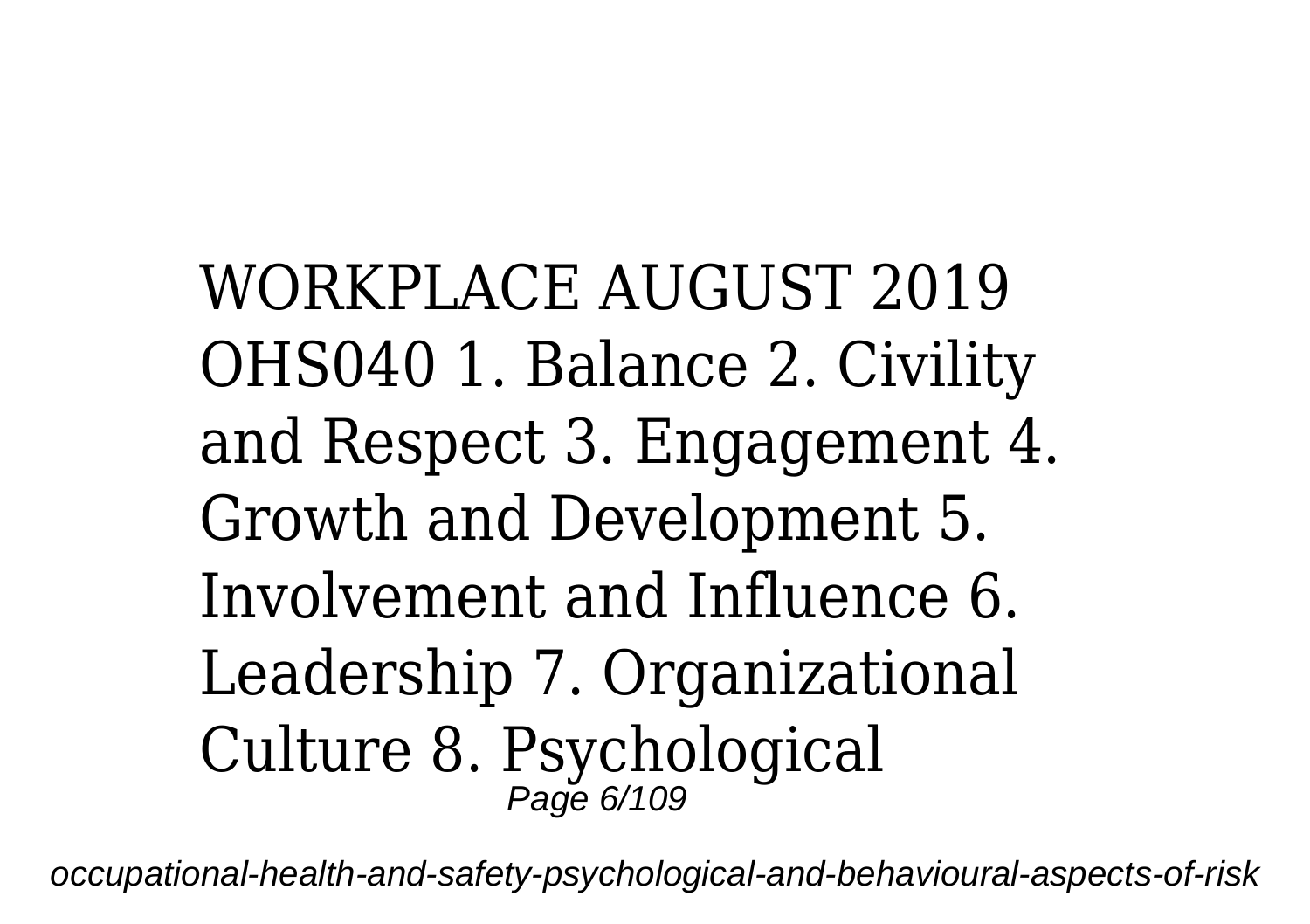WORKPLACE AUGUST 2019 OHS040 1. Balance 2. Civility and Respect 3. Engagement 4. Growth and Development 5. Involvement and Influence 6. Leadership 7. Organizational Culture 8. Psychological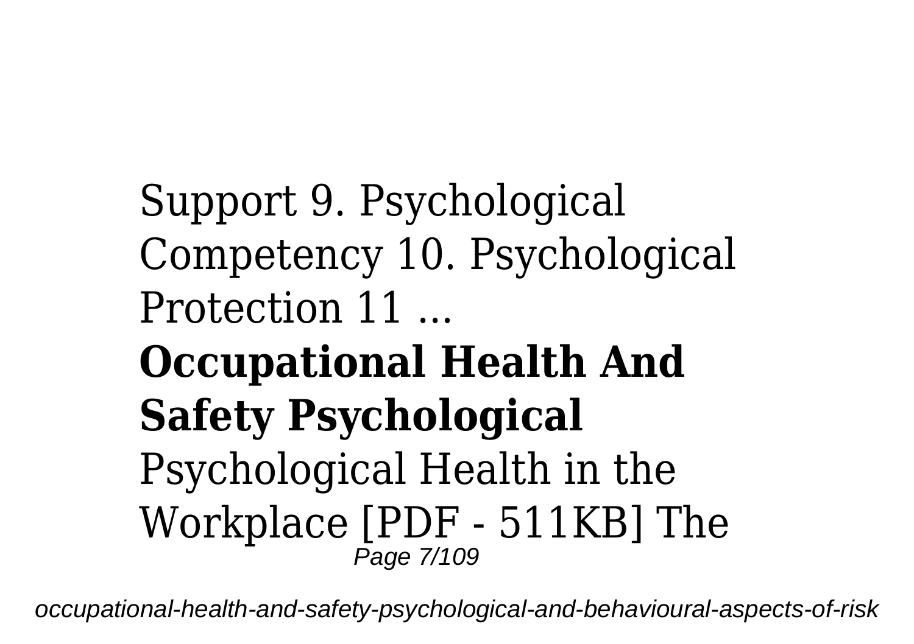Support 9. Psychological Competency 10. Psychological Protection 11 ...

**Occupational Health And Safety Psychological**

Psychological Health in the Workplace [PDF - 511KB] The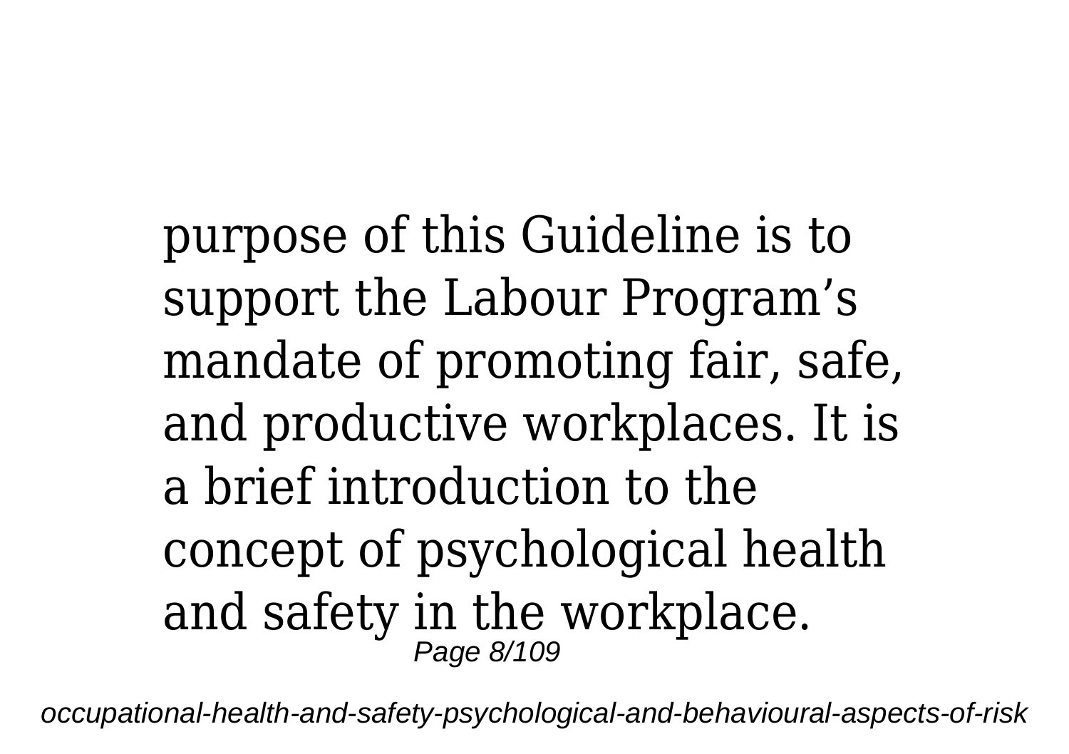purpose of this Guideline is to support the Labour Program’s mandate of promoting fair, safe, and productive workplaces. It is a brief introduction to the concept of psychological health and safety in the workplace.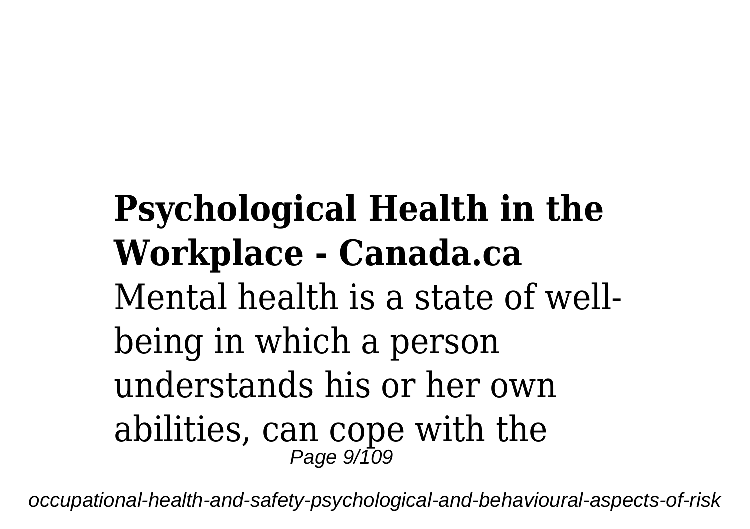**Psychological Health in the Workplace - Canada.ca**

Mental health is a state of well-being in which a person understands his or her own abilities, can cope with the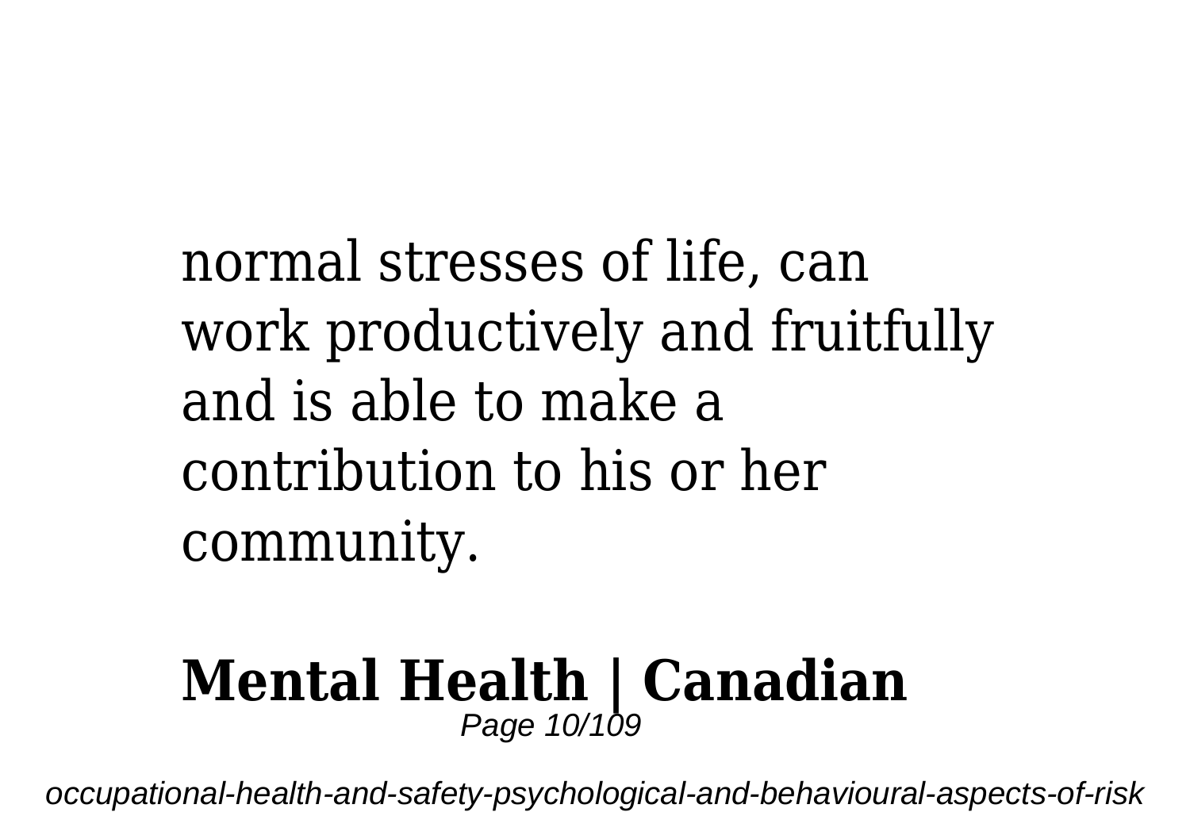normal stresses of life, can work productively and fruitfully and is able to make a contribution to his or her community.

## Mental Health | Canadian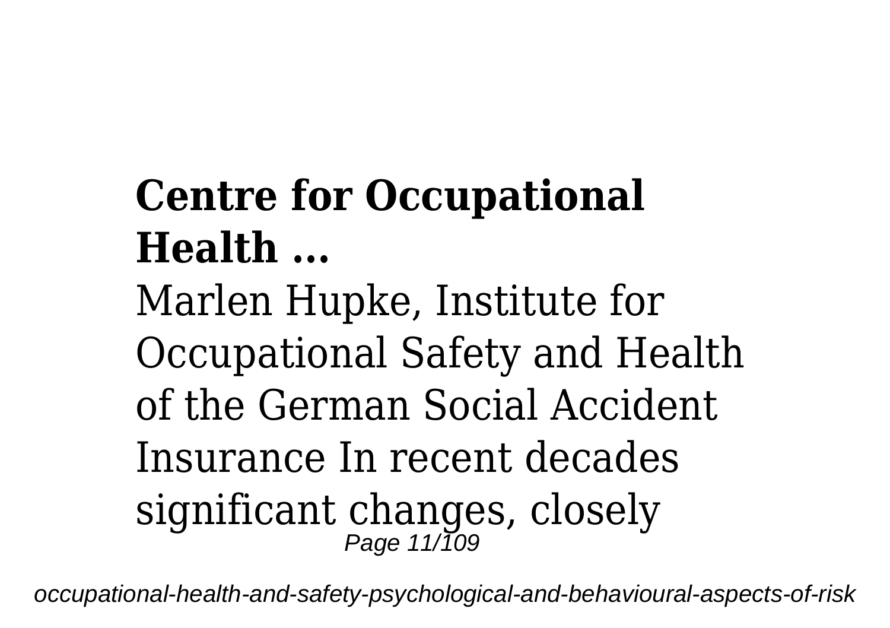**Centre for Occupational Health ...**

Marlen Hupke, Institute for Occupational Safety and Health of the German Social Accident Insurance In recent decades significant changes, closely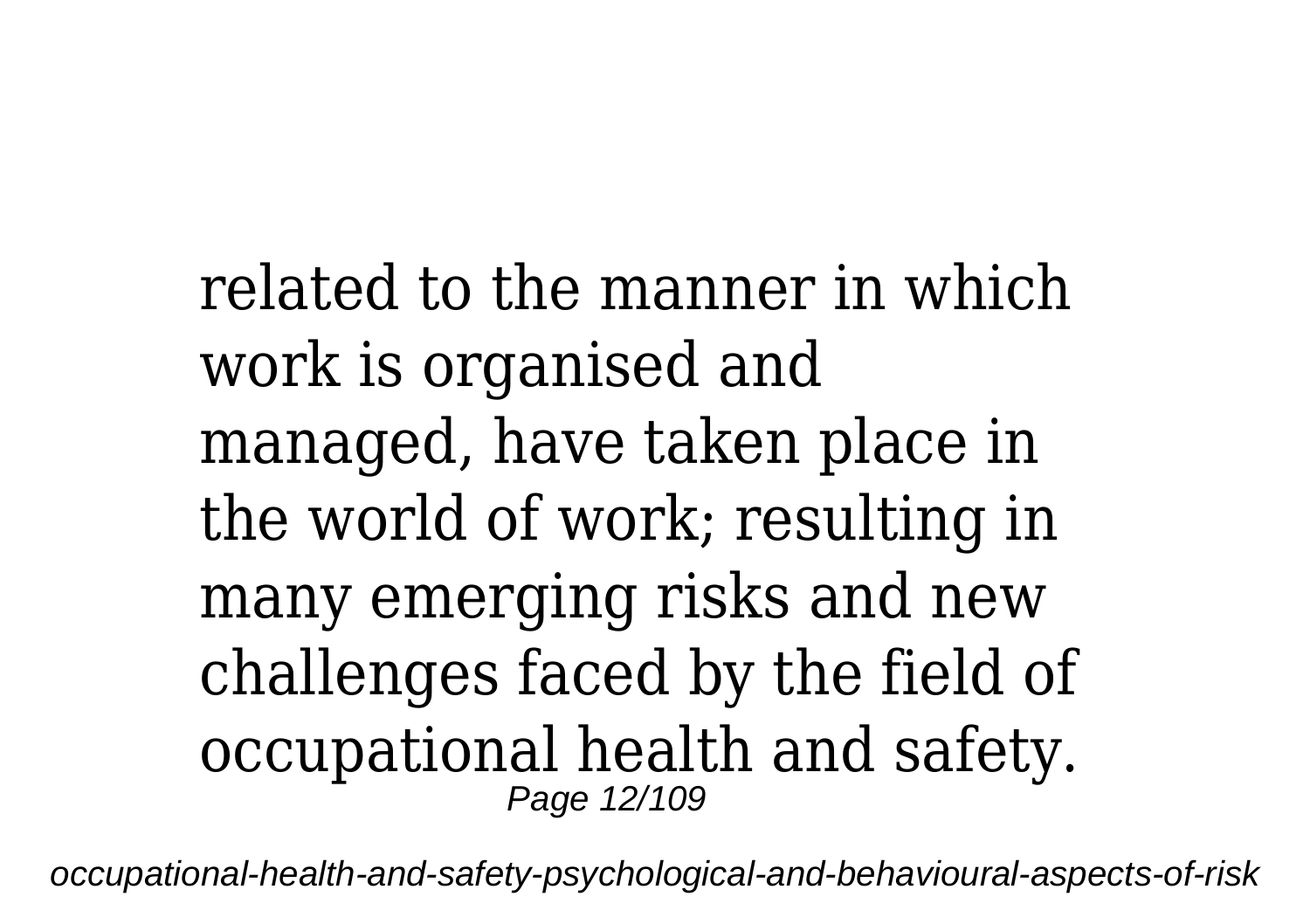related to the manner in which work is organised and managed, have taken place in the world of work; resulting in many emerging risks and new challenges faced by the field of occupational health and safety.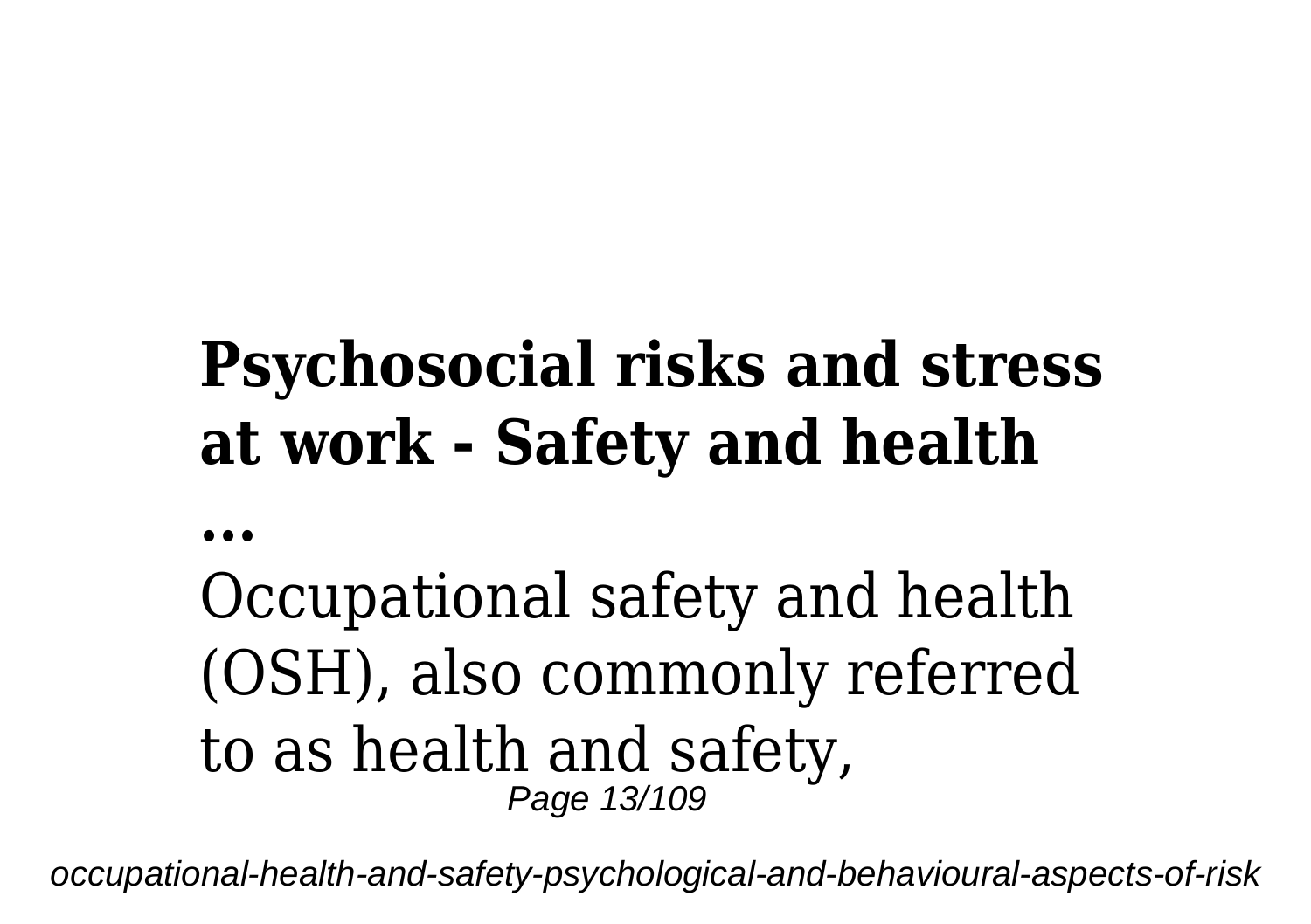## Psychosocial risks and stress at work - Safety and health ...

Occupational safety and health (OSH), also commonly referred to as health and safety,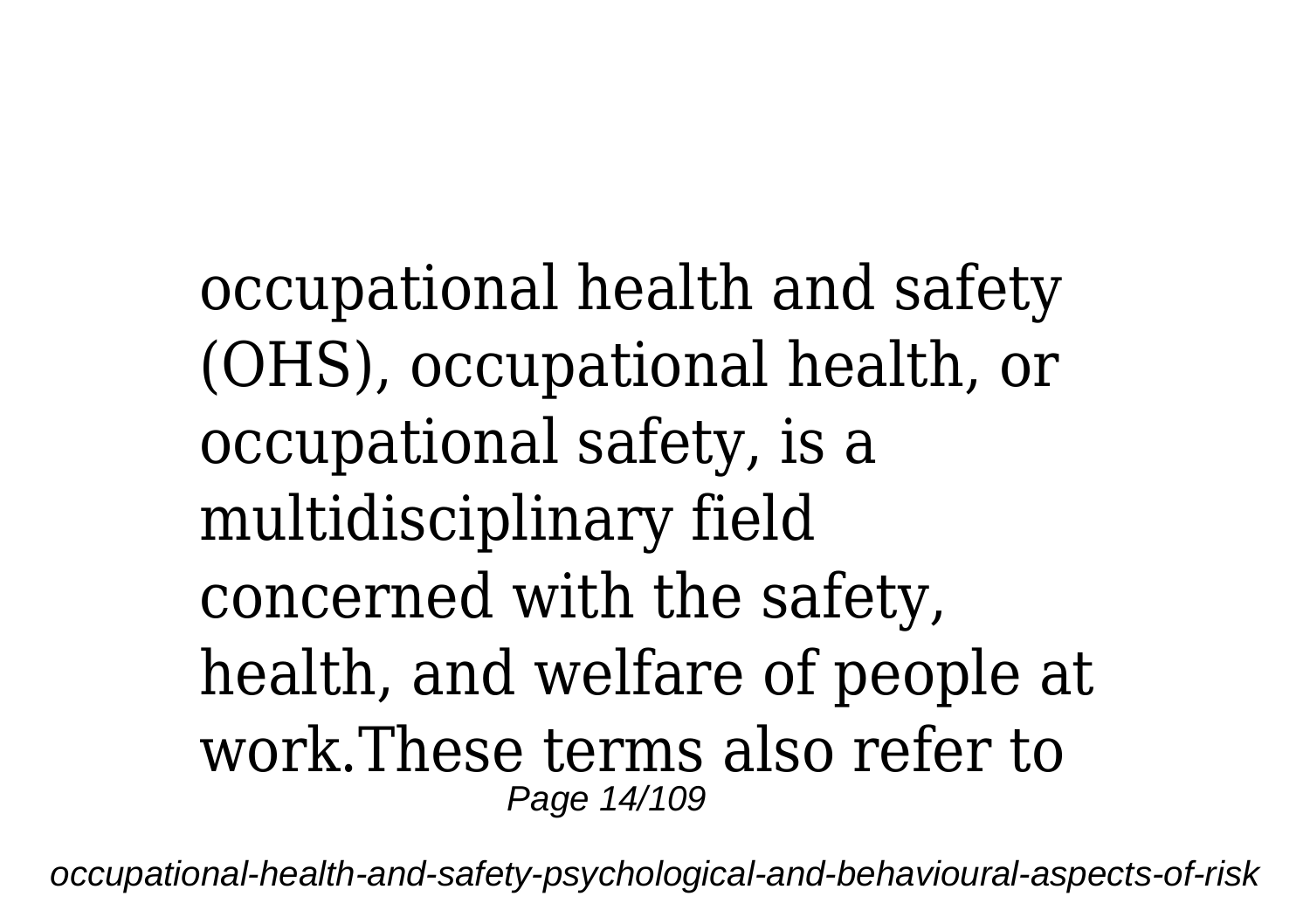occupational health and safety (OHS), occupational health, or occupational safety, is a multidisciplinary field concerned with the safety, health, and welfare of people at work.These terms also refer to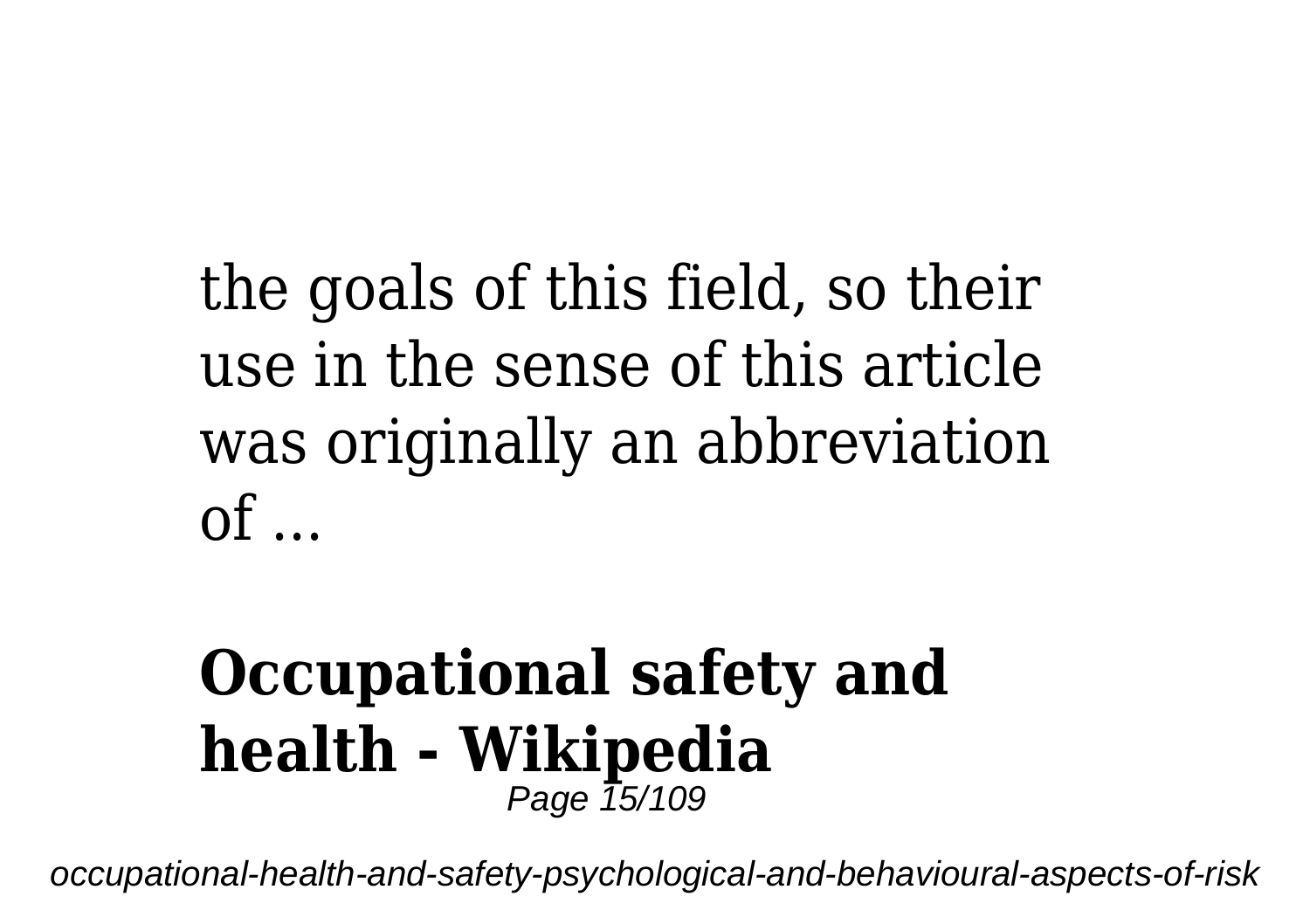the goals of this field, so their use in the sense of this article was originally an abbreviation of ...

## Occupational safety and health - Wikipedia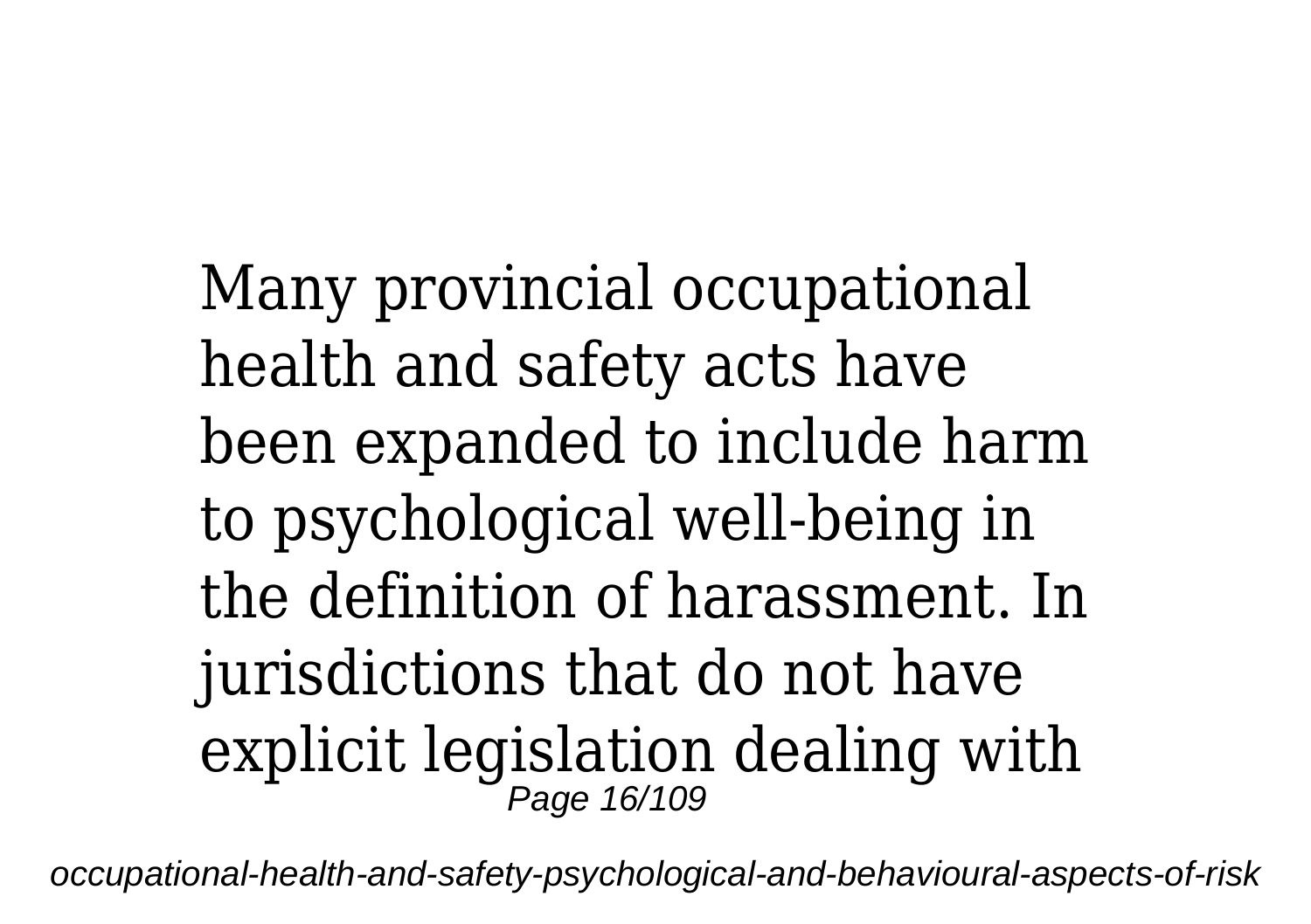Many provincial occupational health and safety acts have been expanded to include harm to psychological well-being in the definition of harassment. In jurisdictions that do not have explicit legislation dealing with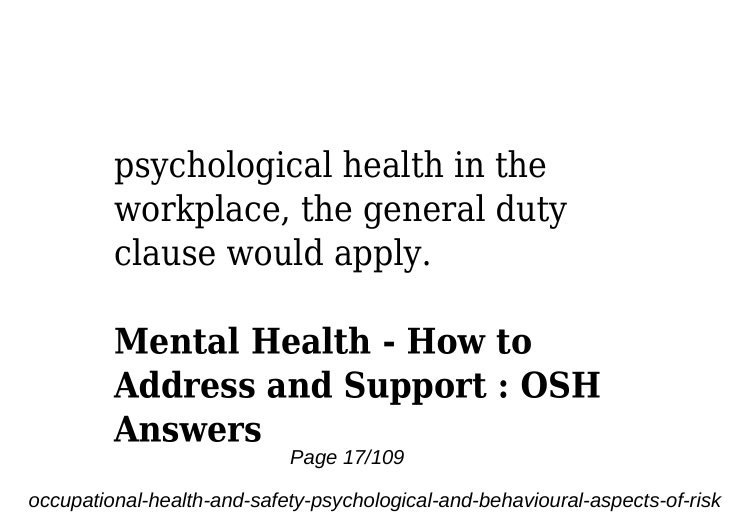psychological health in the workplace, the general duty clause would apply.

## Mental Health - How to Address and Support : OSH Answers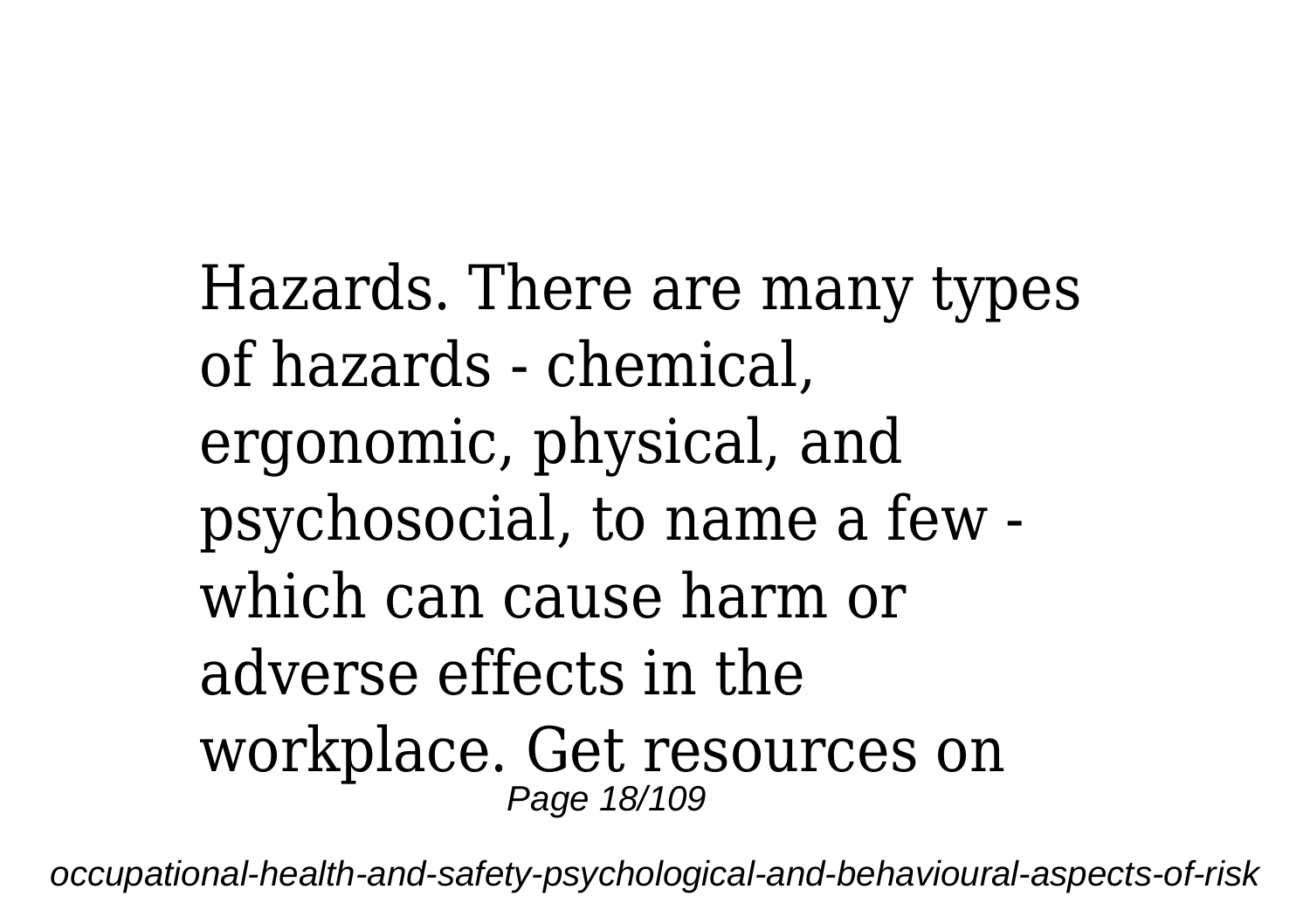Hazards. There are many types of hazards - chemical, ergonomic, physical, and psychosocial, to name a few - which can cause harm or adverse effects in the workplace. Get resources on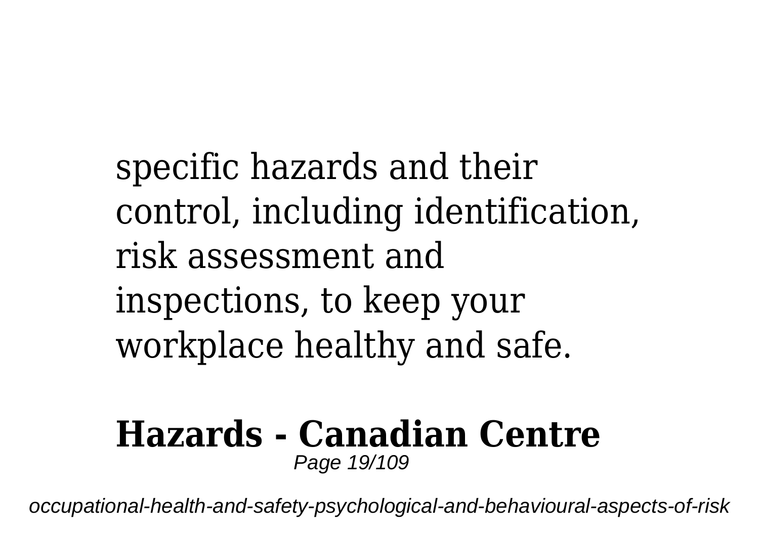specific hazards and their control, including identification, risk assessment and inspections, to keep your workplace healthy and safe.

**Hazards - Canadian Centre**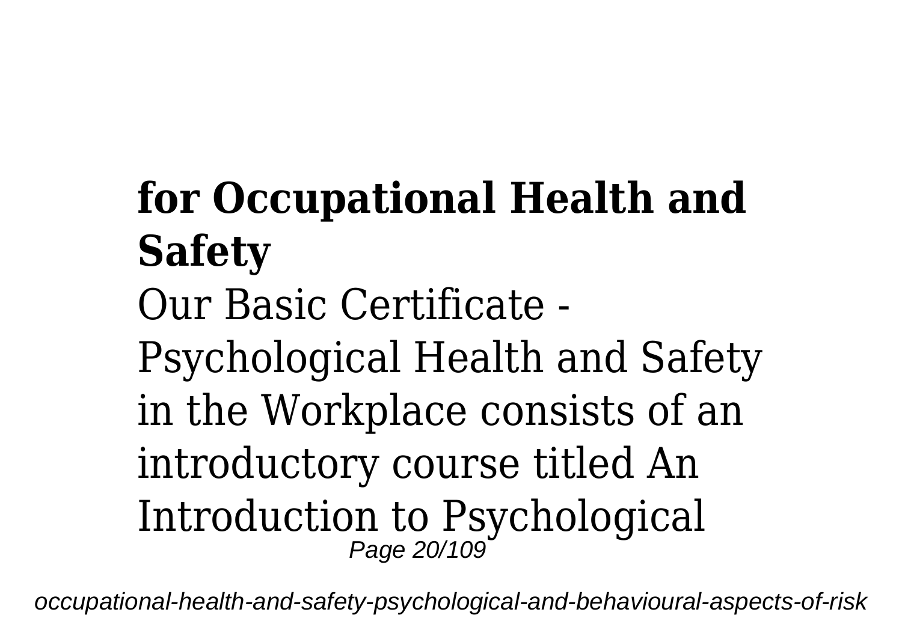**for Occupational Health and Safety**

Our Basic Certificate - Psychological Health and Safety in the Workplace consists of an introductory course titled An Introduction to Psychological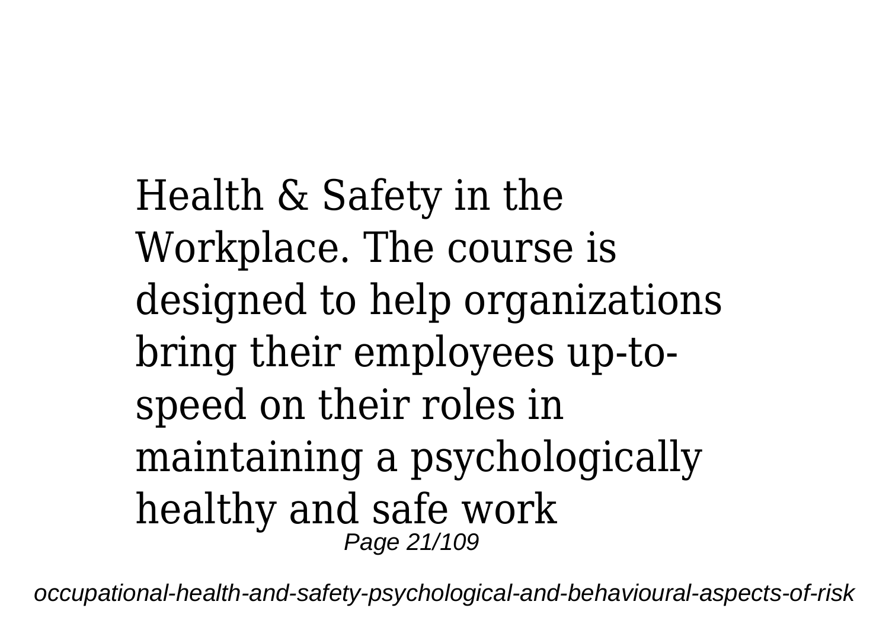Health & Safety in the Workplace. The course is designed to help organizations bring their employees up-to-speed on their roles in maintaining a psychologically healthy and safe work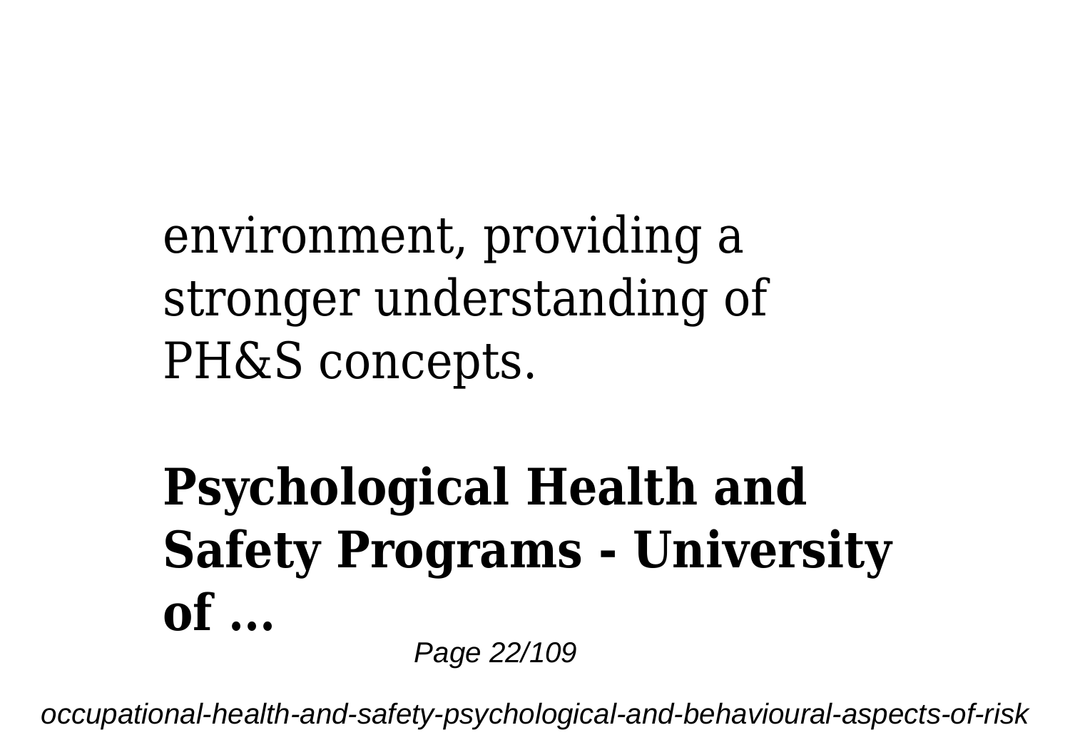environment, providing a stronger understanding of PH&S concepts.

## Psychological Health and Safety Programs - University of ...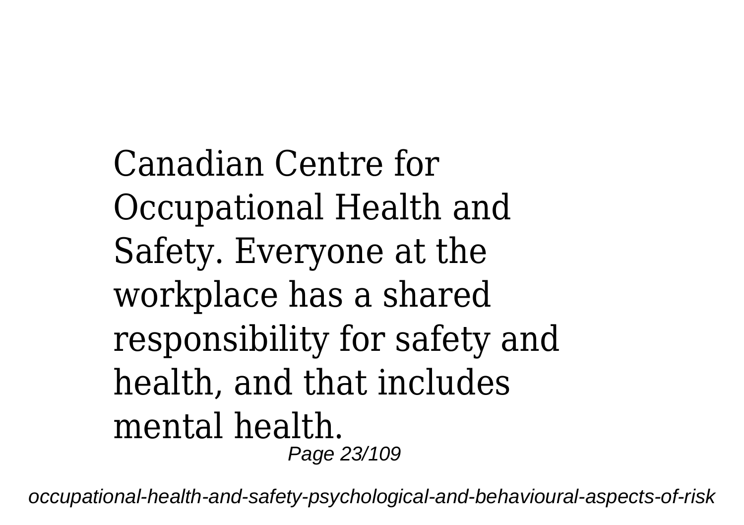Canadian Centre for Occupational Health and Safety. Everyone at the workplace has a shared responsibility for safety and health, and that includes mental health.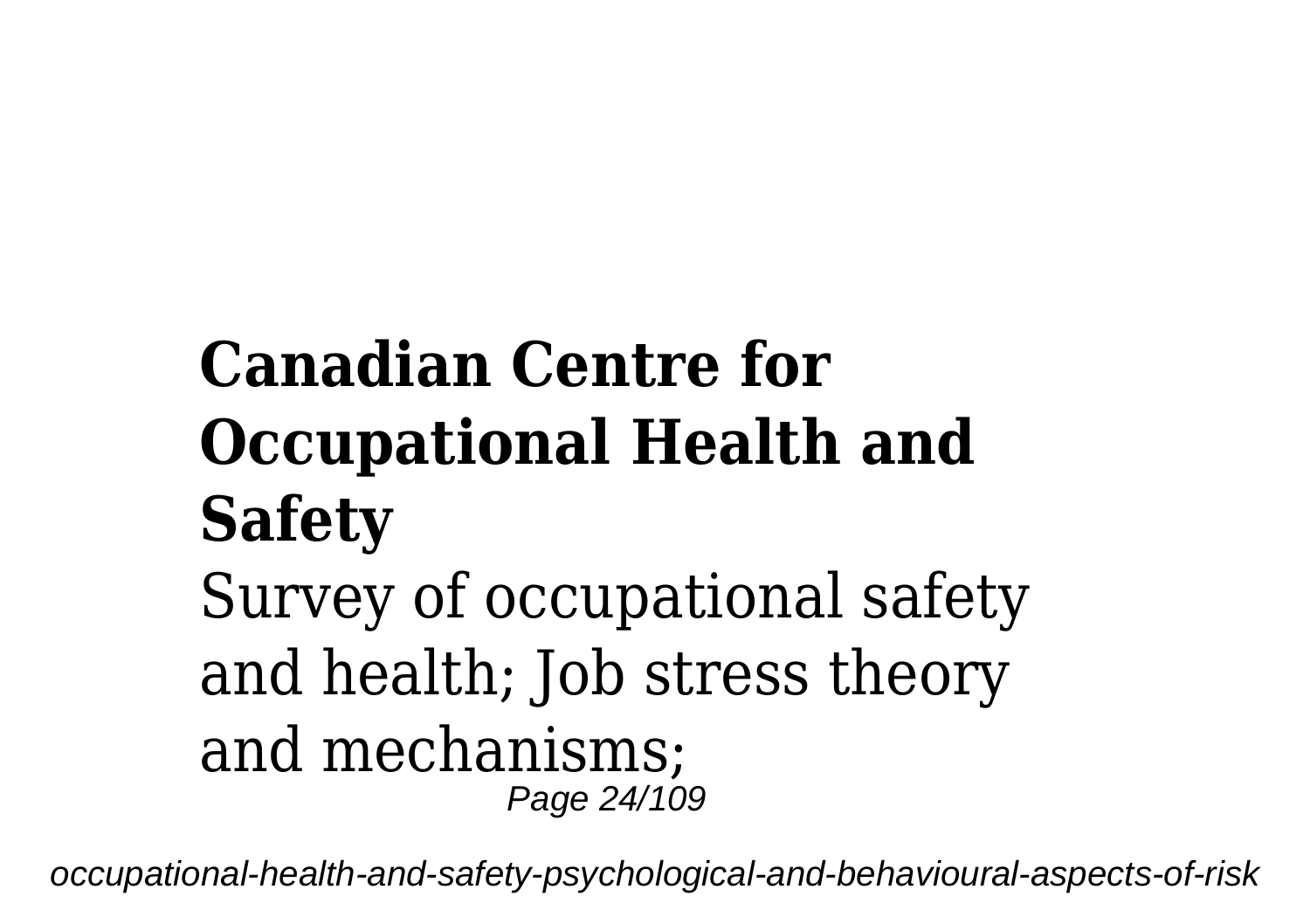**Canadian Centre for Occupational Health and Safety**

Survey of occupational safety and health; Job stress theory and mechanisms;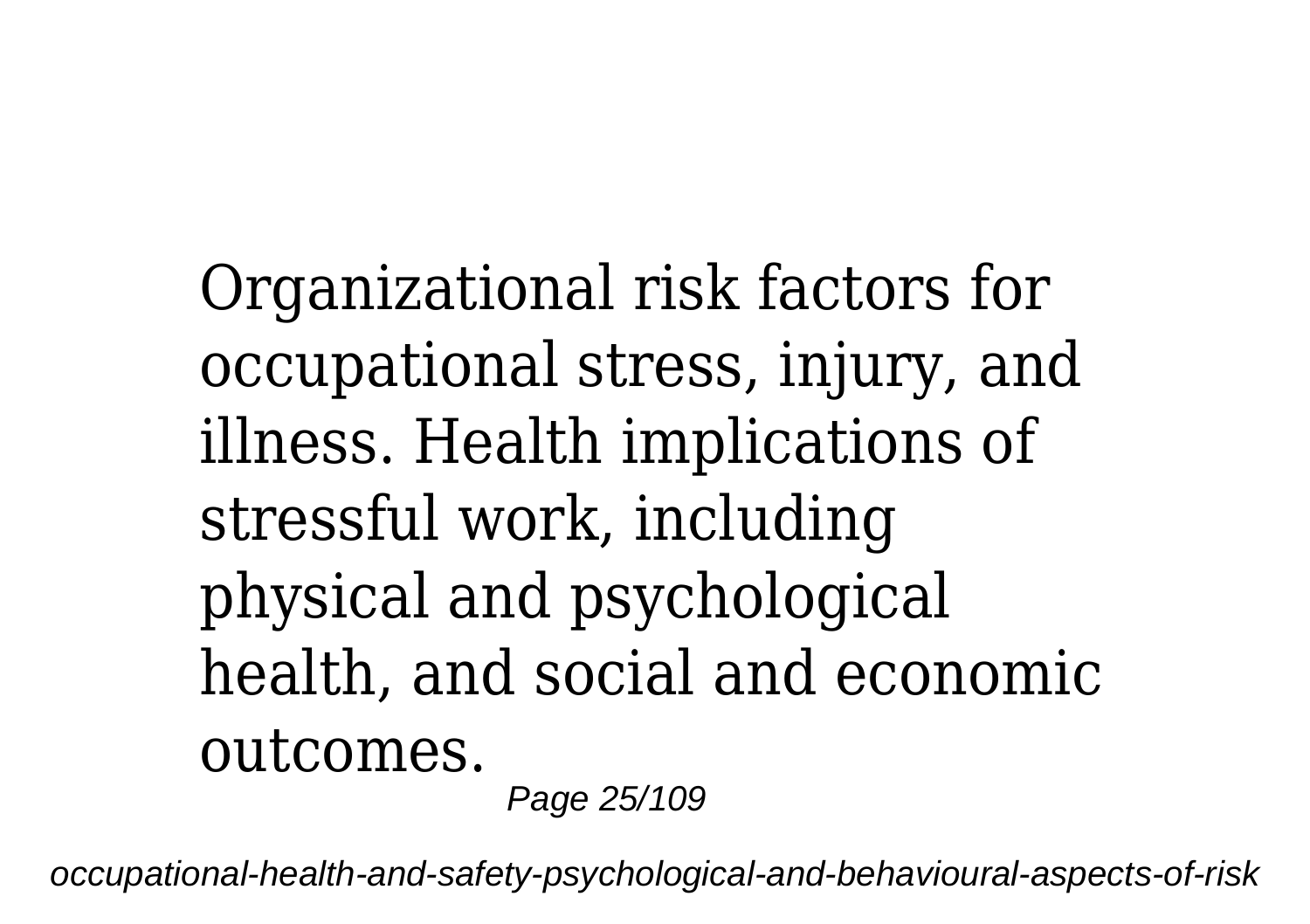Organizational risk factors for occupational stress, injury, and illness. Health implications of stressful work, including physical and psychological health, and social and economic outcomes.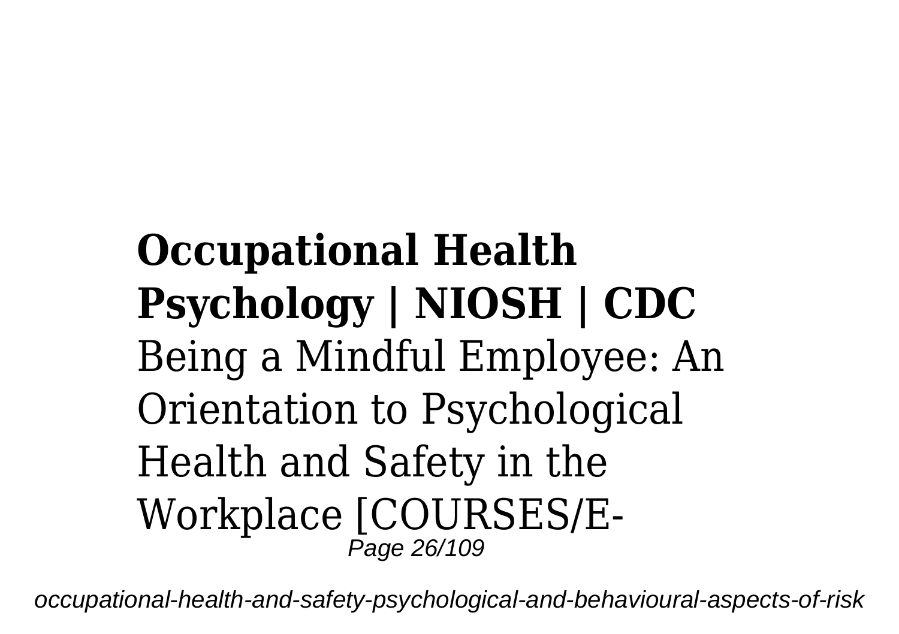**Occupational Health Psychology | NIOSH | CDC**

Being a Mindful Employee: An Orientation to Psychological Health and Safety in the Workplace [COURSES/E-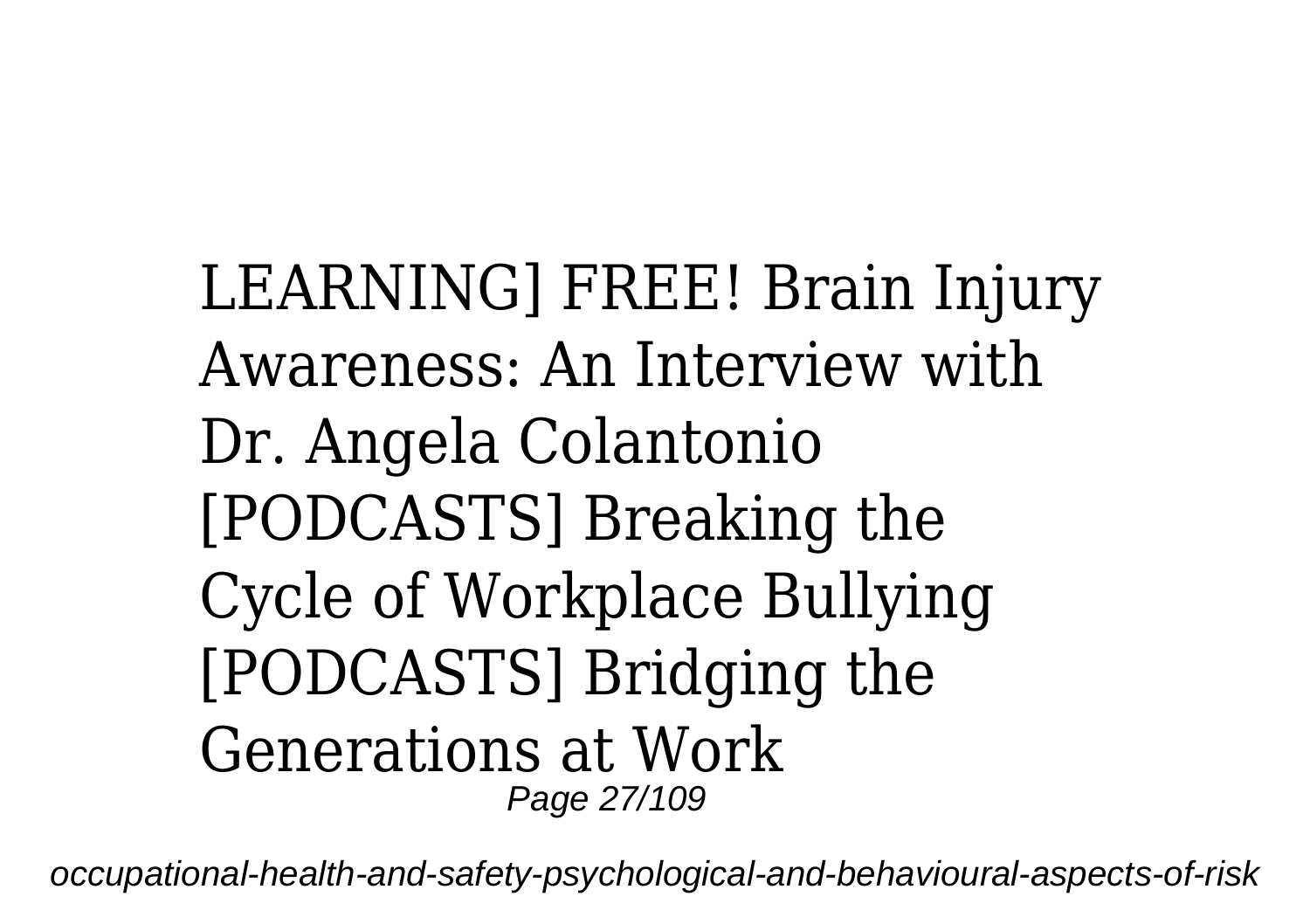LEARNING] FREE! Brain Injury Awareness: An Interview with Dr. Angela Colantonio [PODCASTS] Breaking the Cycle of Workplace Bullying [PODCASTS] Bridging the Generations at Work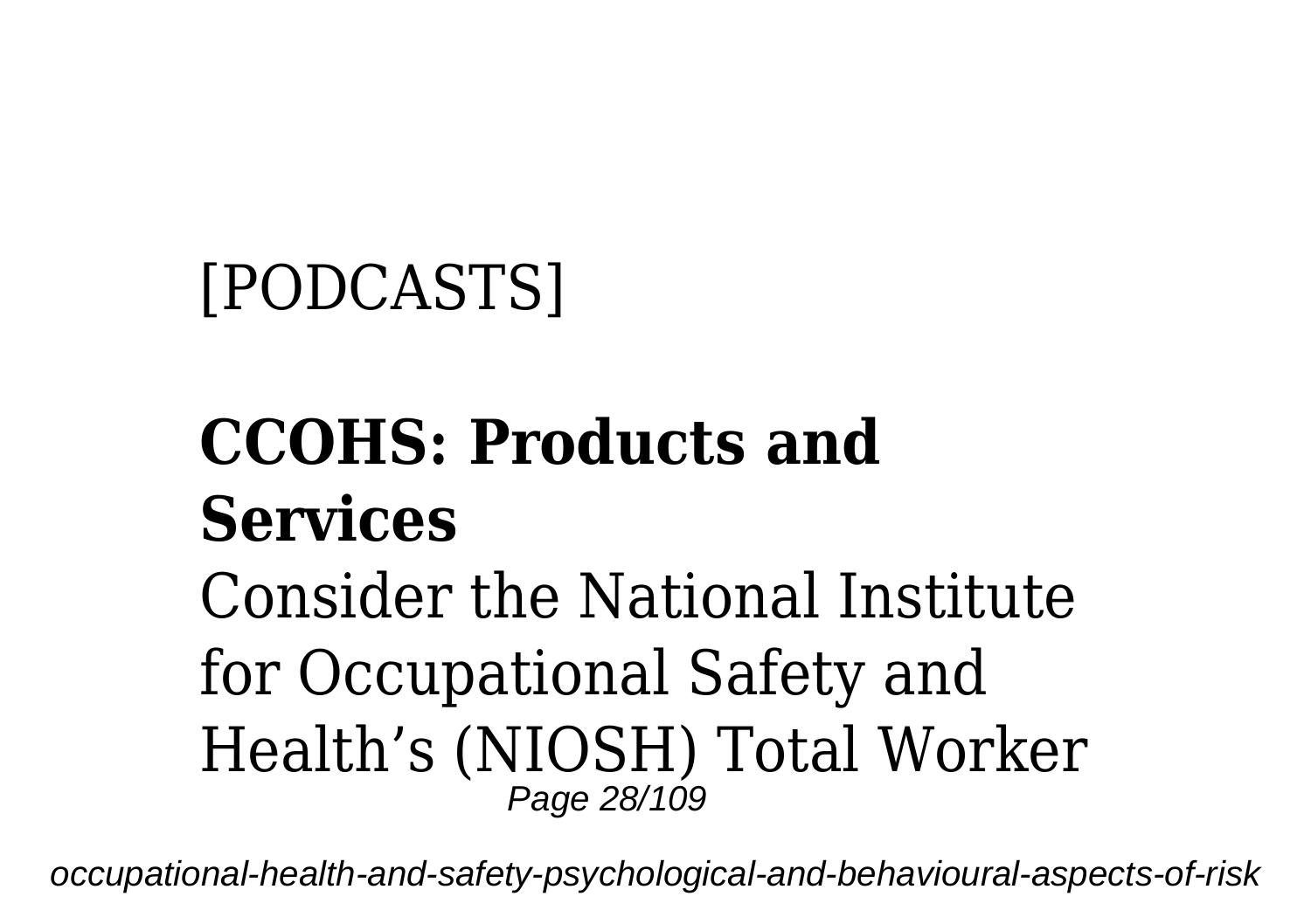[PODCASTS]

**CCOHS: Products and Services**

Consider the National Institute for Occupational Safety and Health's (NIOSH) Total Worker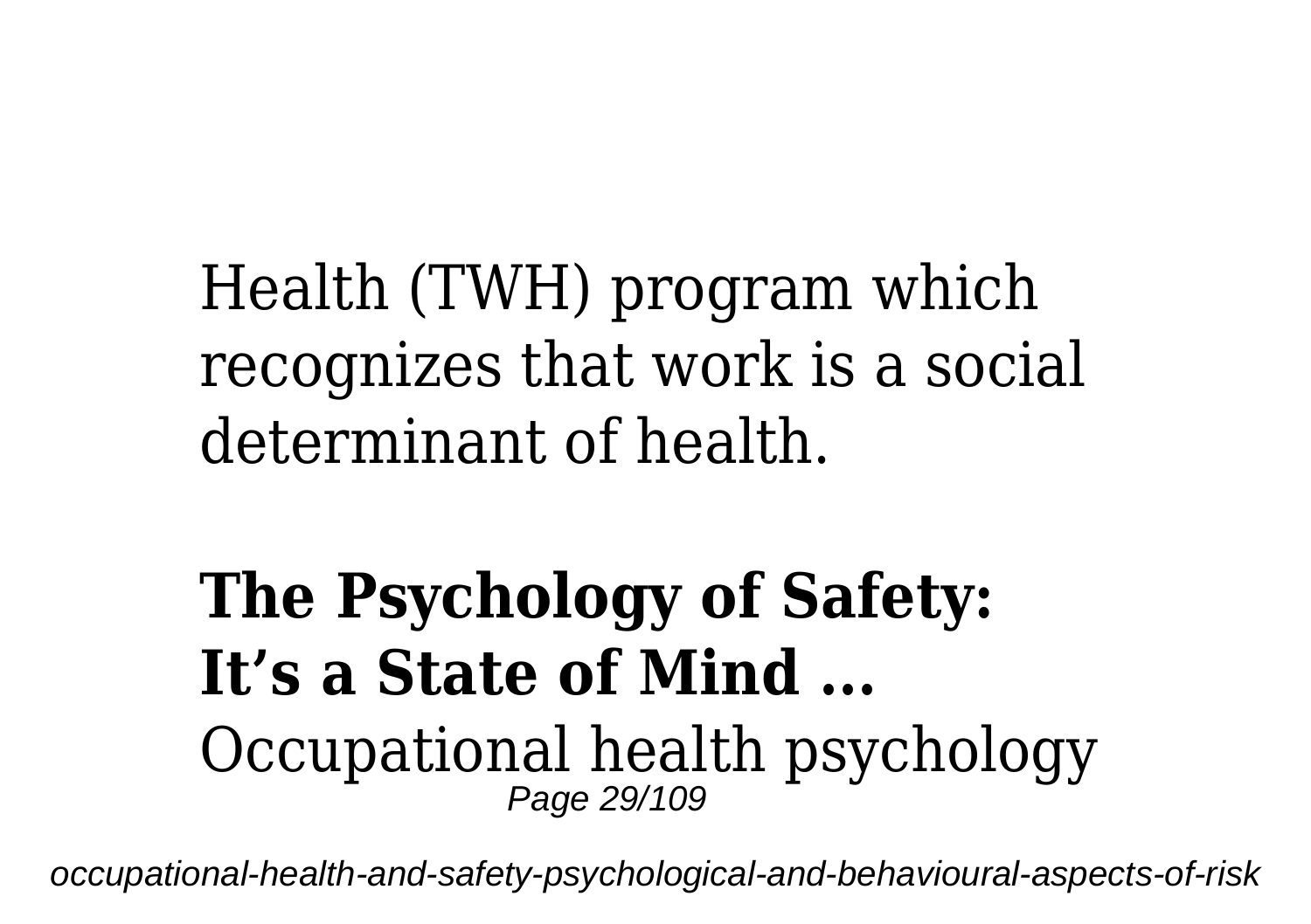Health (TWH) program which recognizes that work is a social determinant of health.

**The Psychology of Safety: It's a State of Mind ...**

Occupational health psychology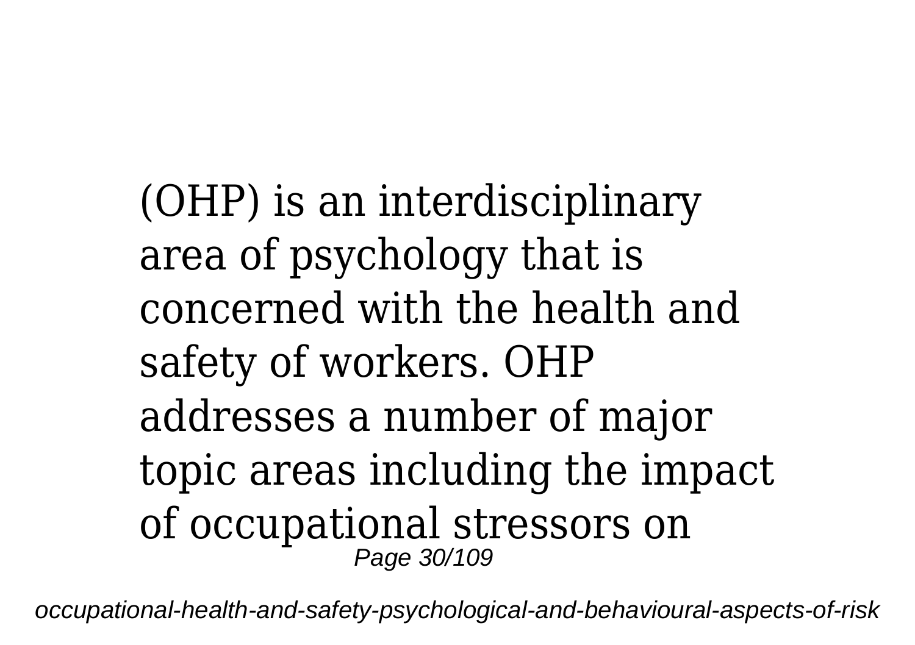(OHP) is an interdisciplinary area of psychology that is concerned with the health and safety of workers. OHP addresses a number of major topic areas including the impact of occupational stressors on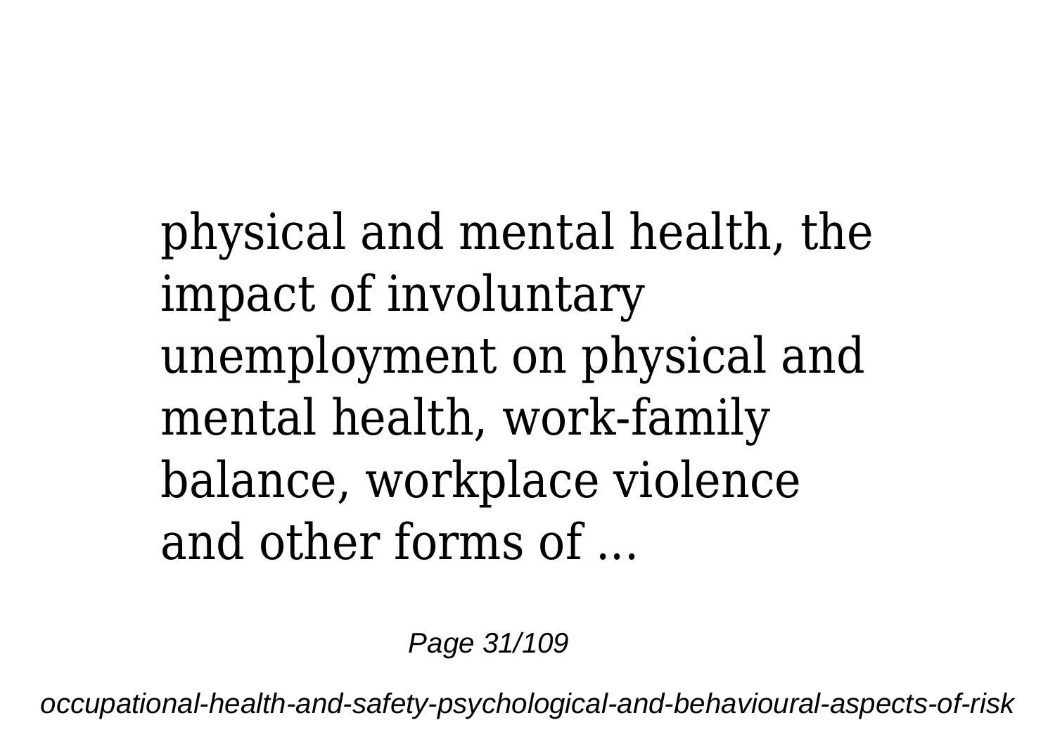physical and mental health, the impact of involuntary unemployment on physical and mental health, work-family balance, workplace violence and other forms of ...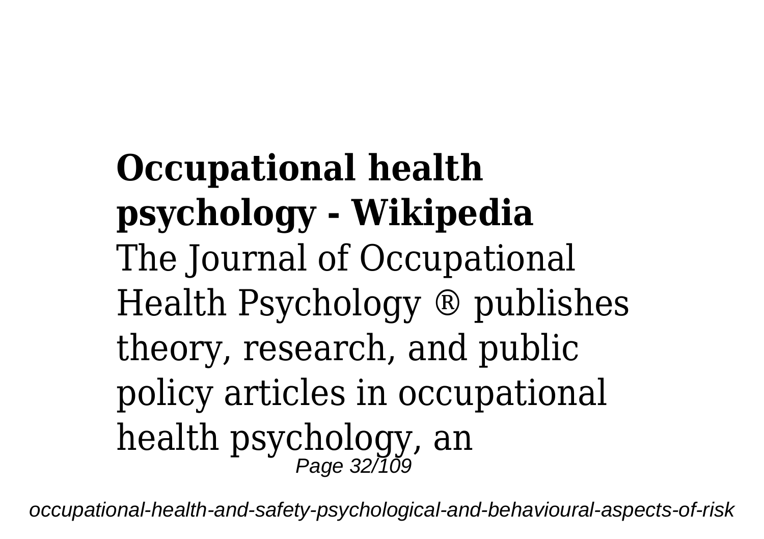**Occupational health psychology - Wikipedia**

The Journal of Occupational Health Psychology ® publishes theory, research, and public policy articles in occupational health psychology, an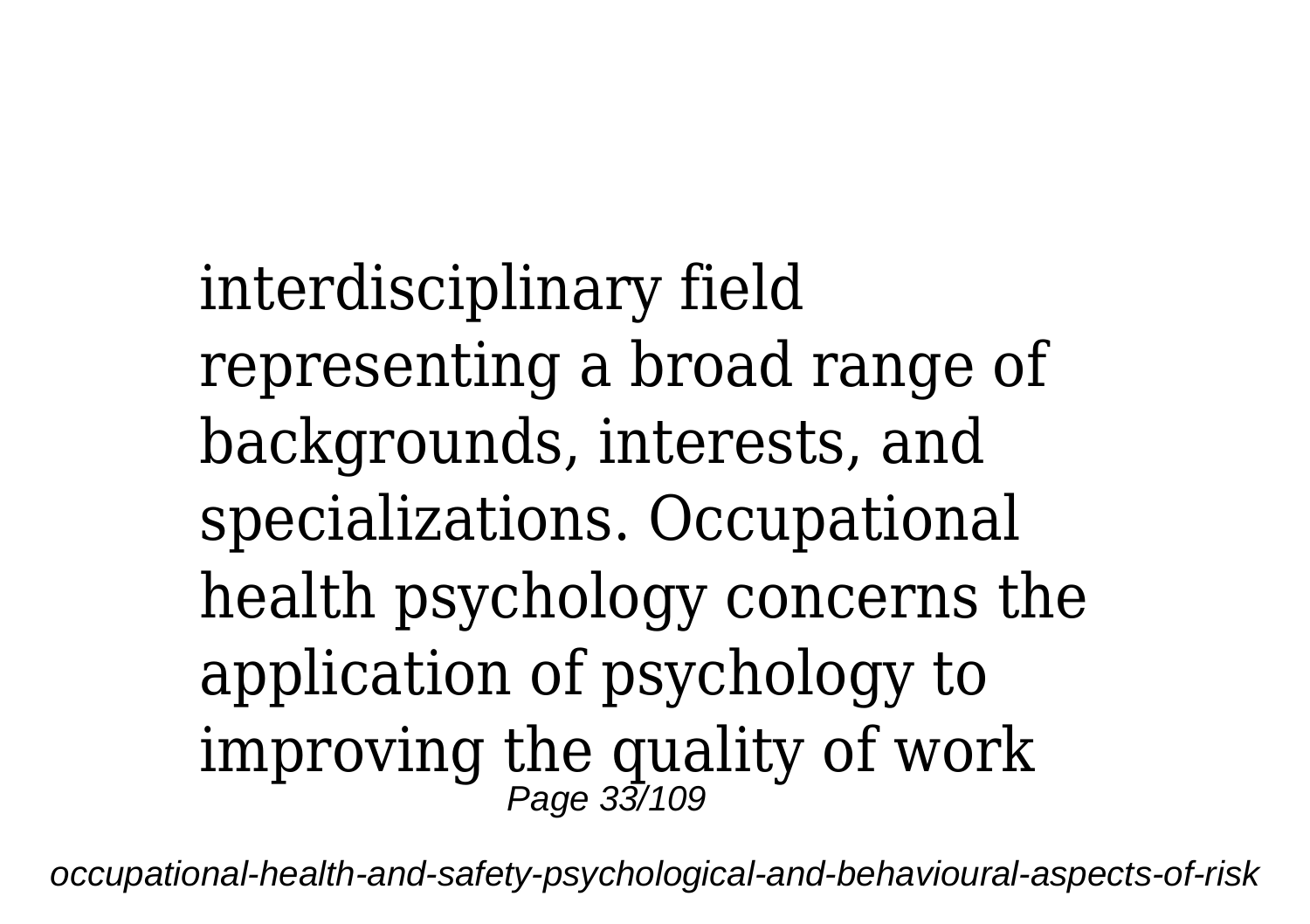interdisciplinary field representing a broad range of backgrounds, interests, and specializations. Occupational health psychology concerns the application of psychology to improving the quality of work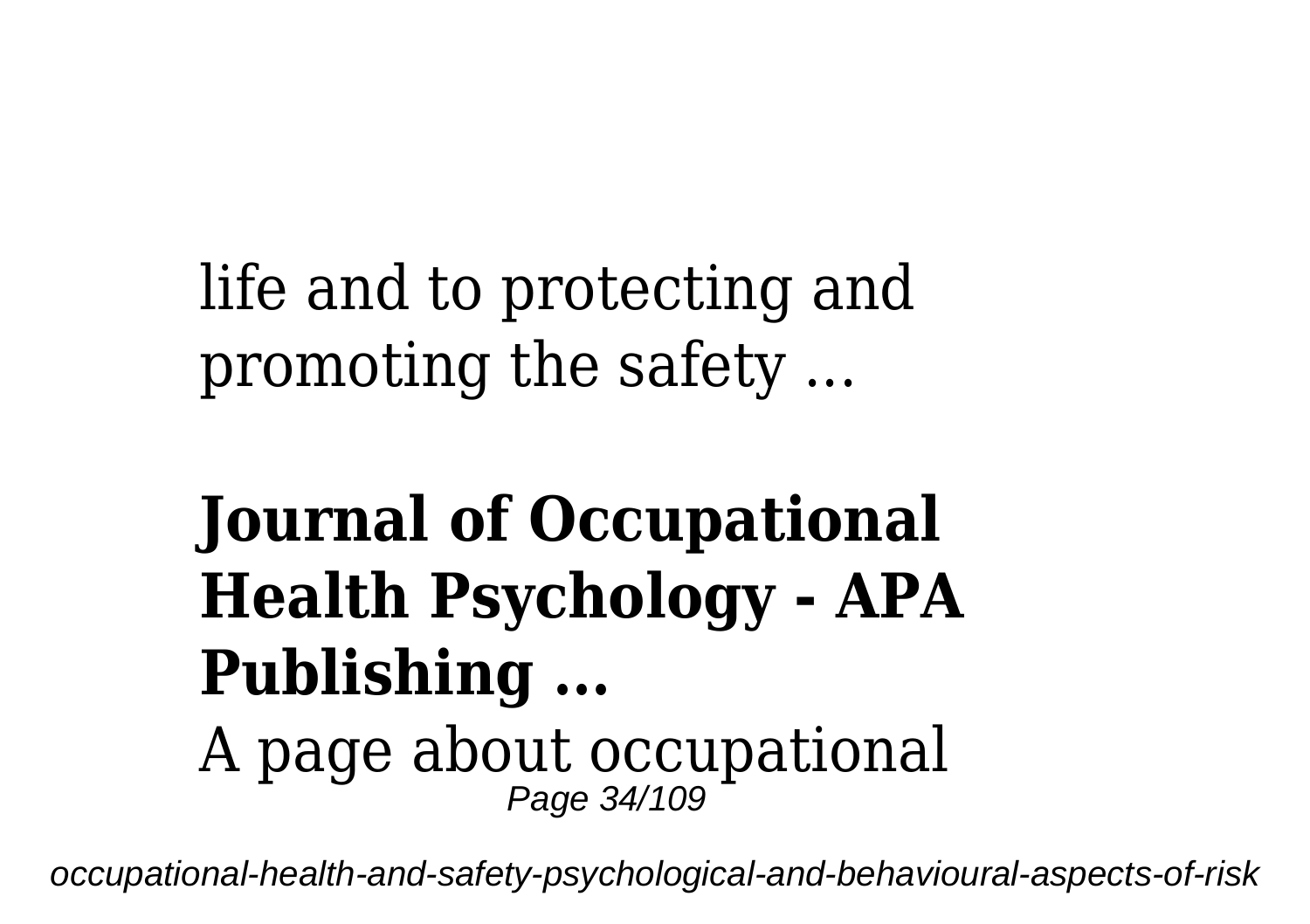life and to protecting and promoting the safety ...

## Journal of Occupational Health Psychology - APA Publishing ...

A page about occupational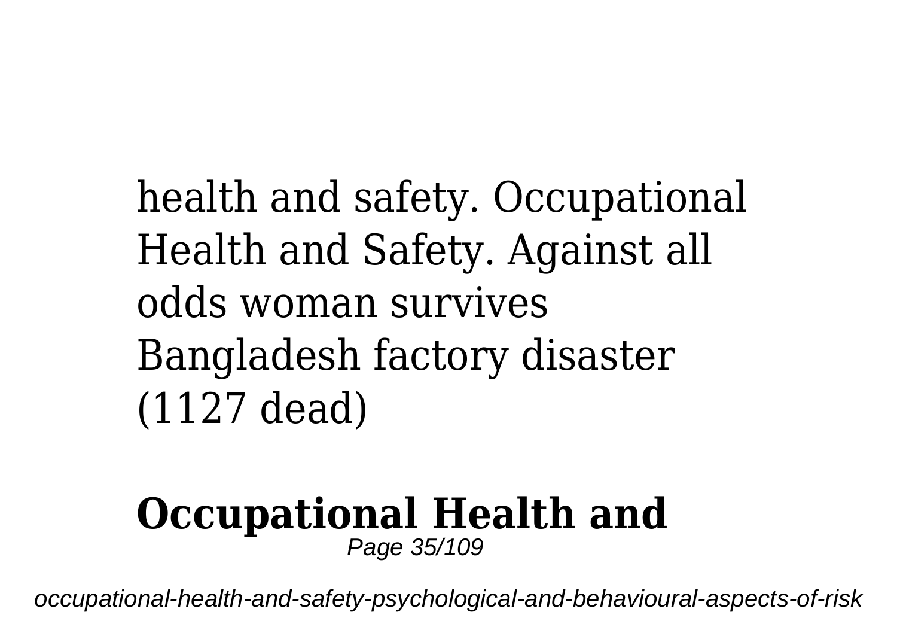health and safety. Occupational Health and Safety. Against all odds woman survives Bangladesh factory disaster (1127 dead)

## Occupational Health and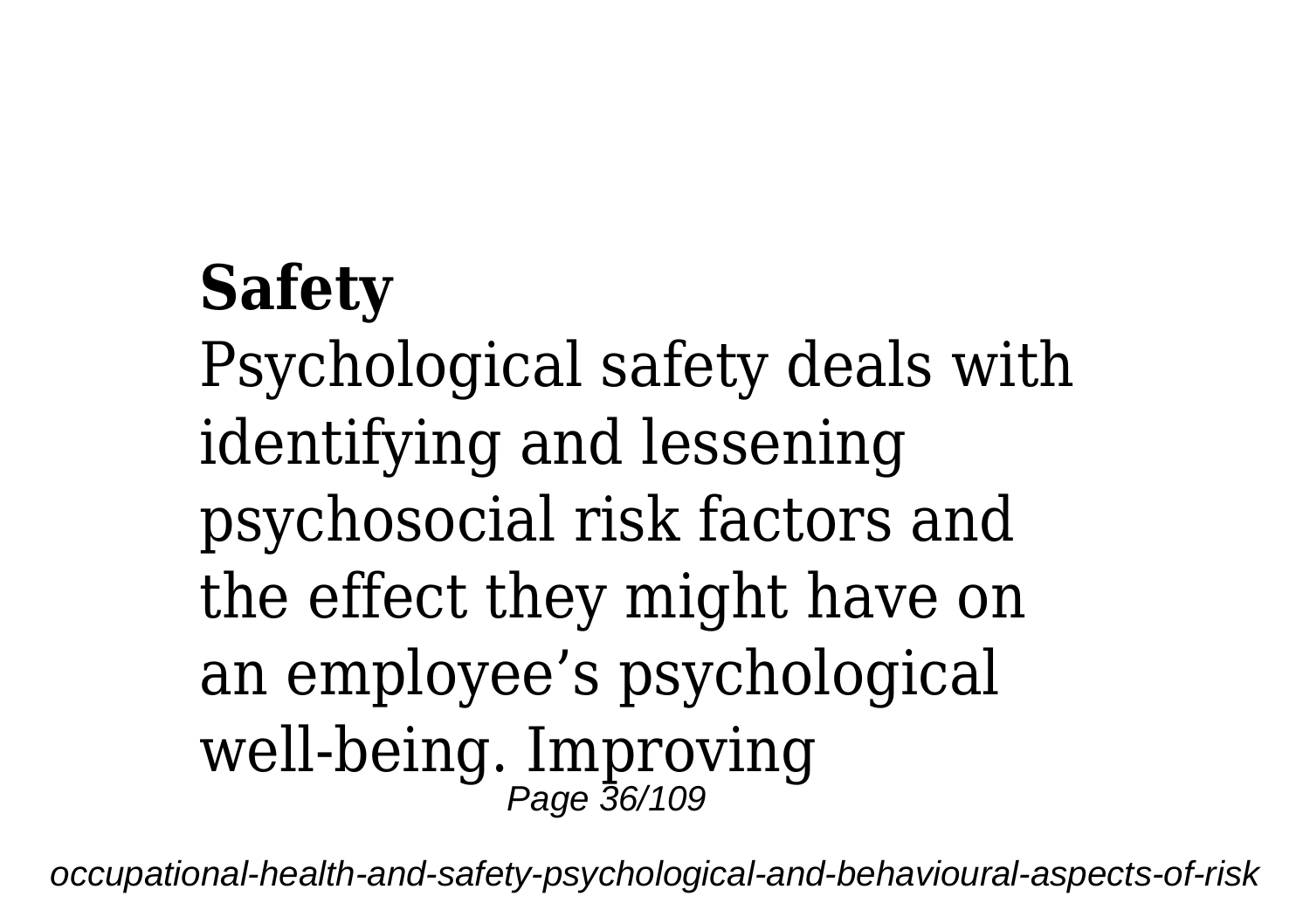**Safety**

Psychological safety deals with identifying and lessening psychosocial risk factors and the effect they might have on an employee’s psychological well-being. Improving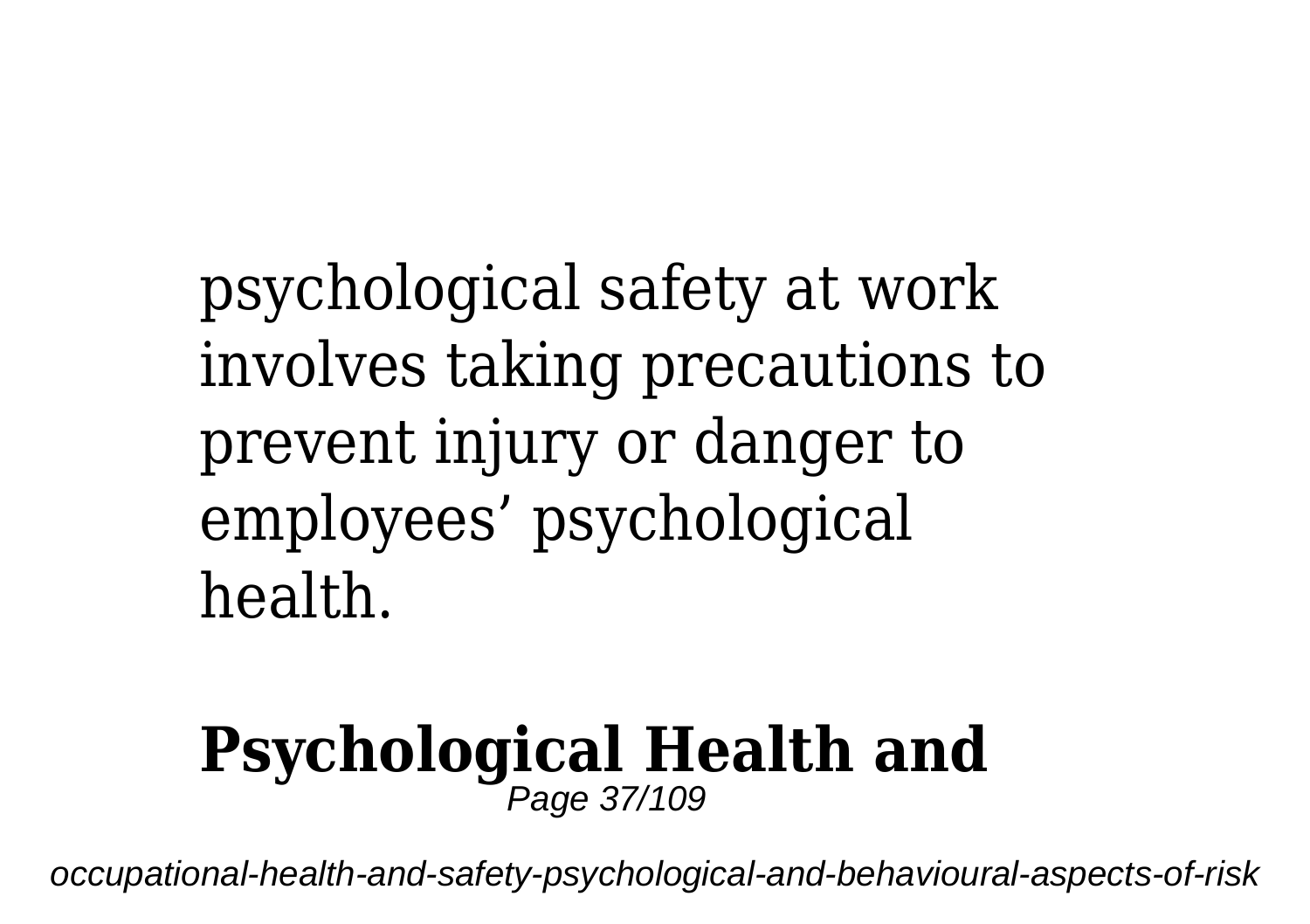psychological safety at work involves taking precautions to prevent injury or danger to employees' psychological health.

## Psychological Health and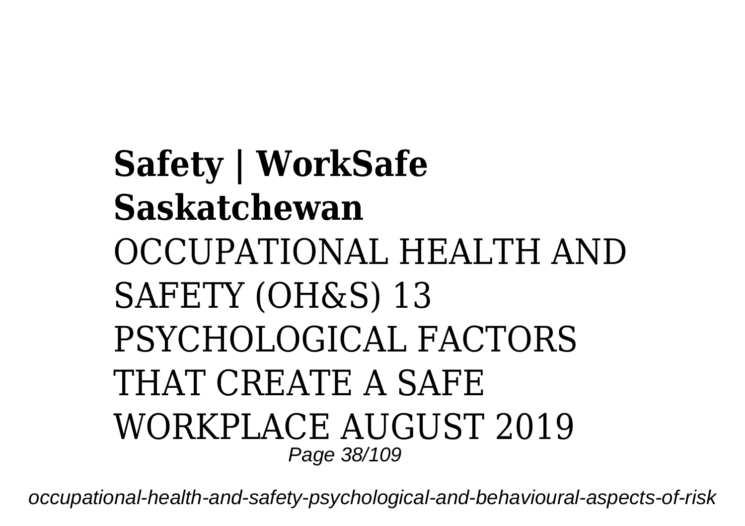**Safety | WorkSafe Saskatchewan**

OCCUPATIONAL HEALTH AND SAFETY (OH&S) 13 PSYCHOLOGICAL FACTORS THAT CREATE A SAFE WORKPLACE AUGUST 2019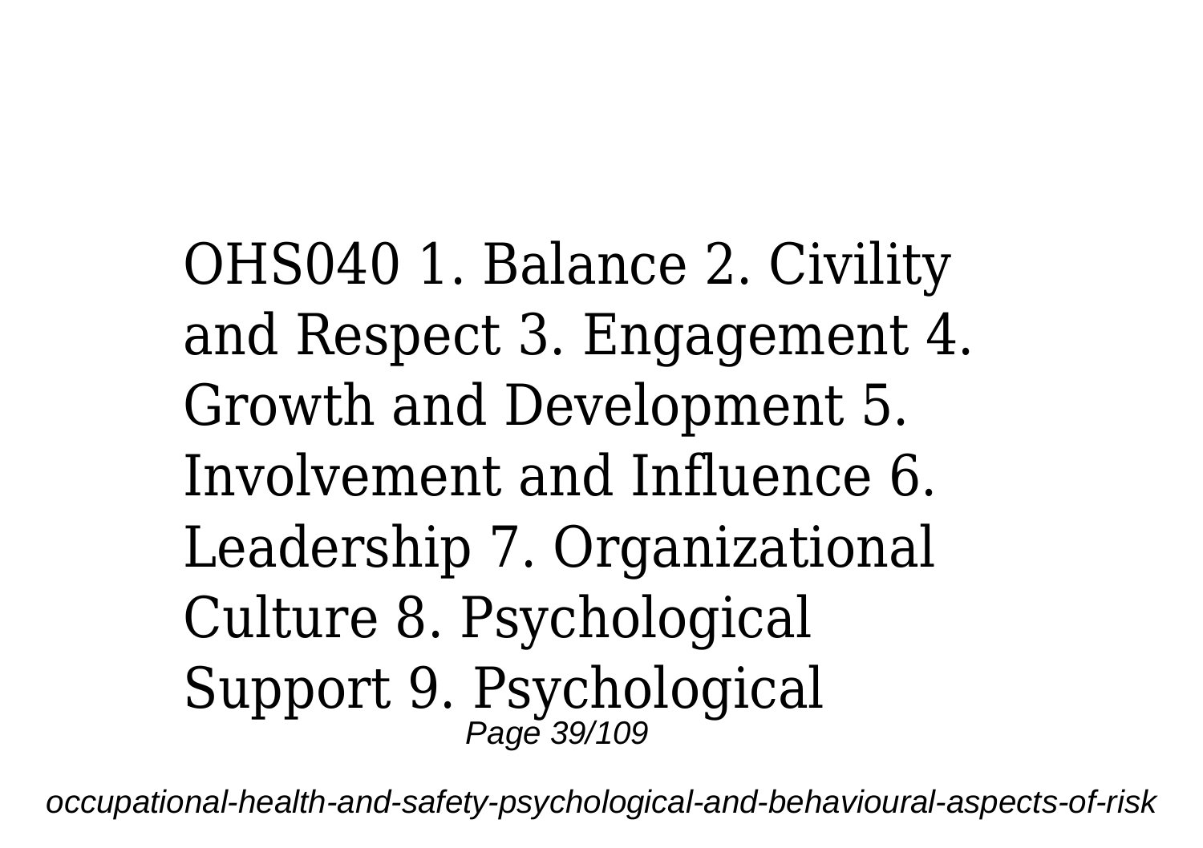OHS040 1. Balance 2. Civility and Respect 3. Engagement 4. Growth and Development 5. Involvement and Influence 6. Leadership 7. Organizational Culture 8. Psychological Support 9. Psychological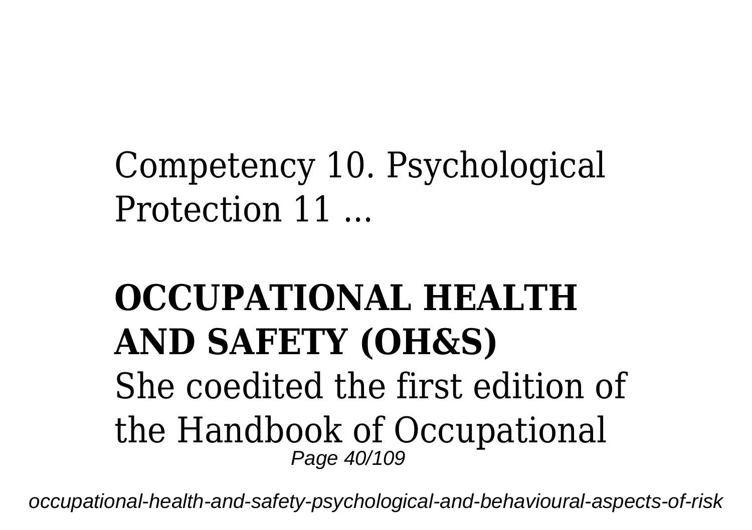Competency 10. Psychological Protection 11 ...

## OCCUPATIONAL HEALTH AND SAFETY (OH&S)

She coedited the first edition of the Handbook of Occupational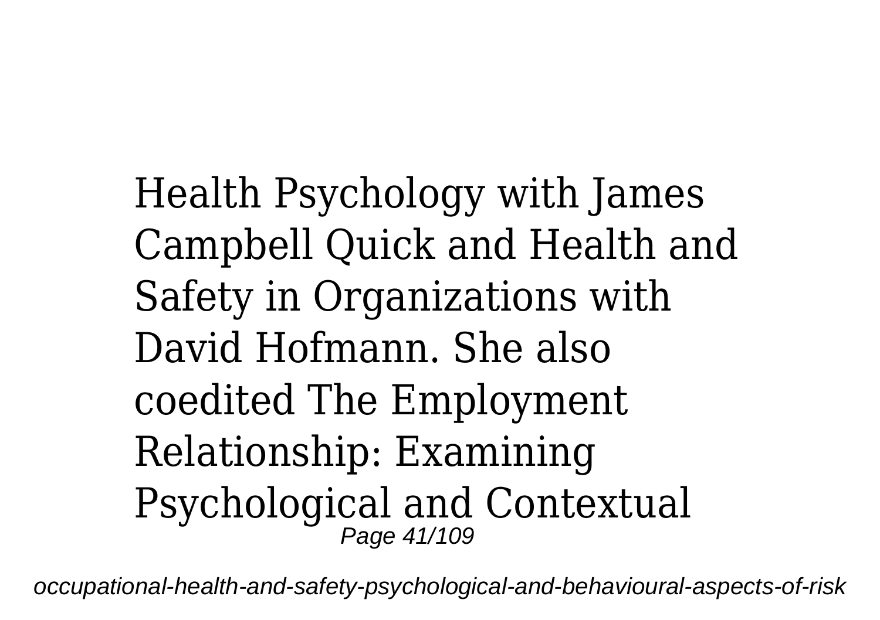Health Psychology with James Campbell Quick and Health and Safety in Organizations with David Hofmann. She also coedited The Employment Relationship: Examining Psychological and Contextual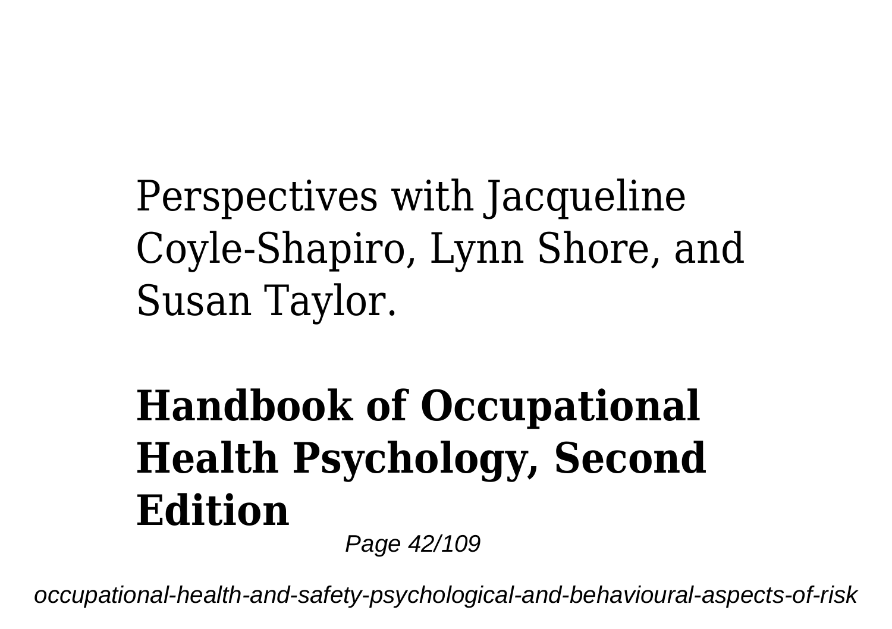Perspectives with Jacqueline Coyle-Shapiro, Lynn Shore, and Susan Taylor.

## Handbook of Occupational Health Psychology, Second Edition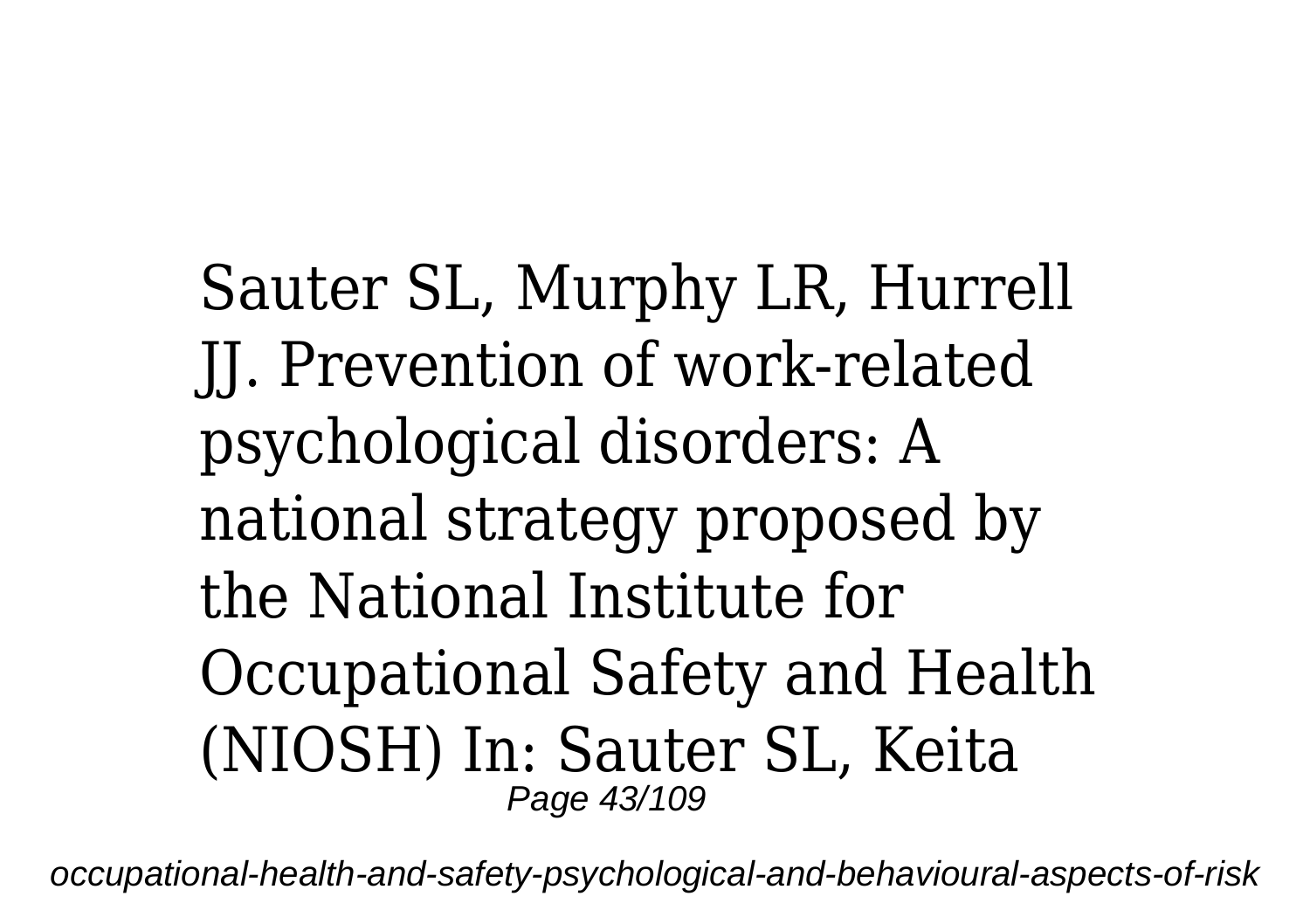Sauter SL, Murphy LR, Hurrell JJ. Prevention of work-related psychological disorders: A national strategy proposed by the National Institute for Occupational Safety and Health (NIOSH) In: Sauter SL, Keita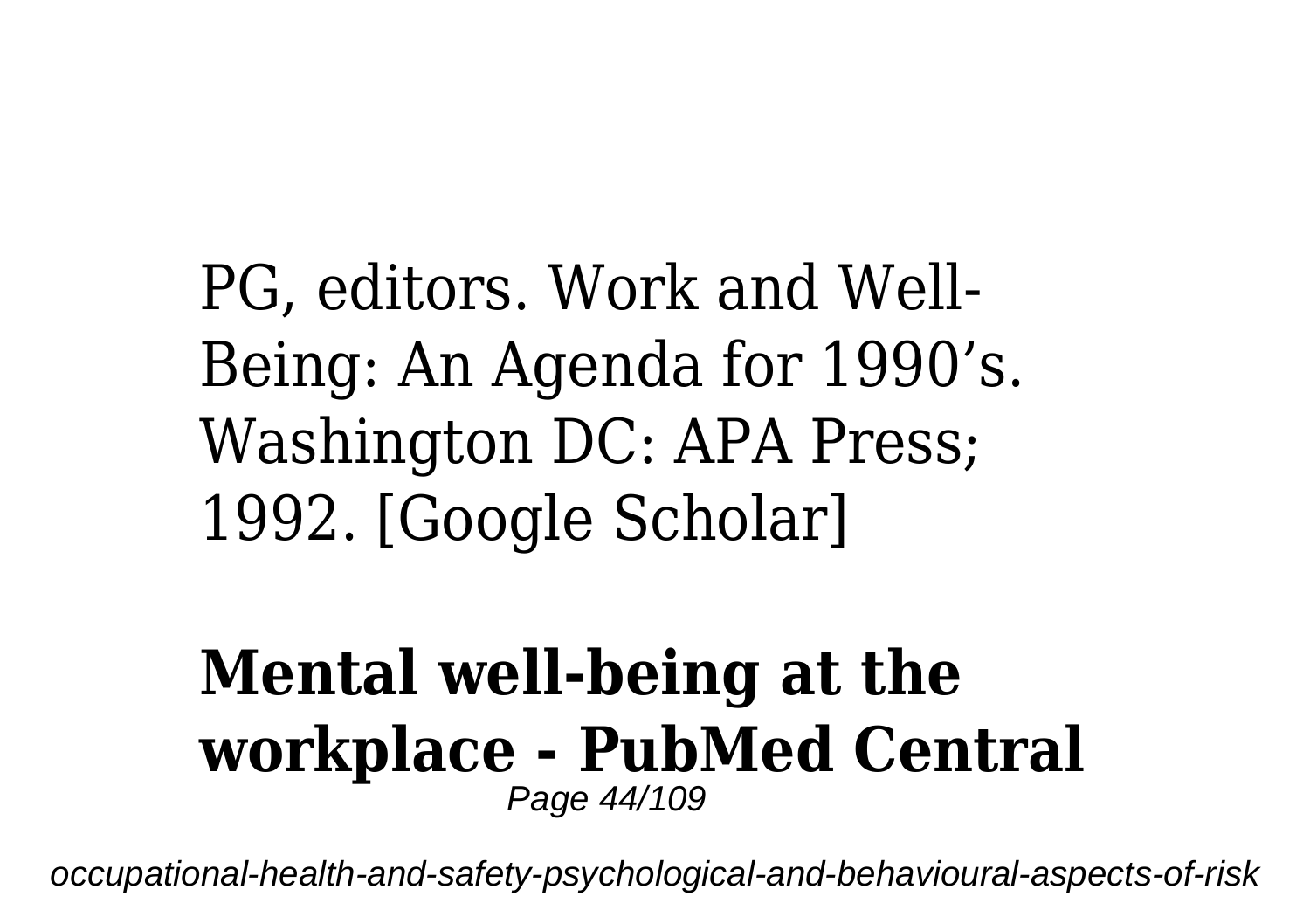PG, editors. Work and Well-Being: An Agenda for 1990's. Washington DC: APA Press; 1992. [Google Scholar]

**Mental well-being at the workplace - PubMed Central**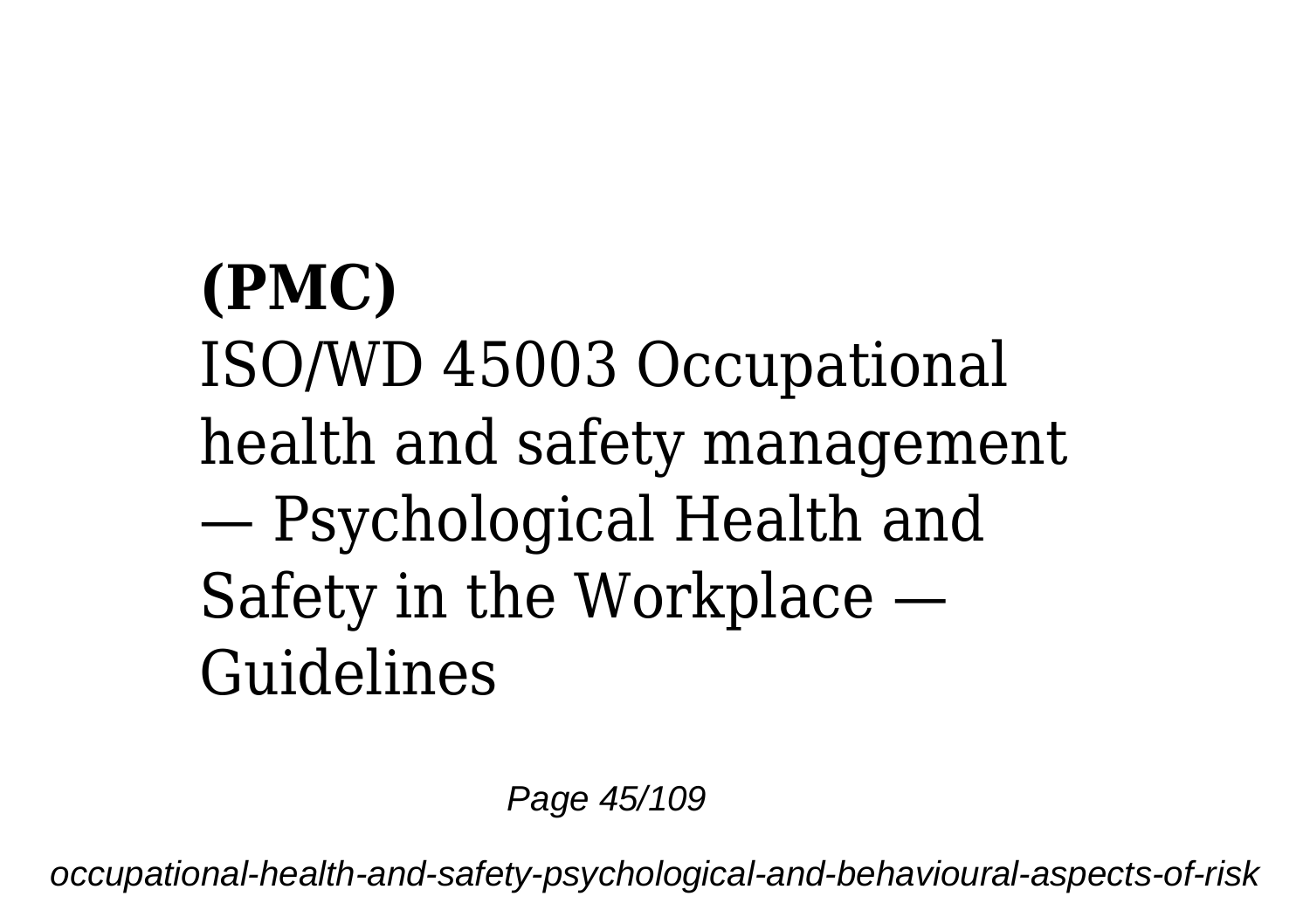**(PMC)**

ISO/WD 45003 Occupational health and safety management — Psychological Health and Safety in the Workplace — Guidelines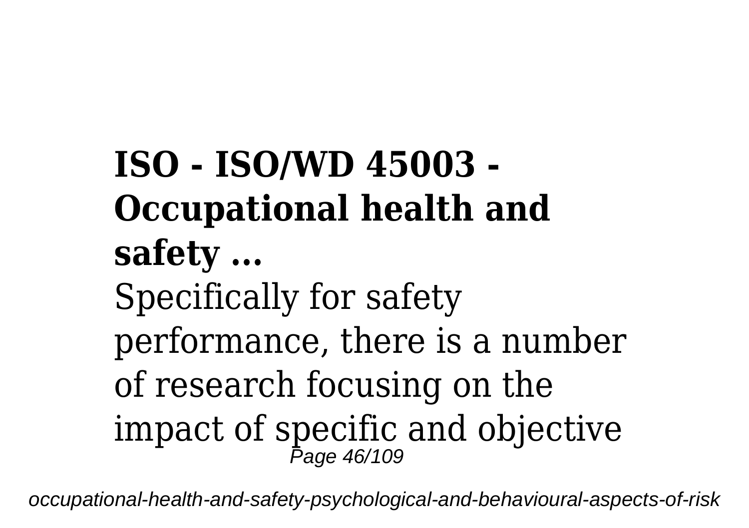## ISO - ISO/WD 45003 - Occupational health and safety ...

Specifically for safety performance, there is a number of research focusing on the impact of specific and objective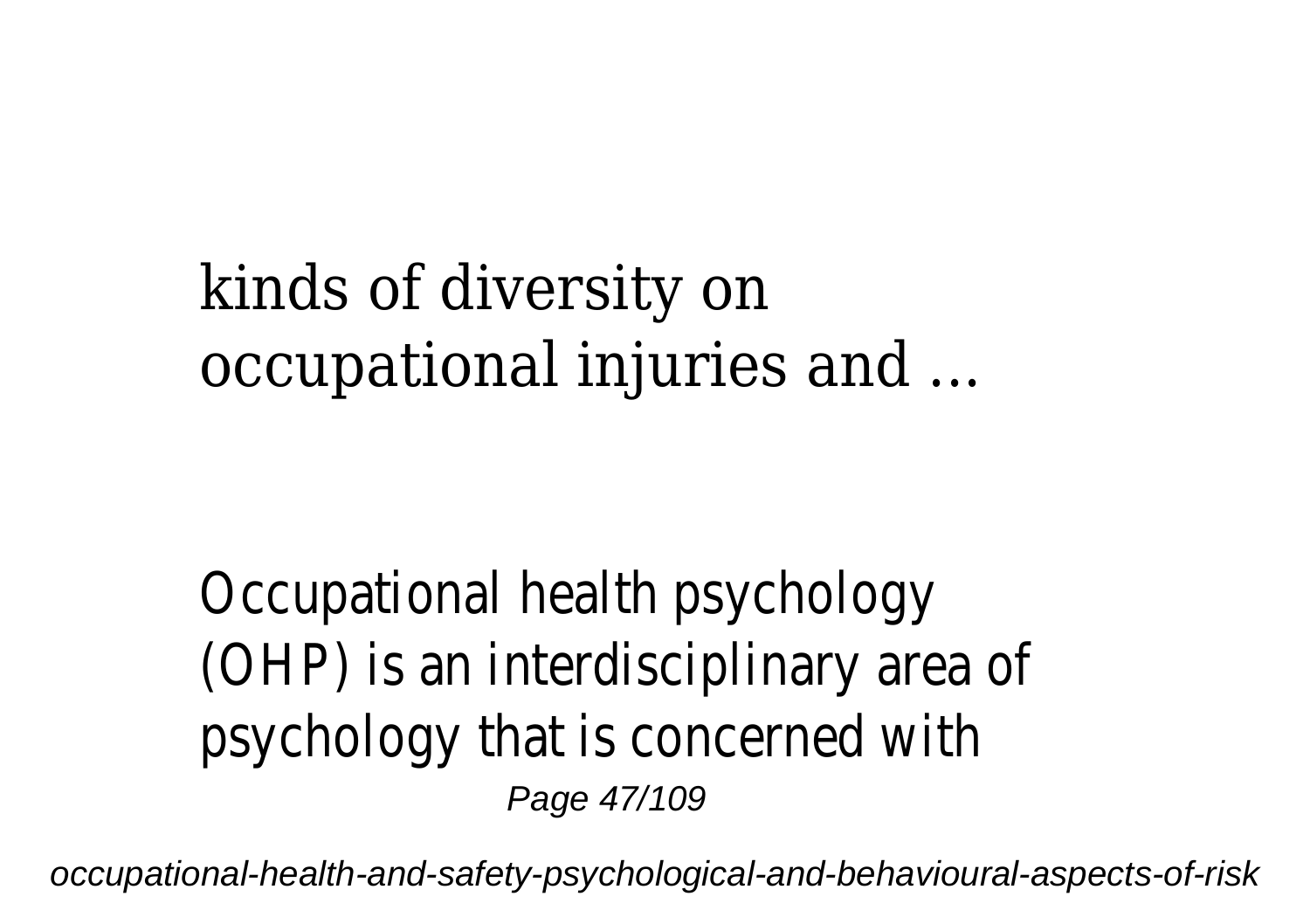kinds of diversity on occupational injuries and ...

Occupational health psychology (OHP) is an interdisciplinary area of psychology that is concerned with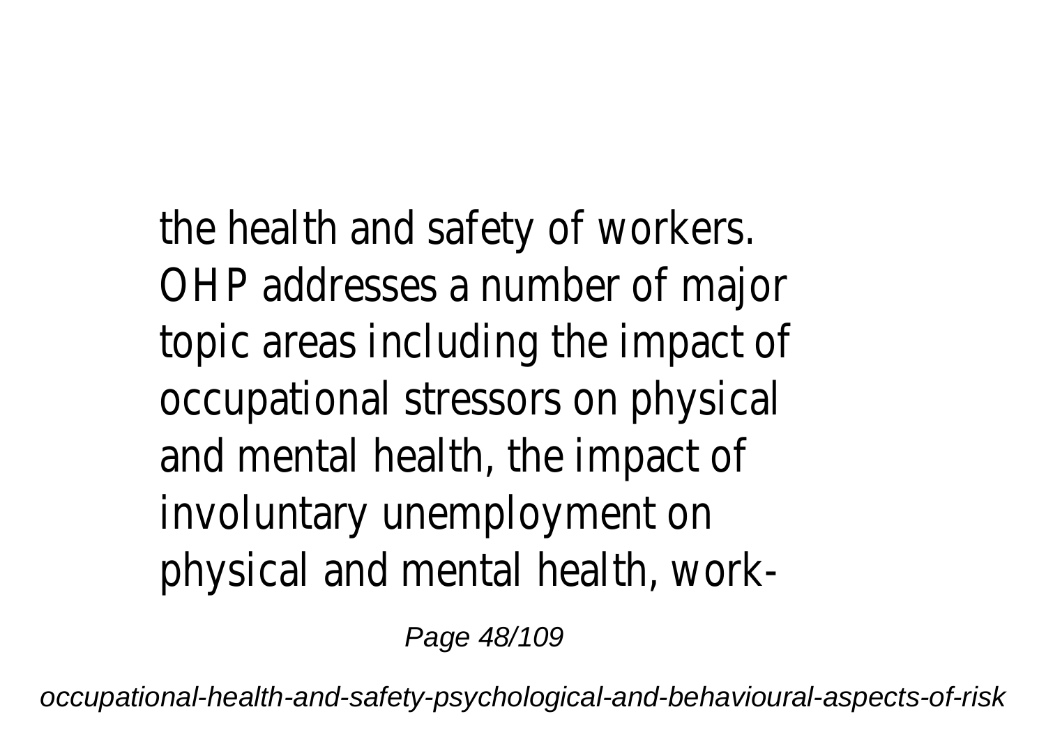the health and safety of workers. OHP addresses a number of major topic areas including the impact of occupational stressors on physical and mental health, the impact of involuntary unemployment on physical and mental health, work-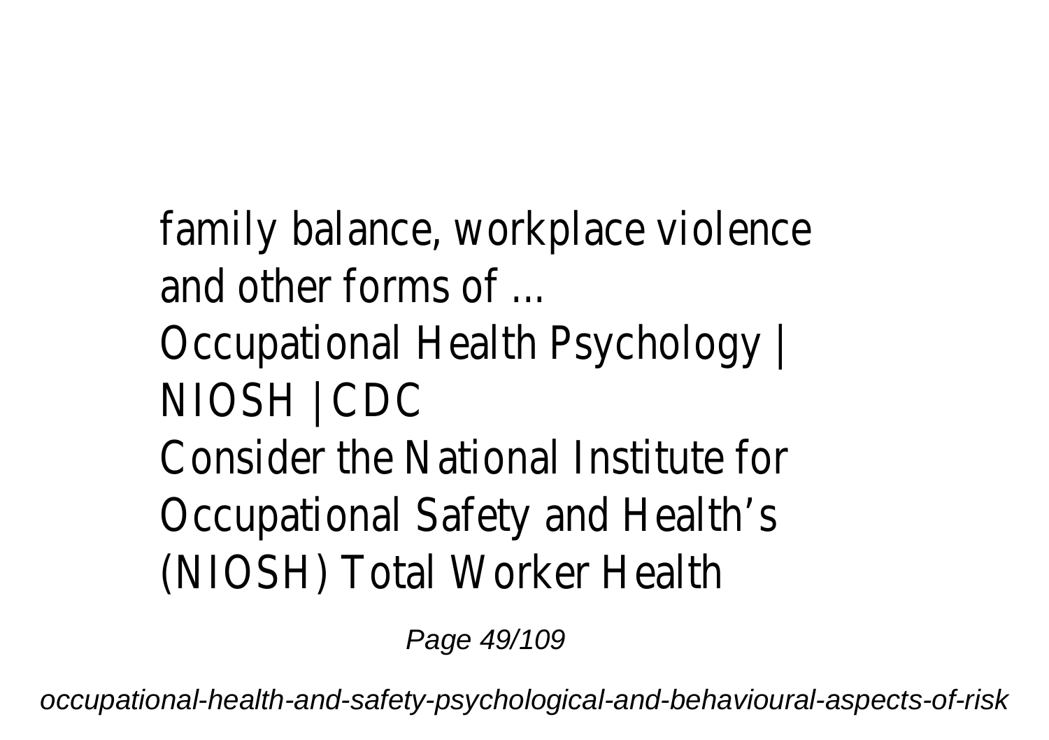family balance, workplace violence and other forms of ...

Occupational Health Psychology | NIOSH | CDC

Consider the National Institute for Occupational Safety and Health's (NIOSH) Total Worker Health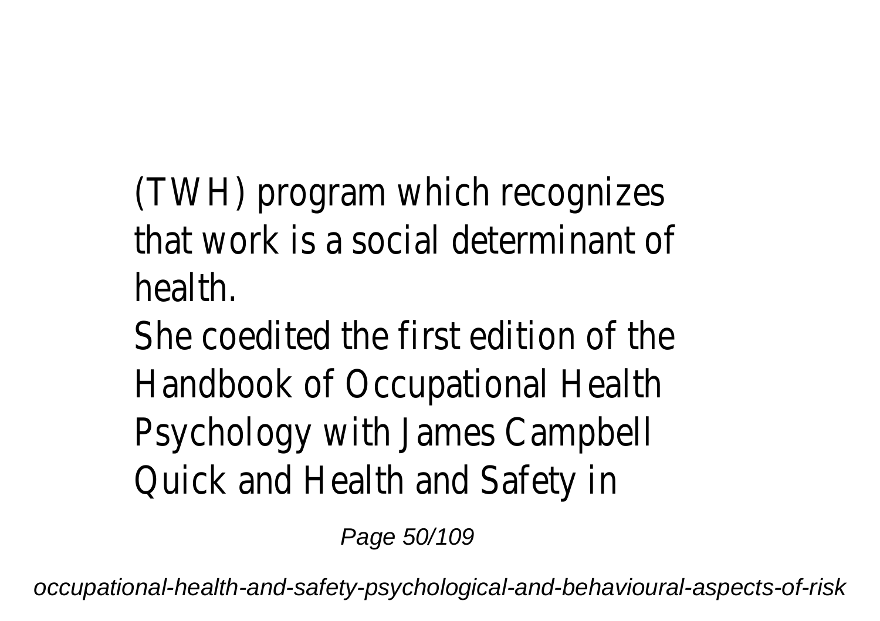(TWH) program which recognizes that work is a social determinant of health.

She coedited the first edition of the Handbook of Occupational Health Psychology with James Campbell Quick and Health and Safety in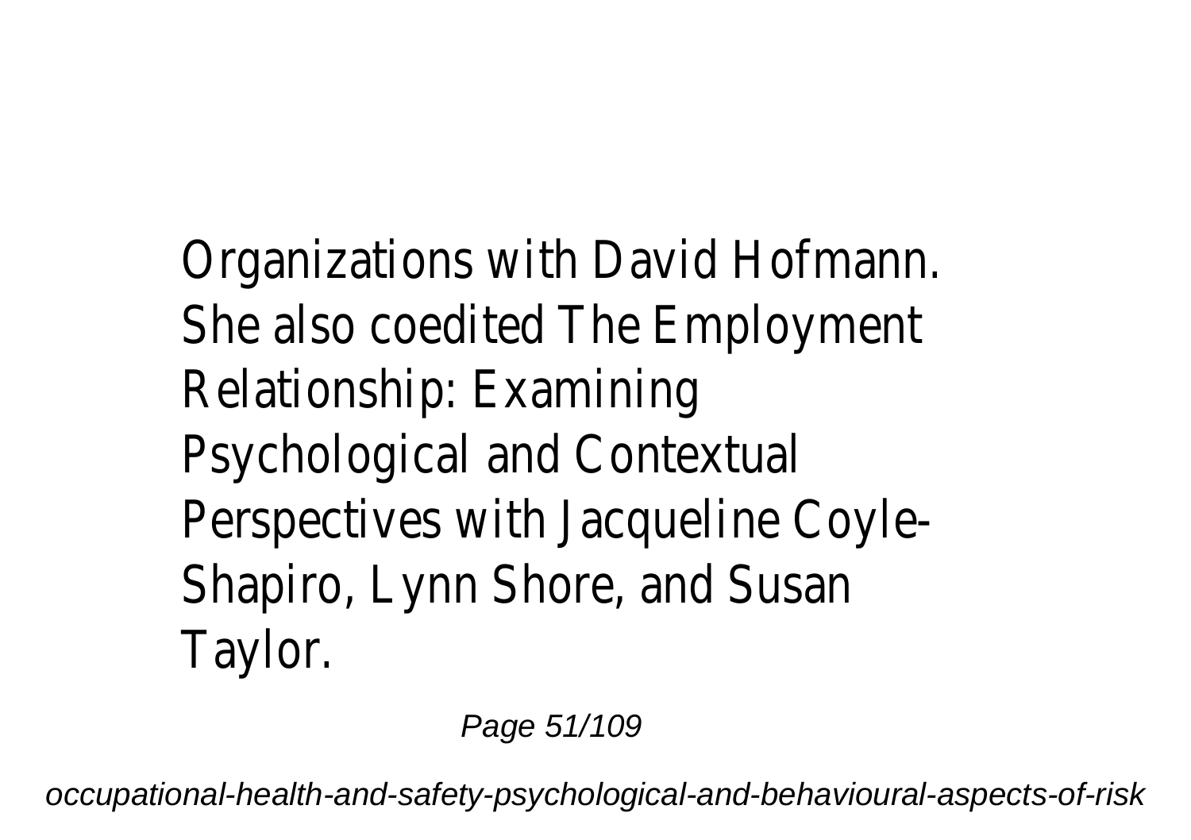Organizations with David Hofmann. She also coedited The Employment Relationship: Examining Psychological and Contextual Perspectives with Jacqueline Coyle-Shapiro, Lynn Shore, and Susan Taylor.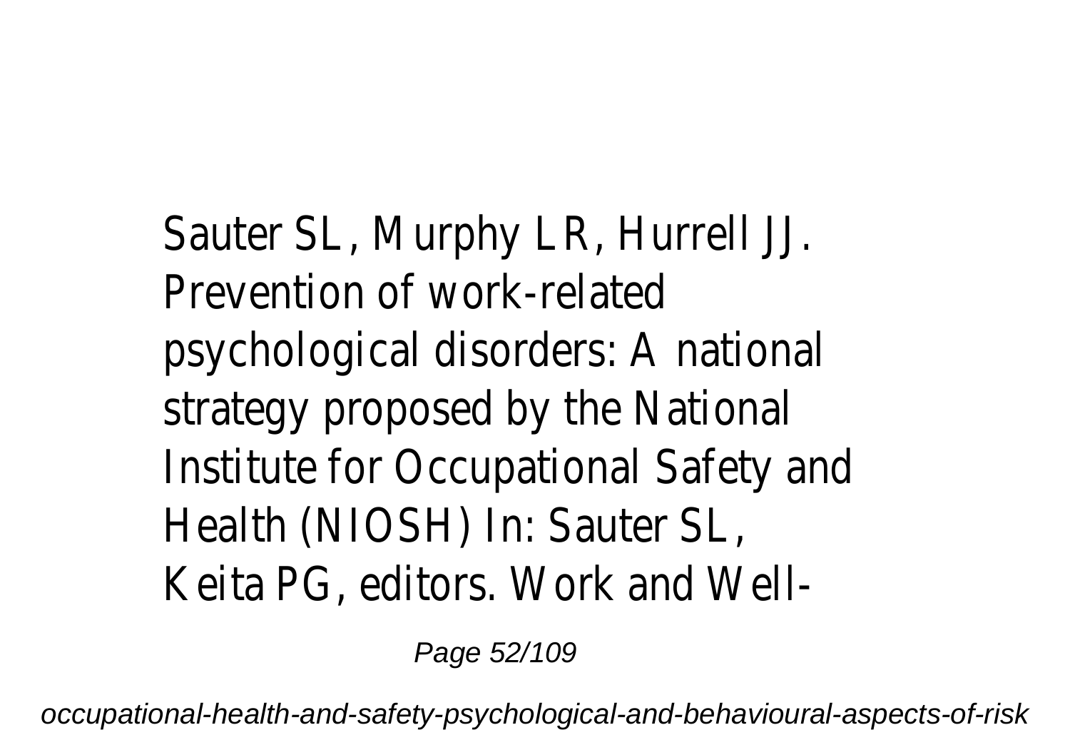Sauter SL, Murphy LR, Hurrell JJ. Prevention of work-related psychological disorders: A national strategy proposed by the National Institute for Occupational Safety and Health (NIOSH) In: Sauter SL, Keita PG, editors. Work and Well-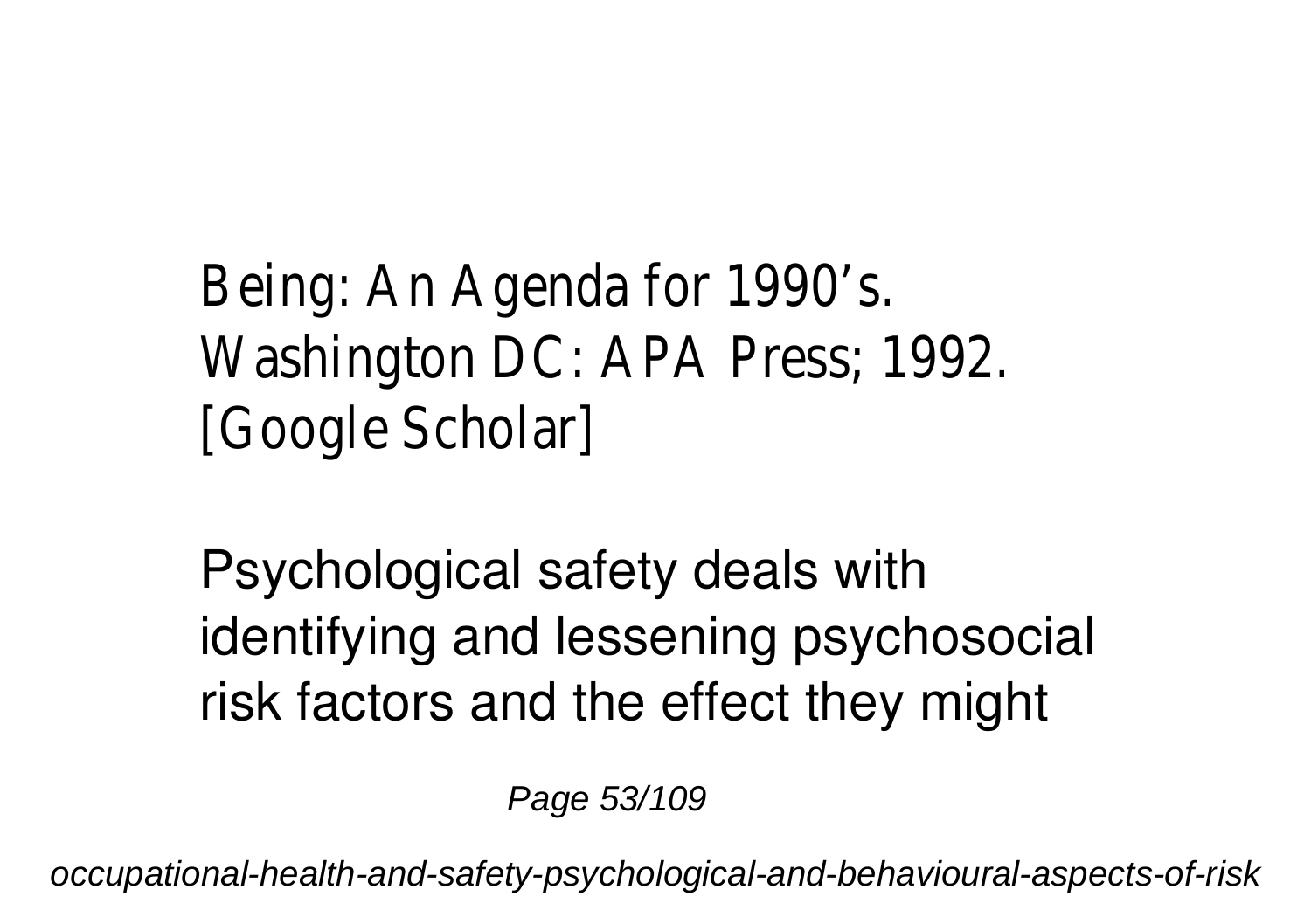Being: An Agenda for 1990's. Washington DC: APA Press; 1992. [Google Scholar]

Psychological safety deals with identifying and lessening psychosocial risk factors and the effect they might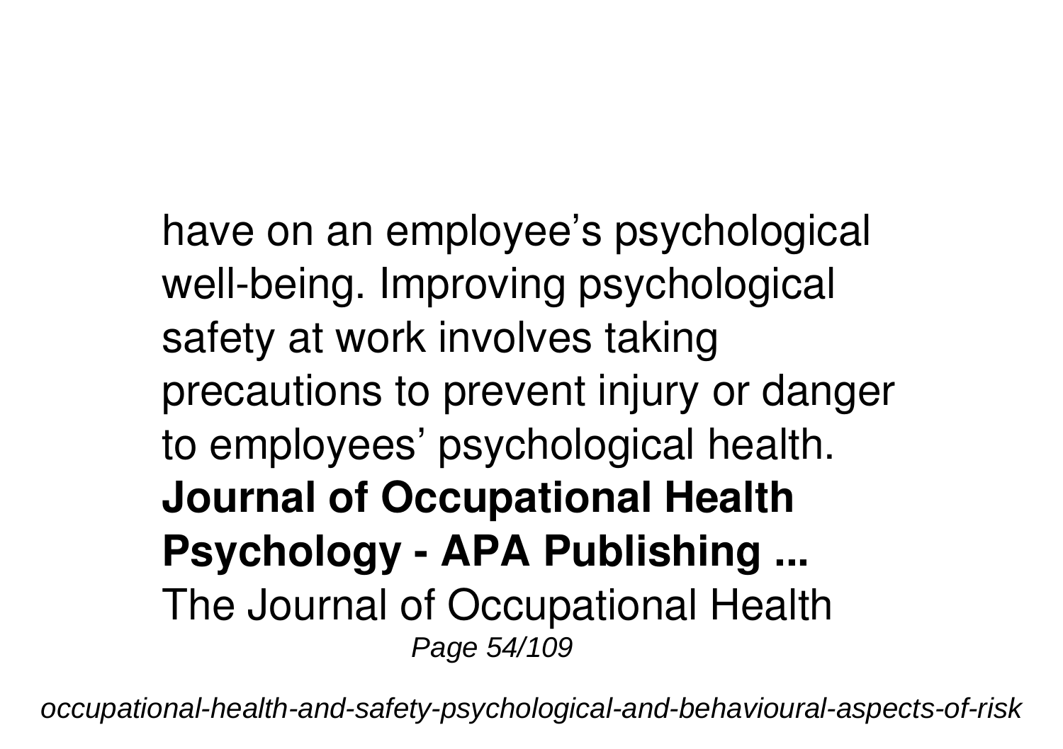have on an employee’s psychological well-being. Improving psychological safety at work involves taking precautions to prevent injury or danger to employees’ psychological health.

**Journal of Occupational Health Psychology - APA Publishing ...**

The Journal of Occupational Health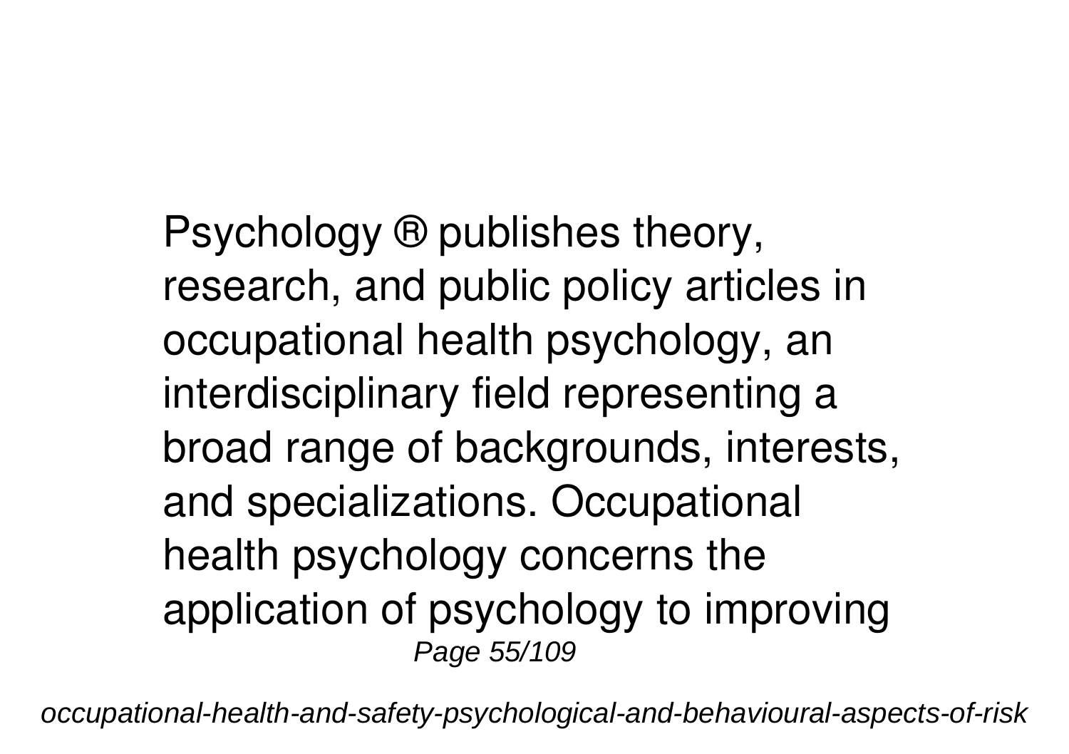Psychology ® publishes theory, research, and public policy articles in occupational health psychology, an interdisciplinary field representing a broad range of backgrounds, interests, and specializations. Occupational health psychology concerns the application of psychology to improving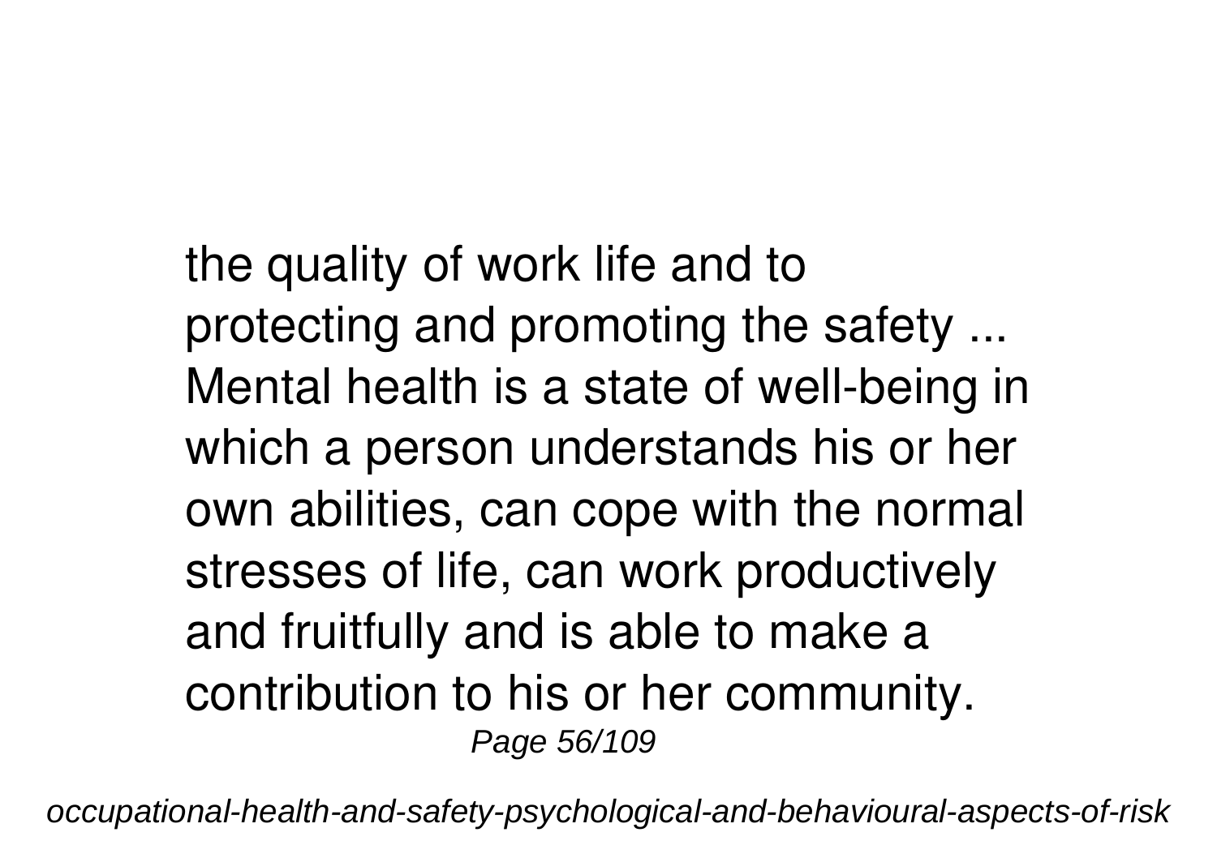the quality of work life and to protecting and promoting the safety ... Mental health is a state of well-being in which a person understands his or her own abilities, can cope with the normal stresses of life, can work productively and fruitfully and is able to make a contribution to his or her community.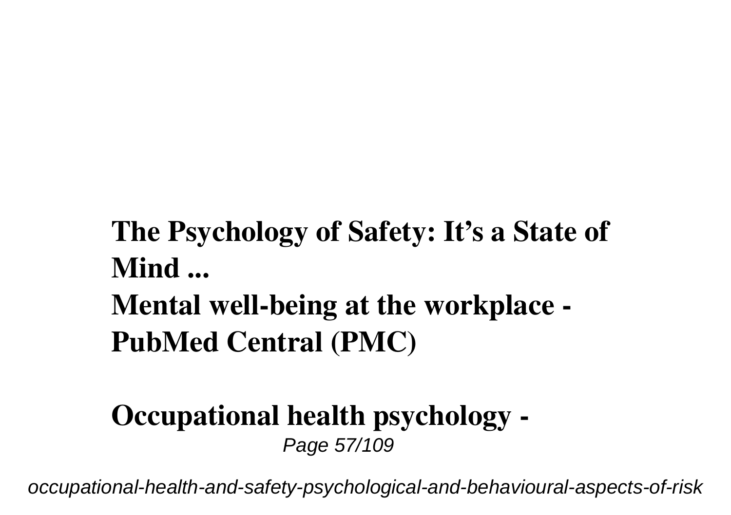**The Psychology of Safety: It's a State of Mind ...**

**Mental well-being at the workplace - PubMed Central (PMC)**

**Occupational health psychology -**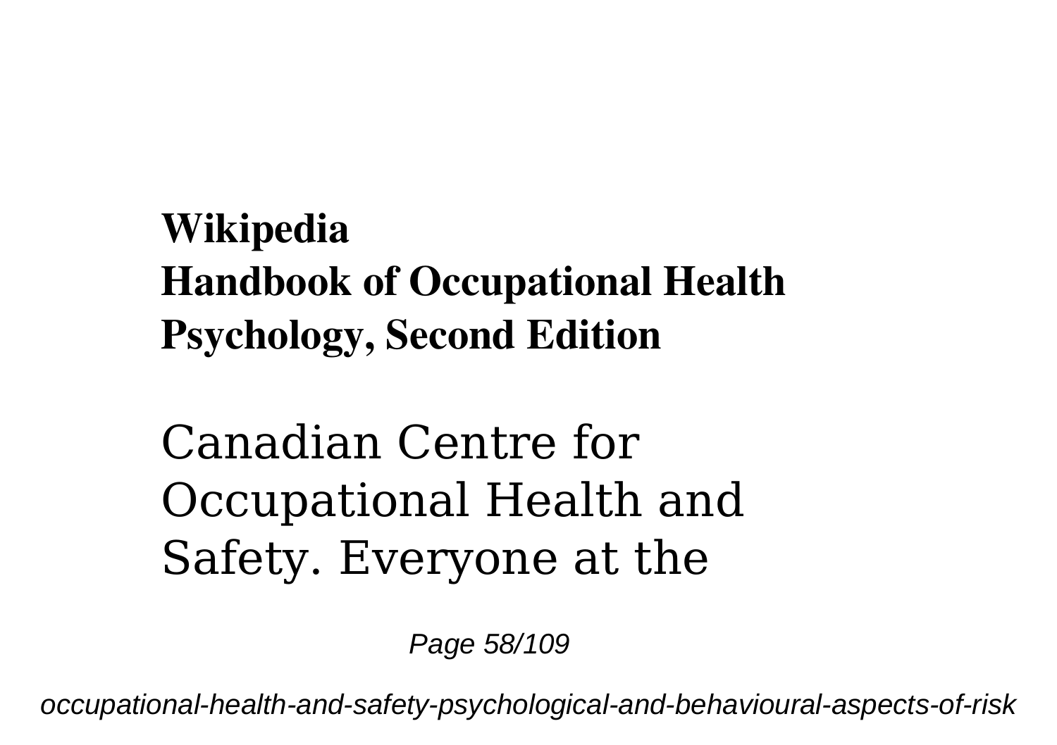**Wikipedia**
**Handbook of Occupational Health Psychology, Second Edition**

Canadian Centre for Occupational Health and Safety. Everyone at the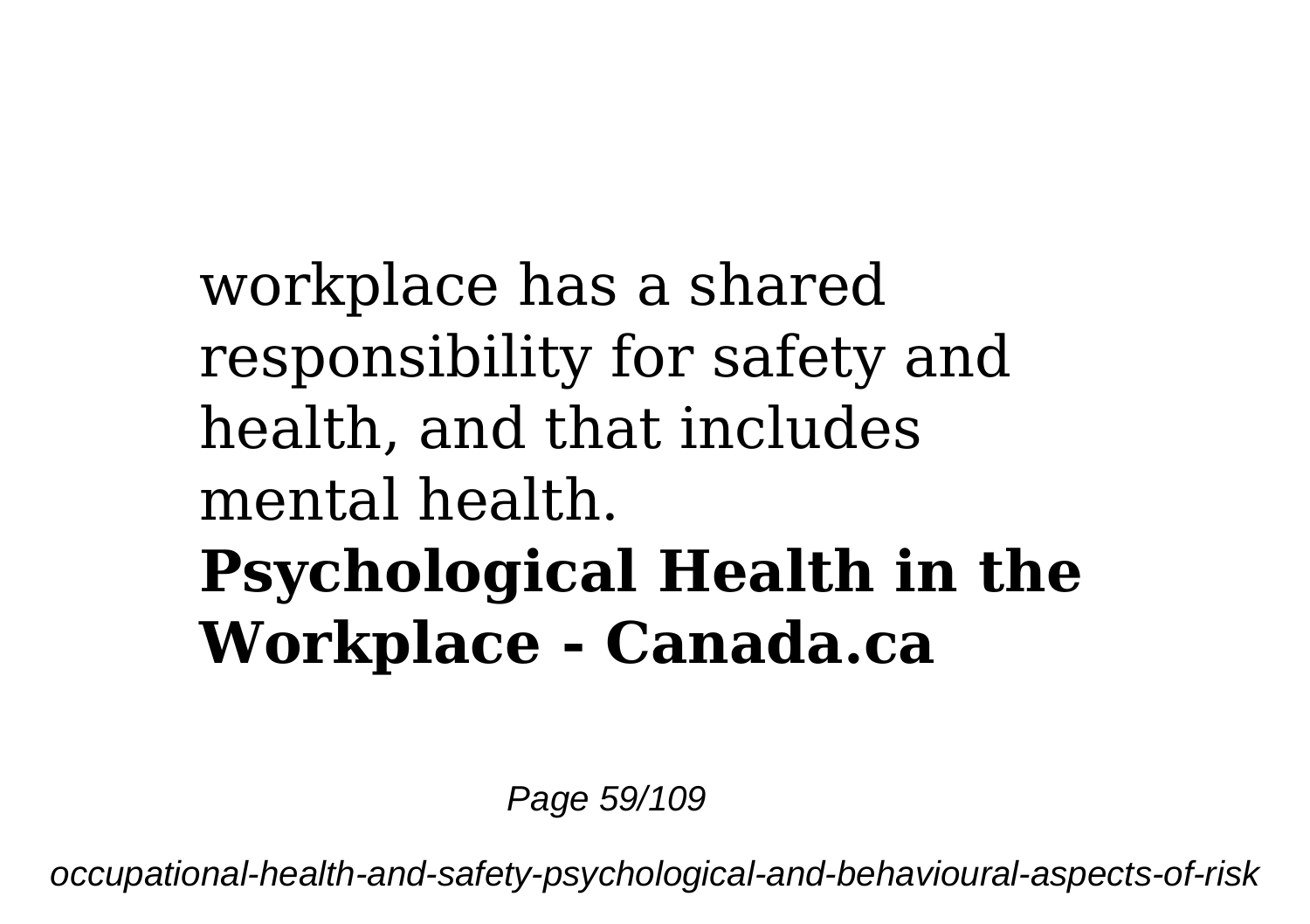workplace has a shared responsibility for safety and health, and that includes mental health.

**Psychological Health in the Workplace - Canada.ca**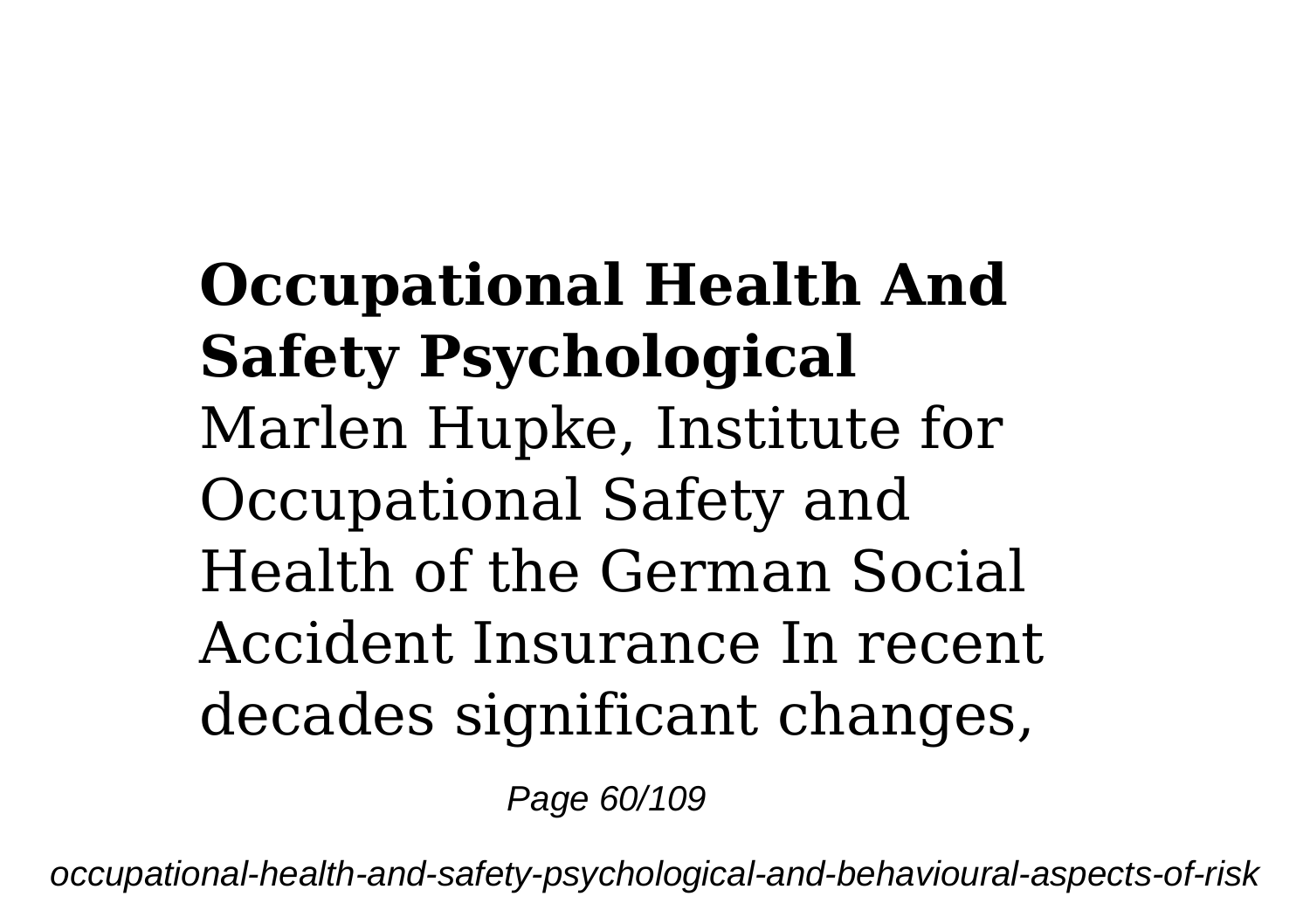**Occupational Health And Safety Psychological**

Marlen Hupke, Institute for Occupational Safety and Health of the German Social Accident Insurance In recent decades significant changes,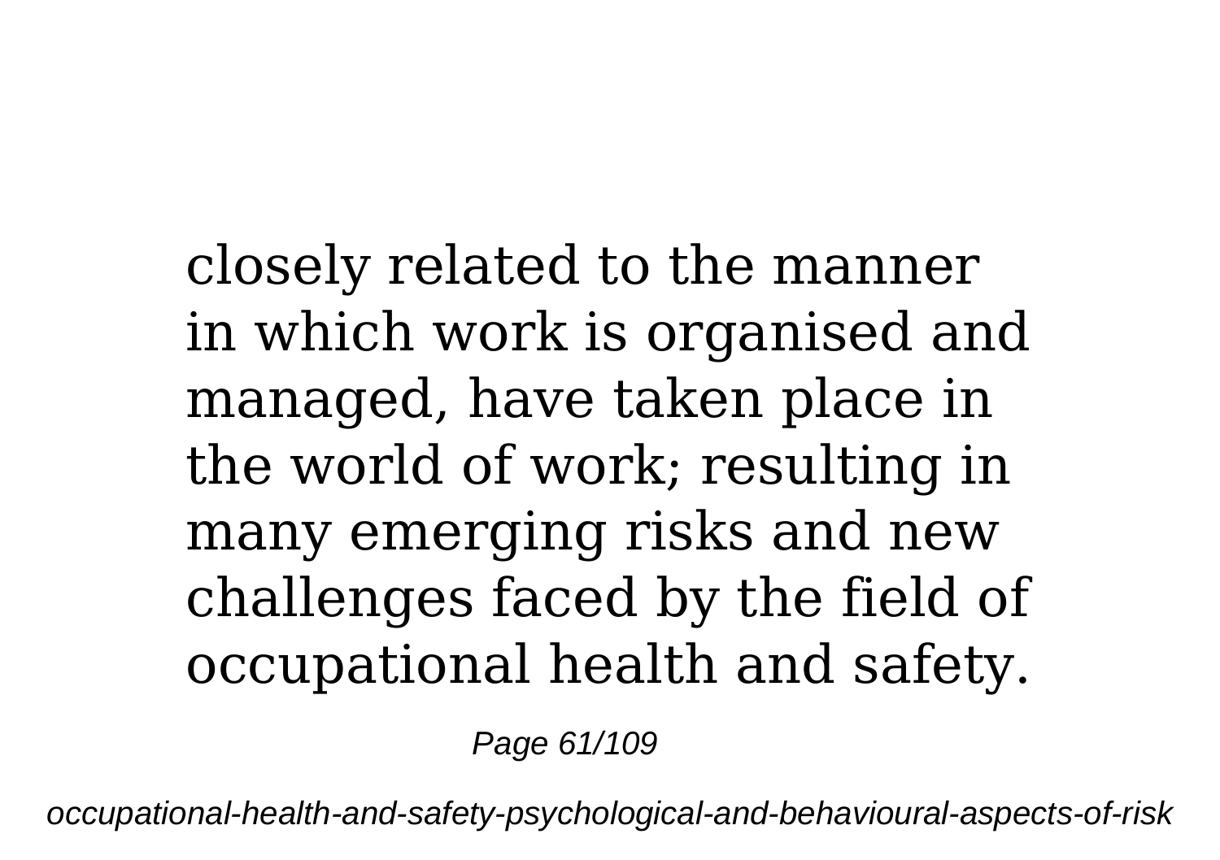closely related to the manner in which work is organised and managed, have taken place in the world of work; resulting in many emerging risks and new challenges faced by the field of occupational health and safety.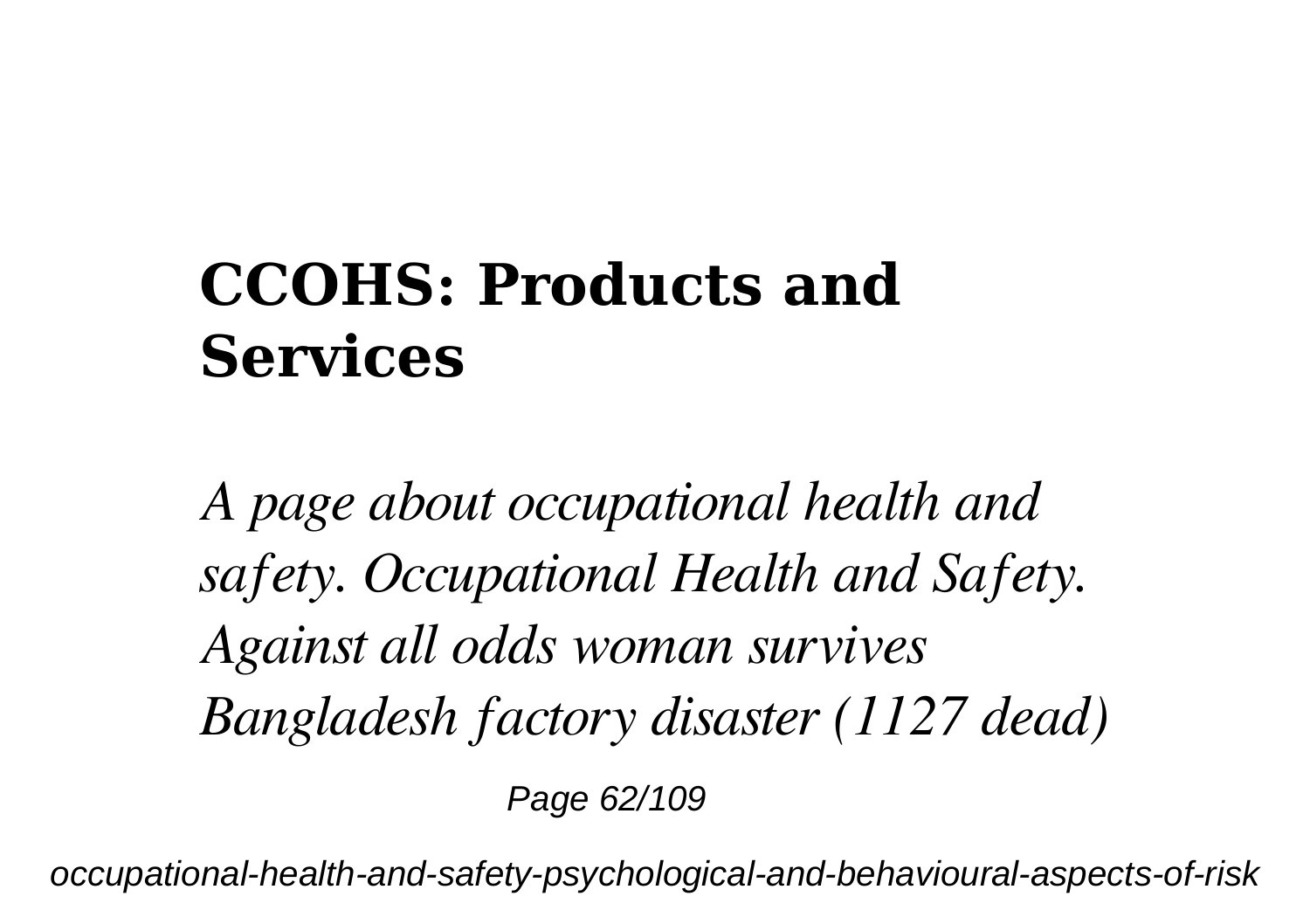## CCOHS: Products and Services

*A page about occupational health and safety. Occupational Health and Safety. Against all odds woman survives Bangladesh factory disaster (1127 dead)*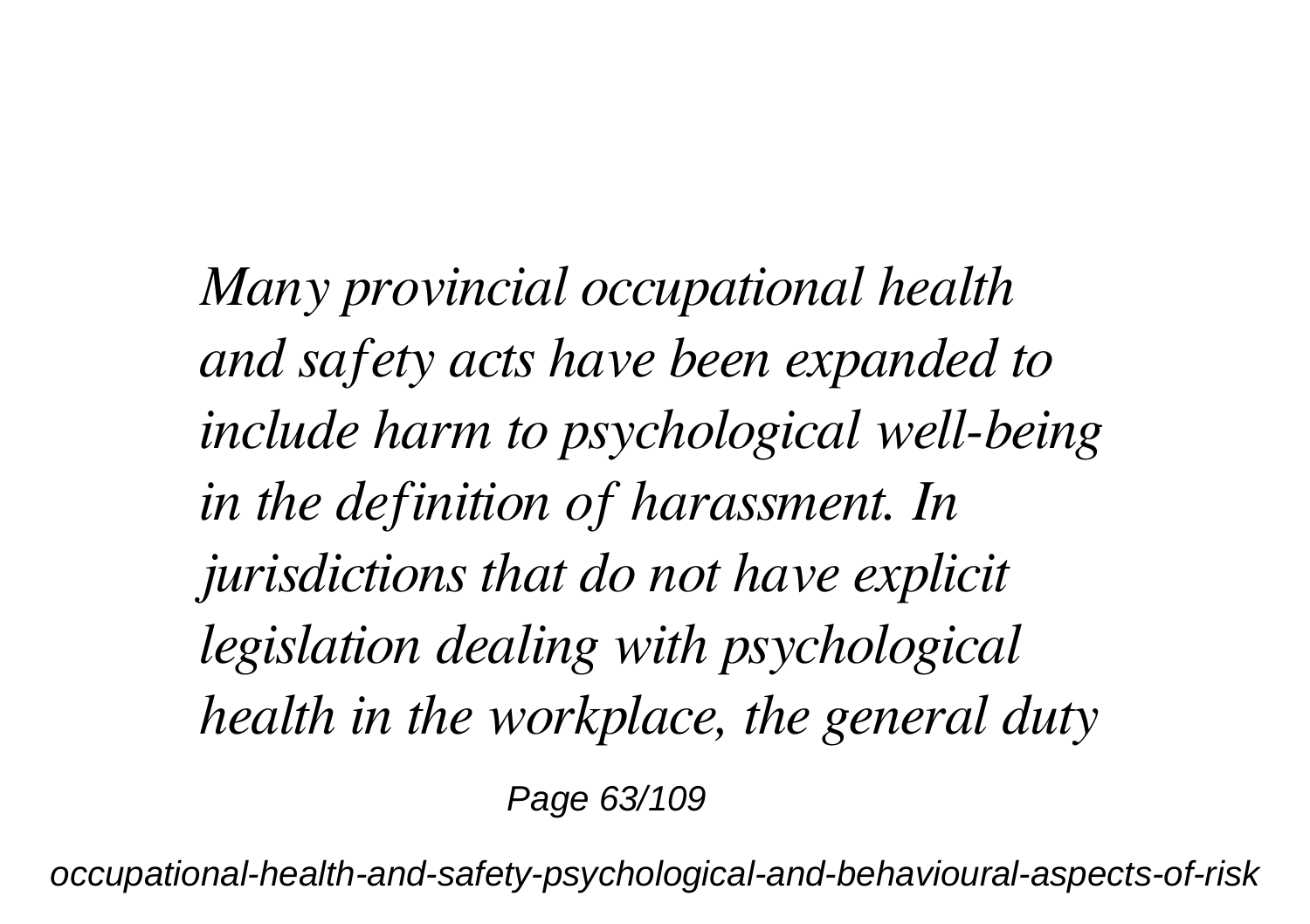*Many provincial occupational health and safety acts have been expanded to include harm to psychological well-being in the definition of harassment. In jurisdictions that do not have explicit legislation dealing with psychological health in the workplace, the general duty*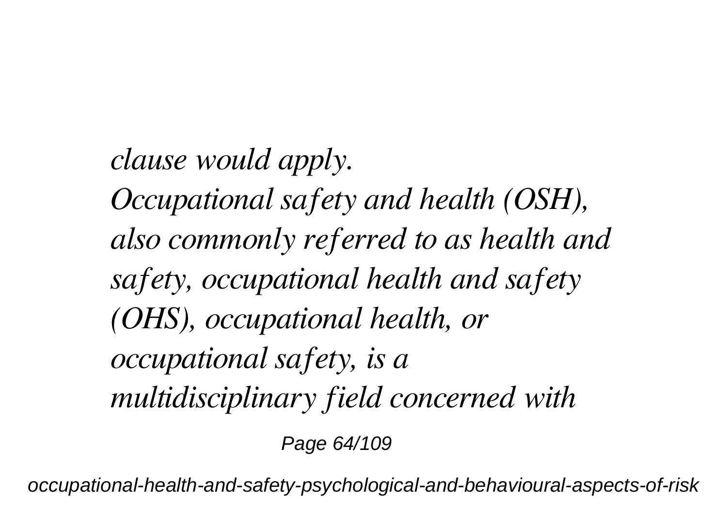*clause would apply.*

*Occupational safety and health (OSH), also commonly referred to as health and safety, occupational health and safety (OHS), occupational health, or occupational safety, is a multidisciplinary field concerned with*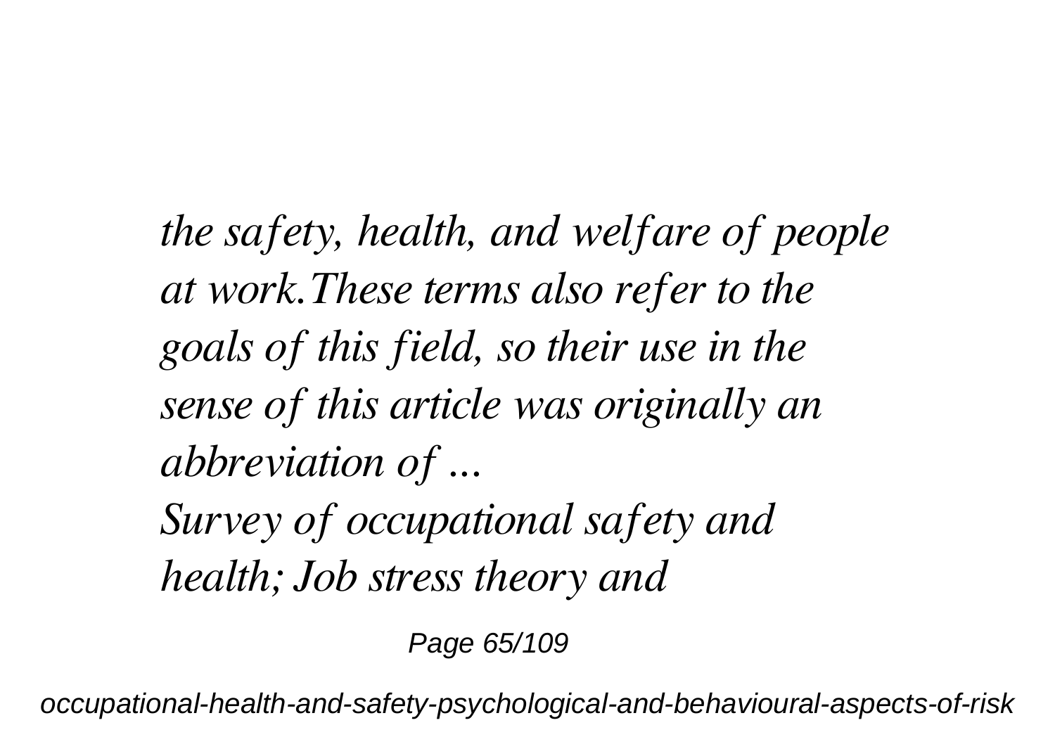*the safety, health, and welfare of people at work.These terms also refer to the goals of this field, so their use in the sense of this article was originally an abbreviation of ...*

*Survey of occupational safety and health; Job stress theory and*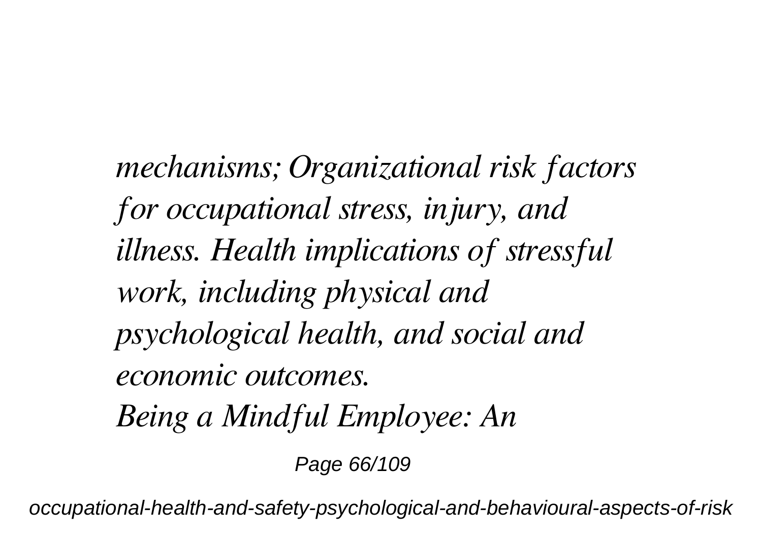*mechanisms; Organizational risk factors for occupational stress, injury, and illness. Health implications of stressful work, including physical and psychological health, and social and economic outcomes.*

*Being a Mindful Employee: An*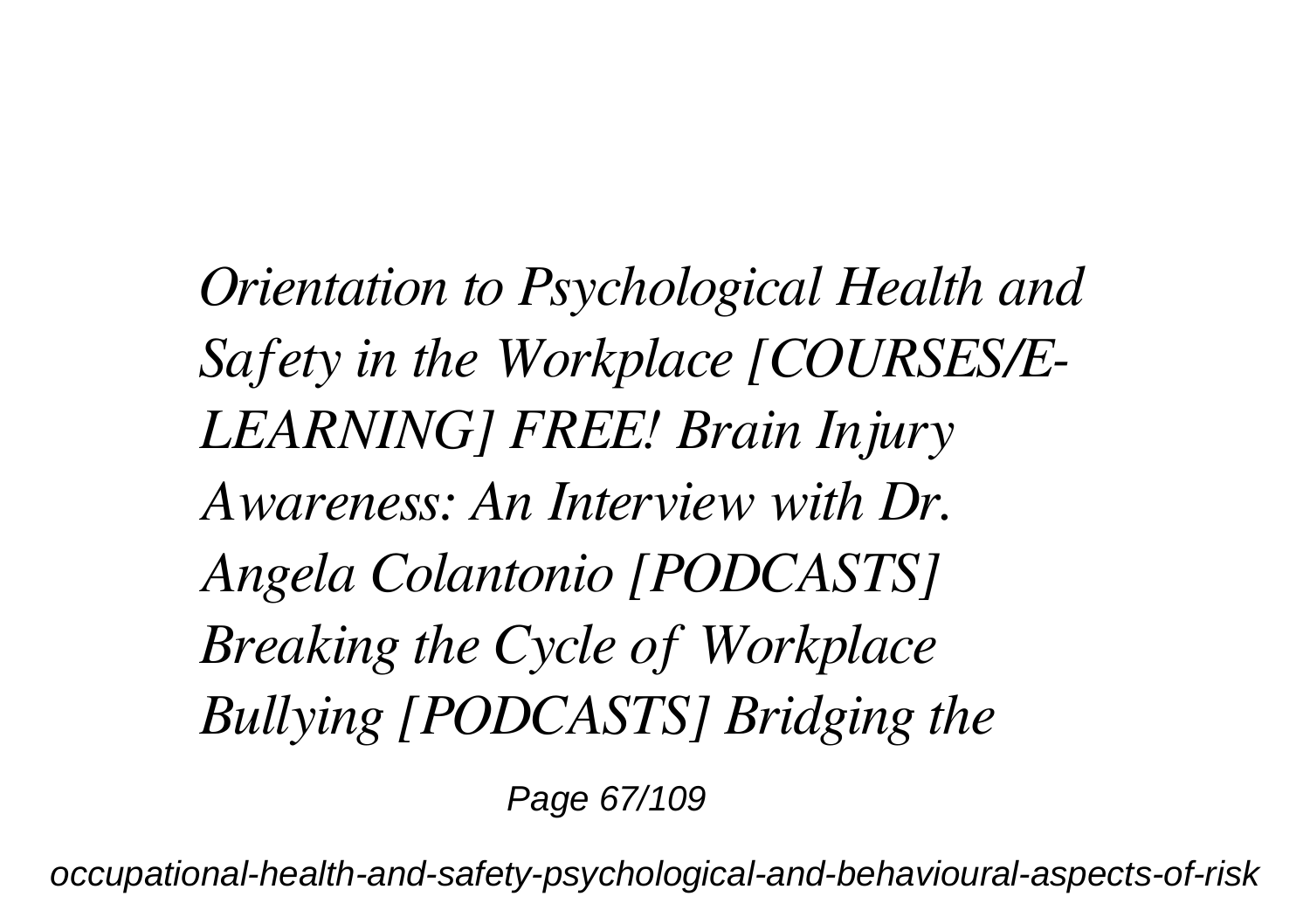*Orientation to Psychological Health and Safety in the Workplace [COURSES/E-LEARNING] FREE! Brain Injury Awareness: An Interview with Dr. Angela Colantonio [PODCASTS] Breaking the Cycle of Workplace Bullying [PODCASTS] Bridging the*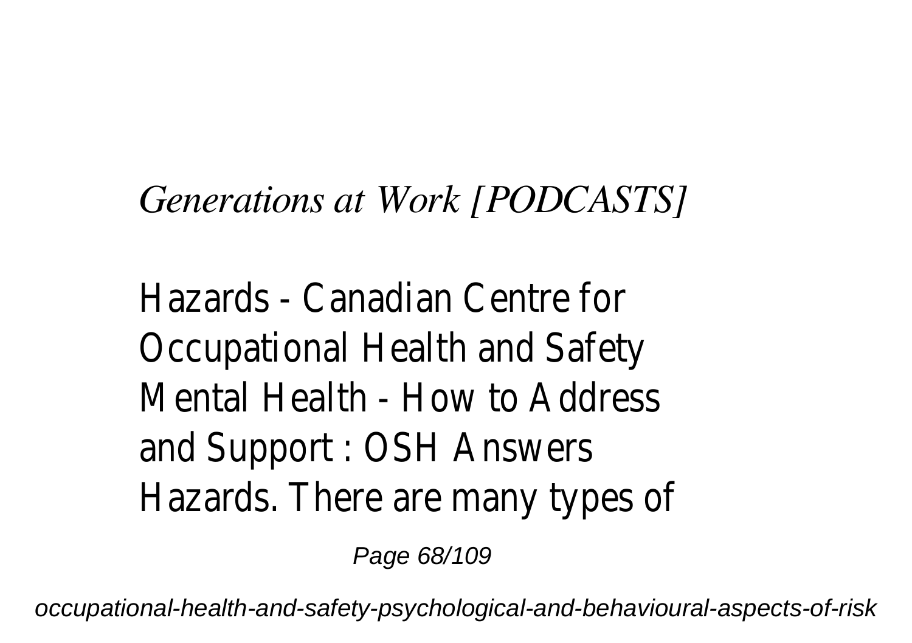*Generations at Work [PODCASTS]*

Hazards - Canadian Centre for Occupational Health and Safety
Mental Health - How to Address and Support : OSH Answers
Hazards. There are many types of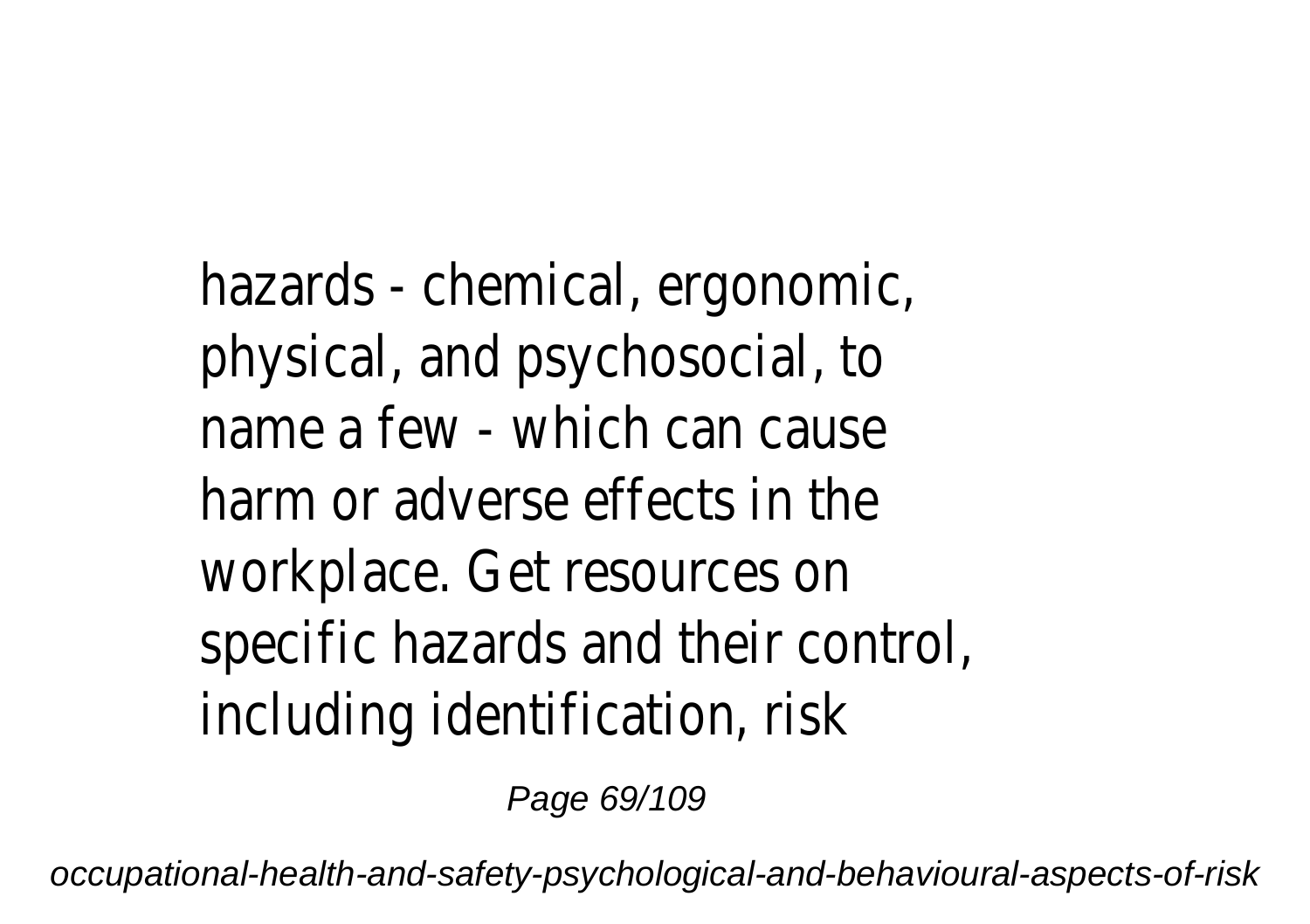hazards - chemical, ergonomic, physical, and psychosocial, to name a few - which can cause harm or adverse effects in the workplace. Get resources on specific hazards and their control, including identification, risk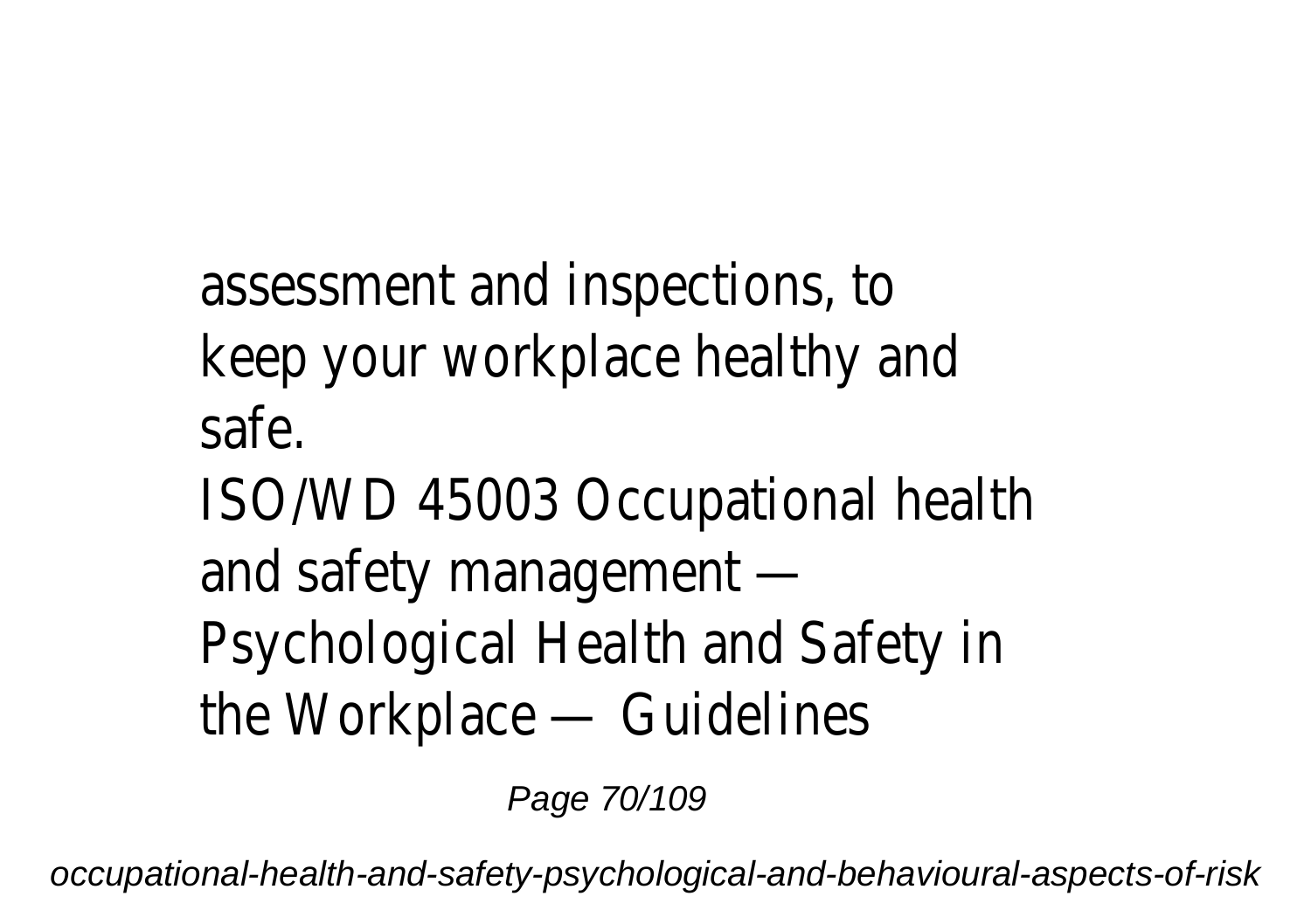assessment and inspections, to keep your workplace healthy and safe.

ISO/WD 45003 Occupational health and safety management — Psychological Health and Safety in the Workplace — Guidelines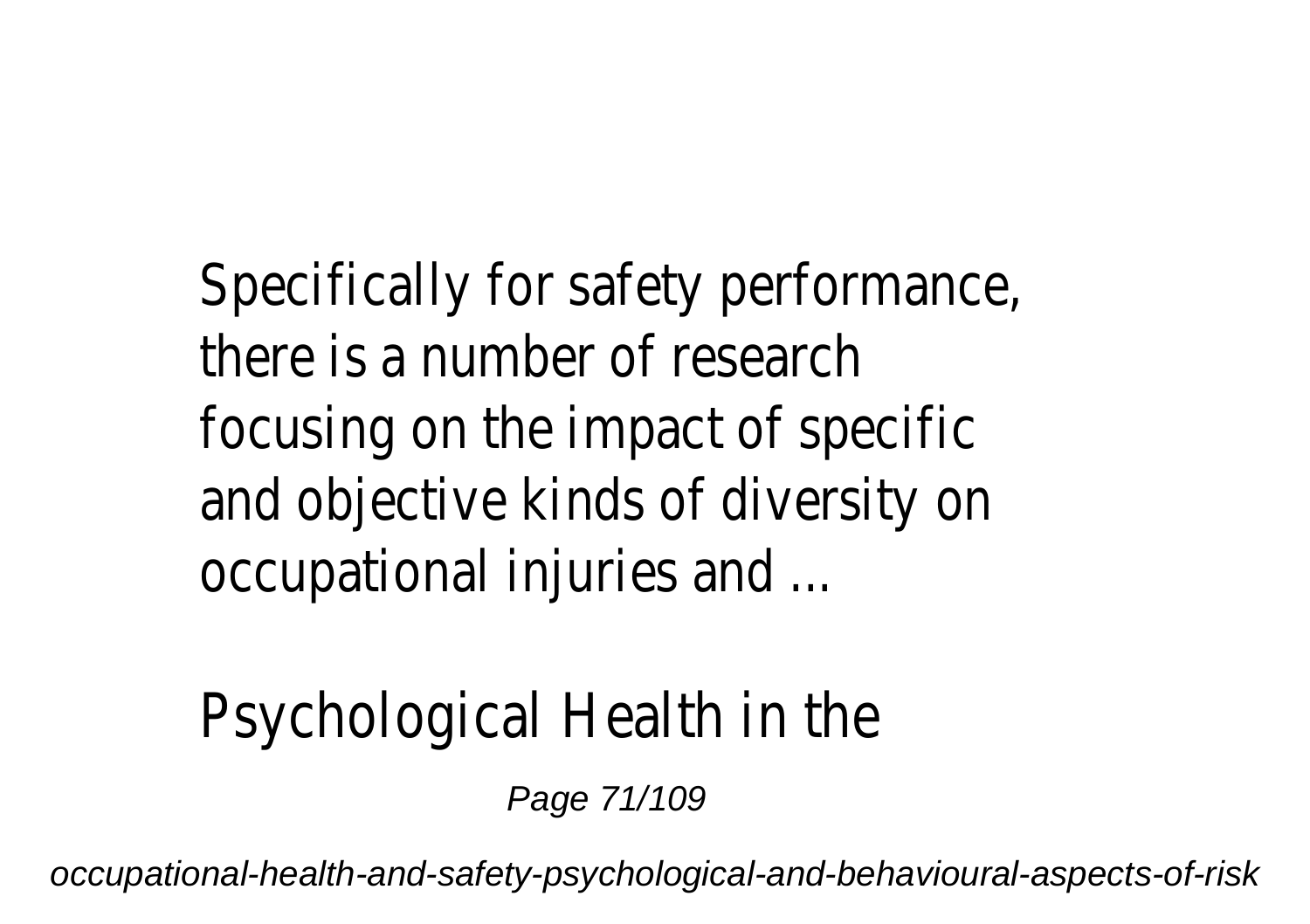Specifically for safety performance, there is a number of research focusing on the impact of specific and objective kinds of diversity on occupational injuries and ...

Psychological Health in the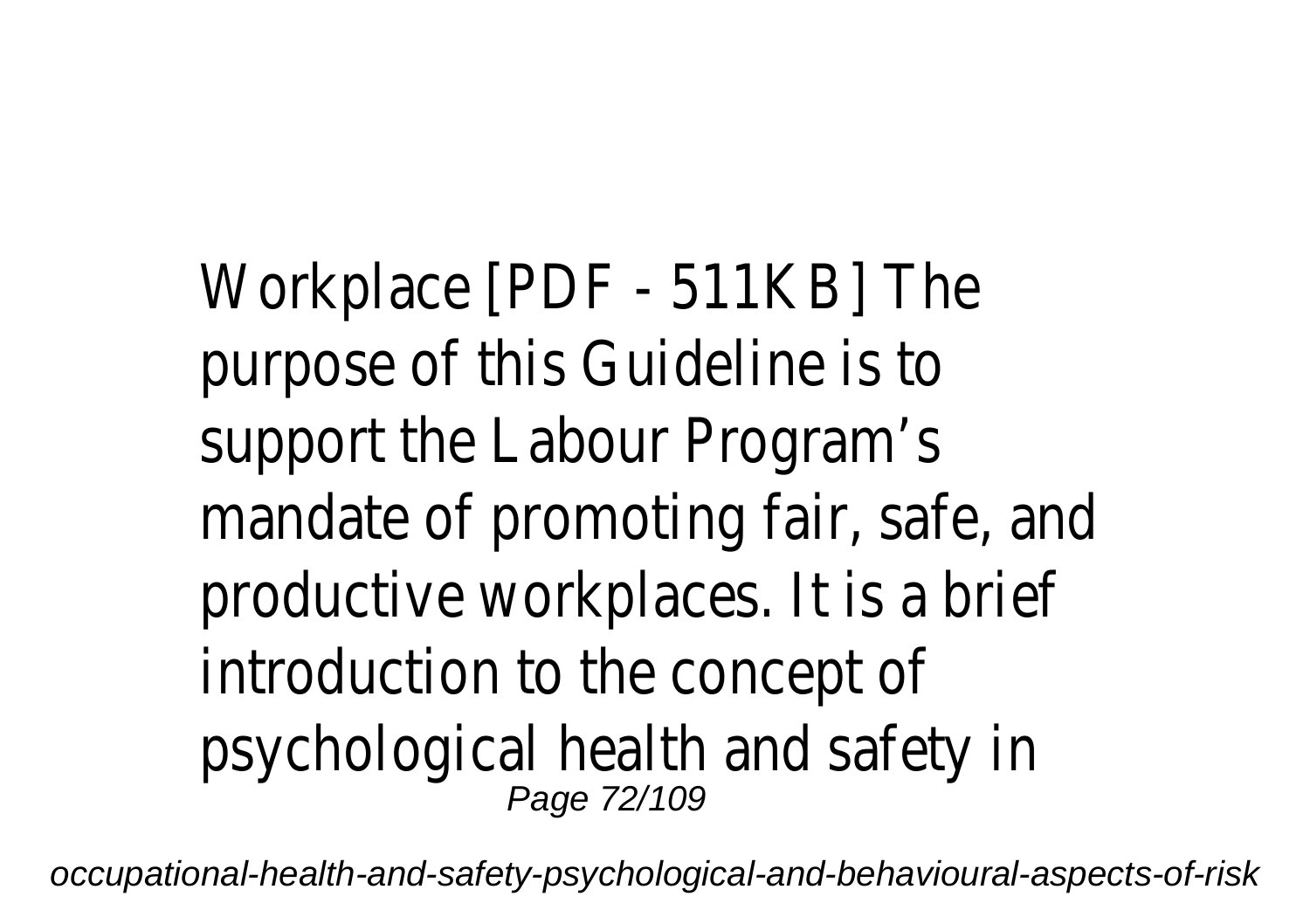Workplace [PDF - 511KB] The purpose of this Guideline is to support the Labour Program's mandate of promoting fair, safe, and productive workplaces. It is a brief introduction to the concept of psychological health and safety in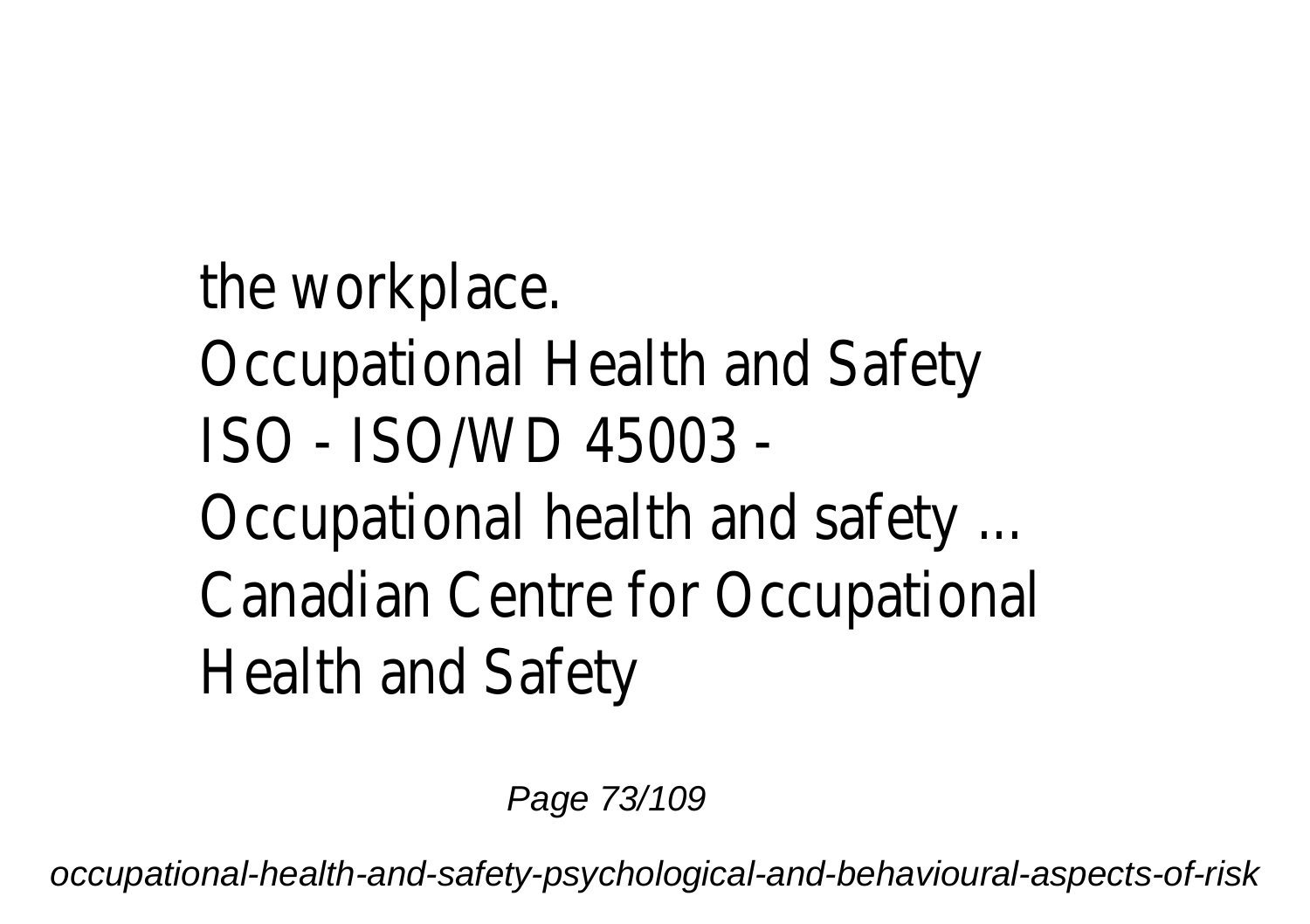the workplace.
Occupational Health and Safety
ISO - ISO/WD 45003 -
Occupational health and safety ...
Canadian Centre for Occupational
Health and Safety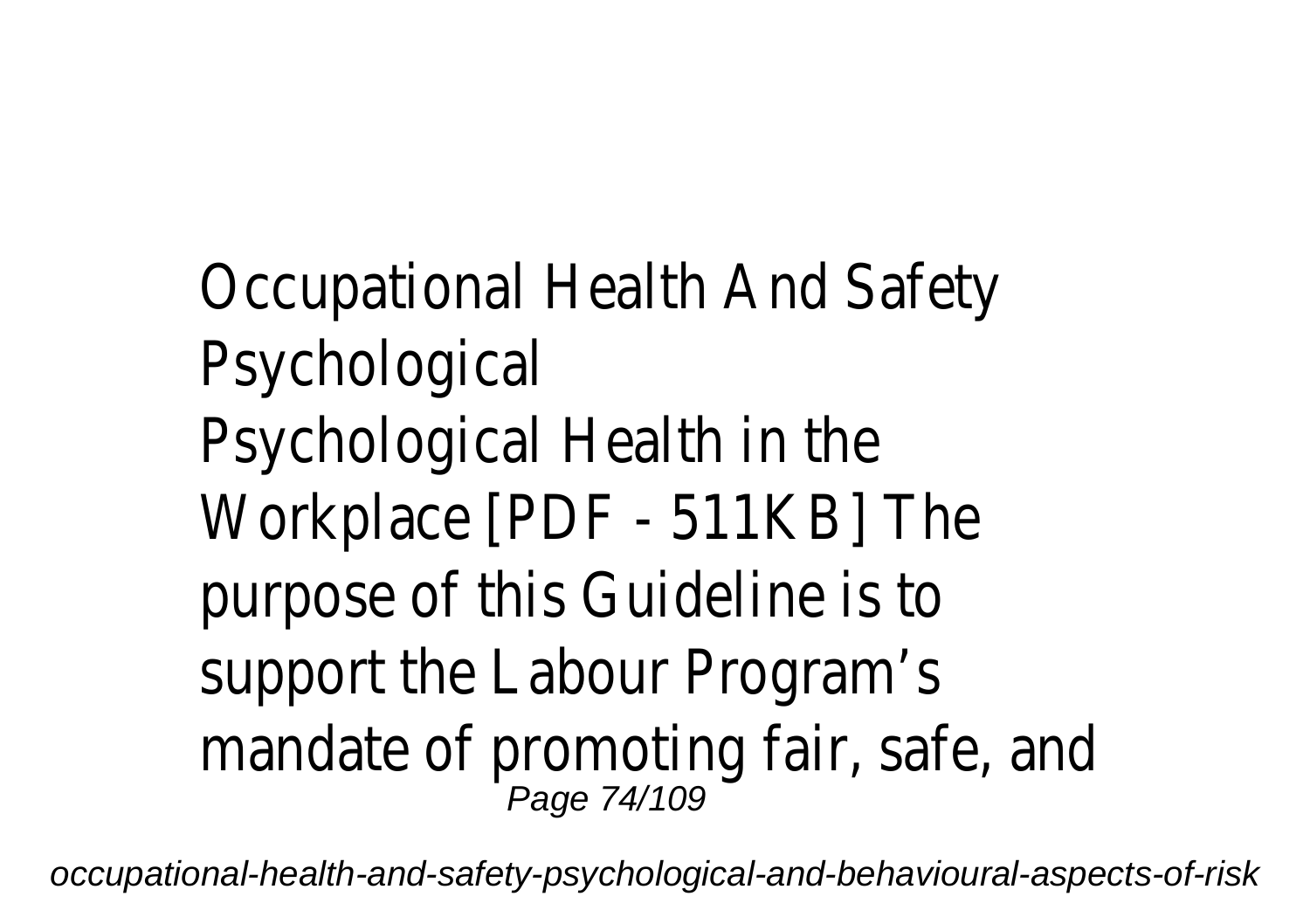Occupational Health And Safety Psychological

Psychological Health in the Workplace [PDF - 511KB] The purpose of this Guideline is to support the Labour Program's mandate of promoting fair, safe, and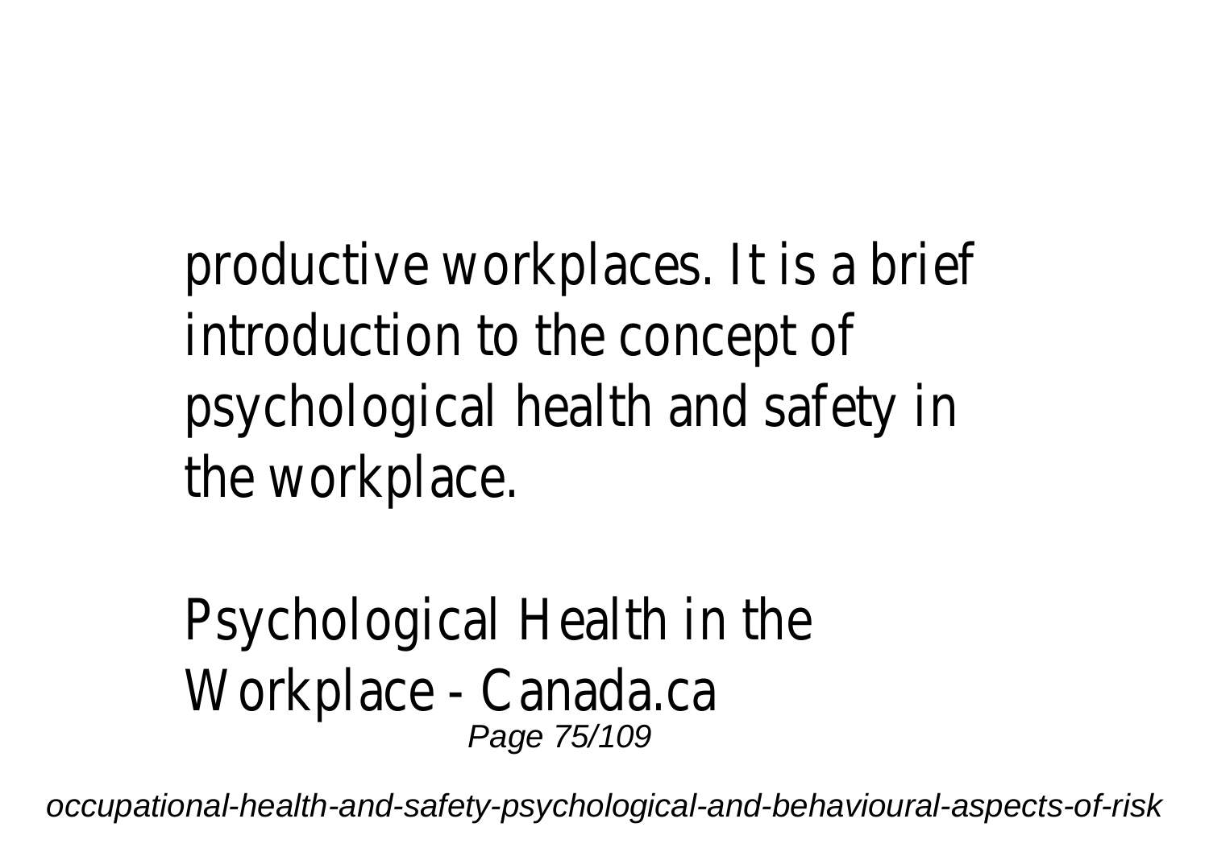productive workplaces. It is a brief introduction to the concept of psychological health and safety in the workplace.

Psychological Health in the Workplace - Canada.ca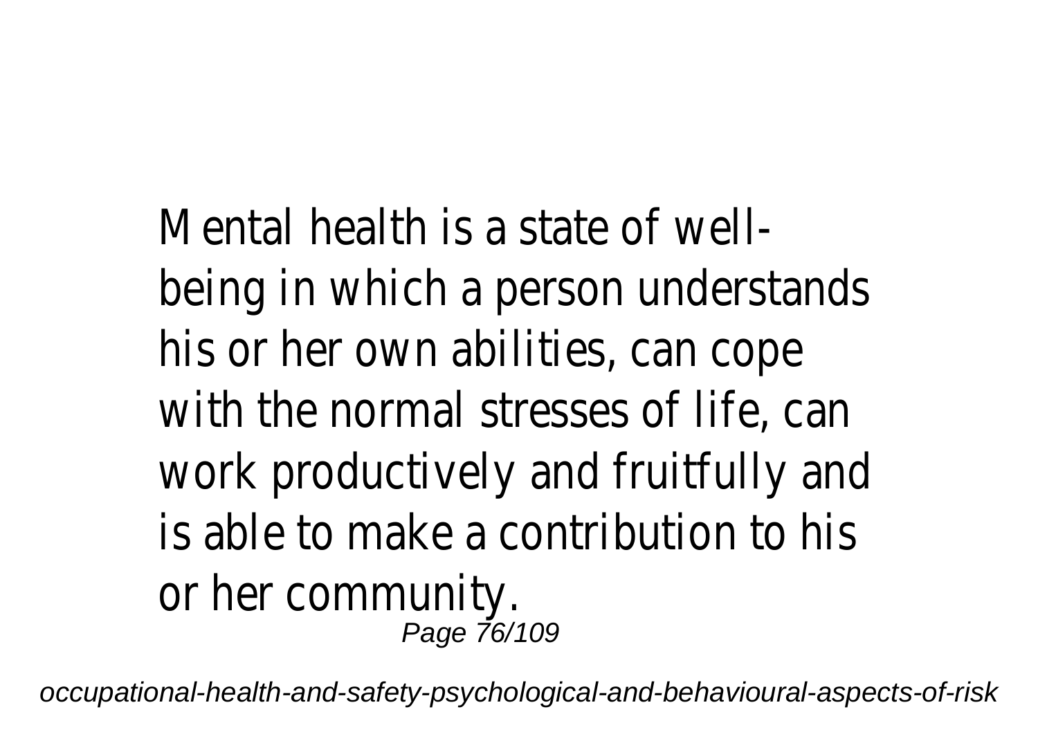Mental health is a state of well-being in which a person understands his or her own abilities, can cope with the normal stresses of life, can work productively and fruitfully and is able to make a contribution to his or her community.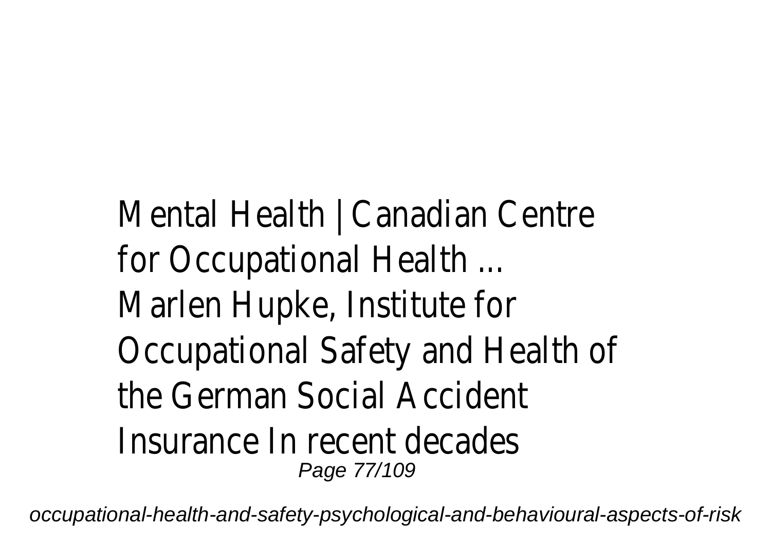Mental Health | Canadian Centre for Occupational Health ...
Marlen Hupke, Institute for Occupational Safety and Health of the German Social Accident Insurance In recent decades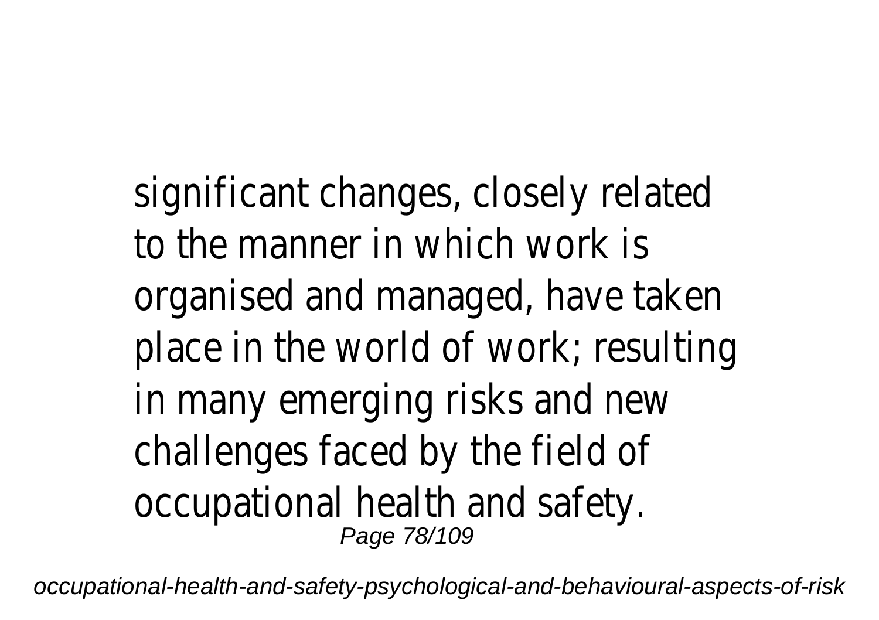significant changes, closely related to the manner in which work is organised and managed, have taken place in the world of work; resulting in many emerging risks and new challenges faced by the field of occupational health and safety.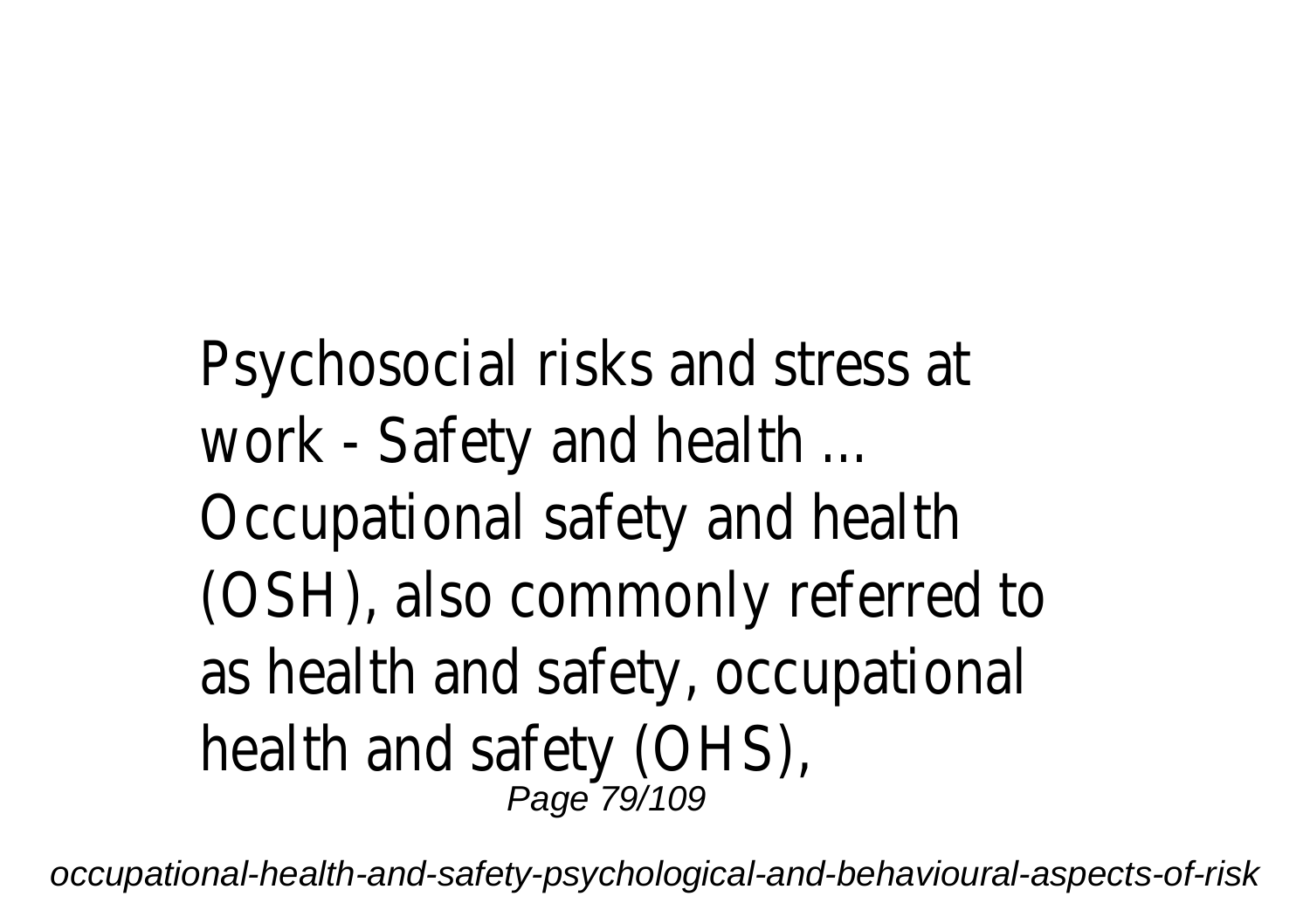Psychosocial risks and stress at work - Safety and health ...

Occupational safety and health (OSH), also commonly referred to as health and safety, occupational health and safety (OHS),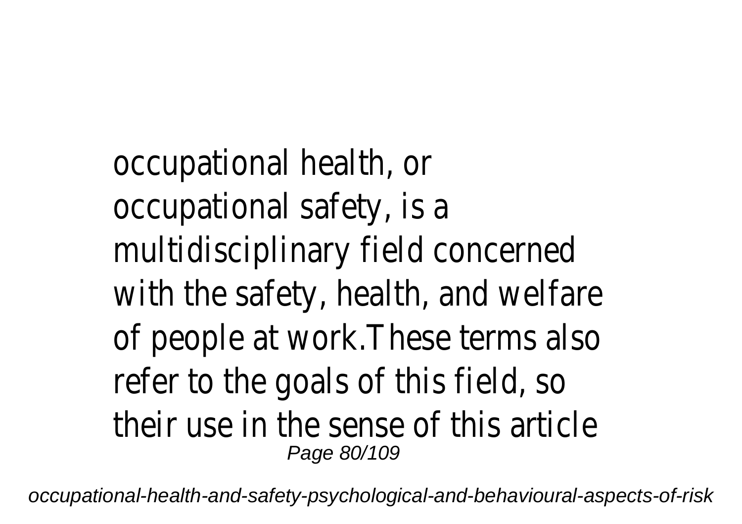occupational health, or occupational safety, is a multidisciplinary field concerned with the safety, health, and welfare of people at work.These terms also refer to the goals of this field, so their use in the sense of this article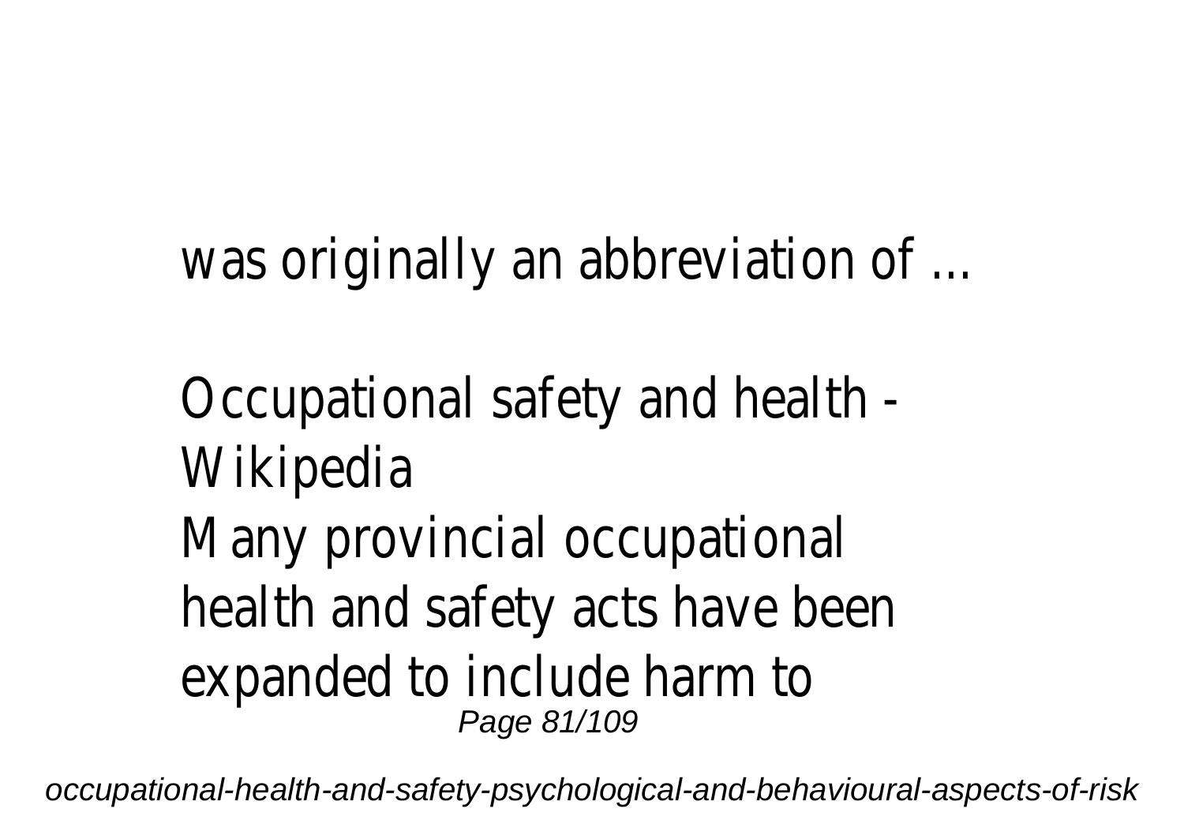was originally an abbreviation of ...

Occupational safety and health - Wikipedia

Many provincial occupational health and safety acts have been expanded to include harm to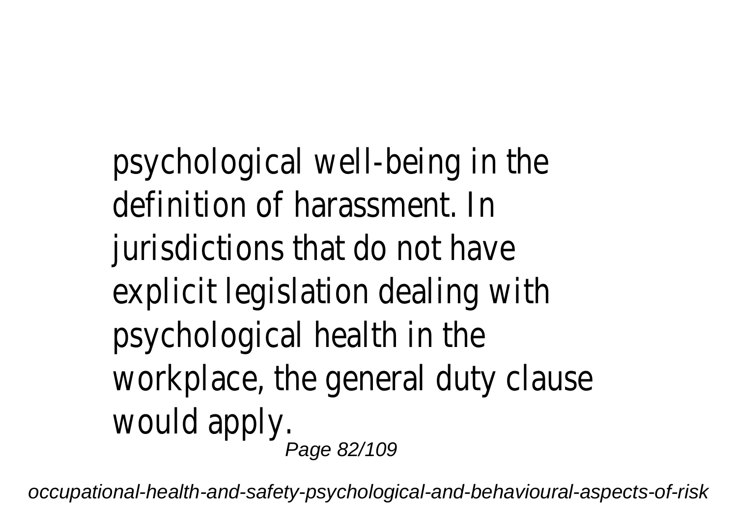psychological well-being in the definition of harassment. In jurisdictions that do not have explicit legislation dealing with psychological health in the workplace, the general duty clause would apply.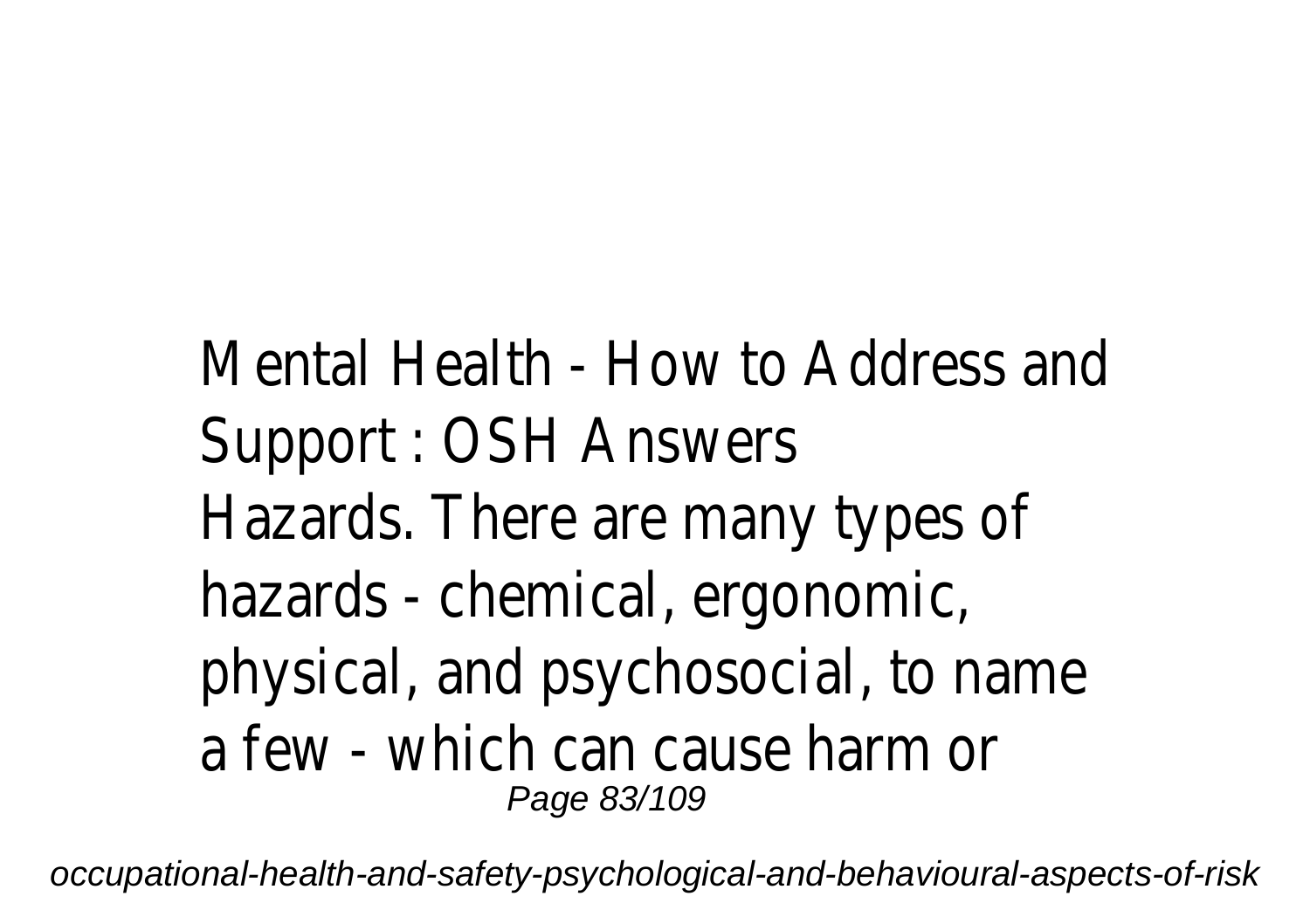Mental Health - How to Address and Support : OSH Answers

Hazards. There are many types of hazards - chemical, ergonomic, physical, and psychosocial, to name a few - which can cause harm or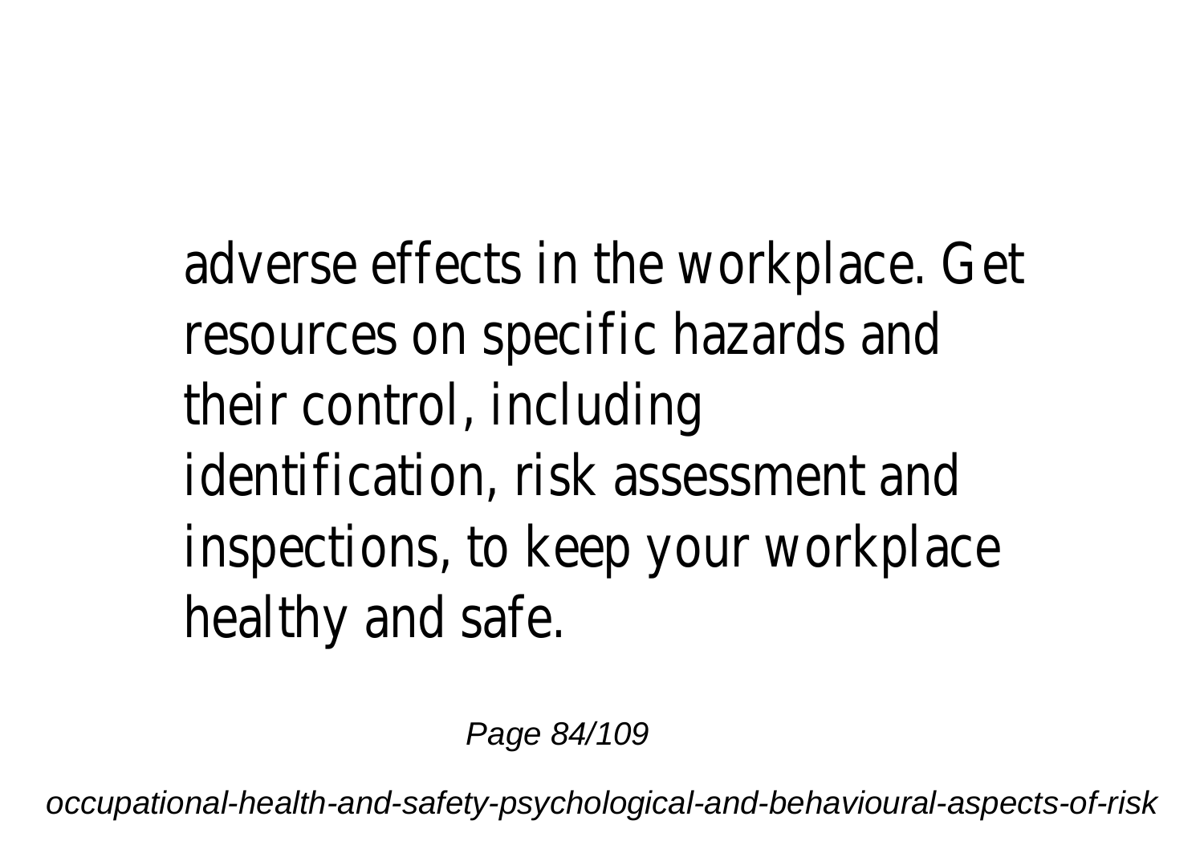adverse effects in the workplace. Get resources on specific hazards and their control, including identification, risk assessment and inspections, to keep your workplace healthy and safe.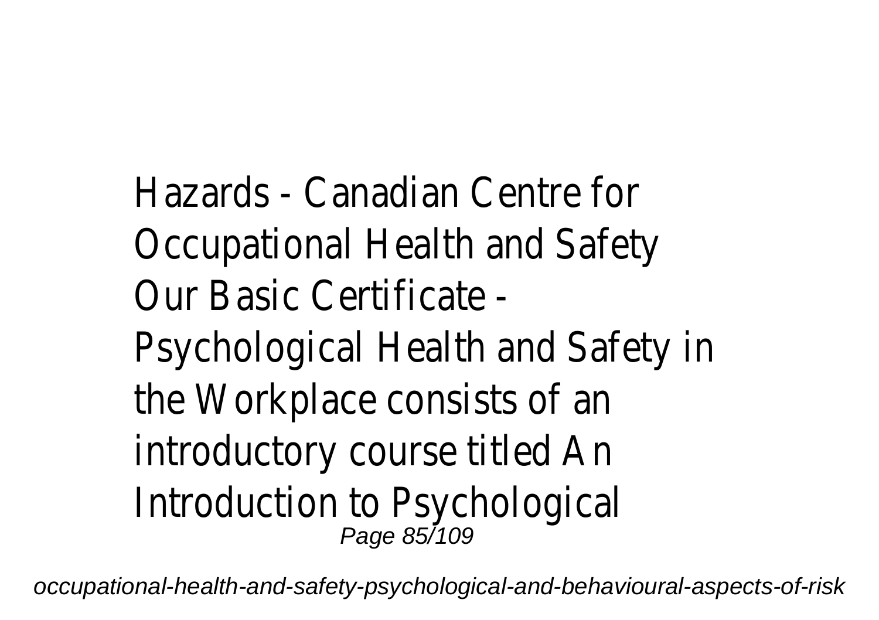Hazards - Canadian Centre for Occupational Health and Safety
Our Basic Certificate - Psychological Health and Safety in the Workplace consists of an introductory course titled An Introduction to Psychological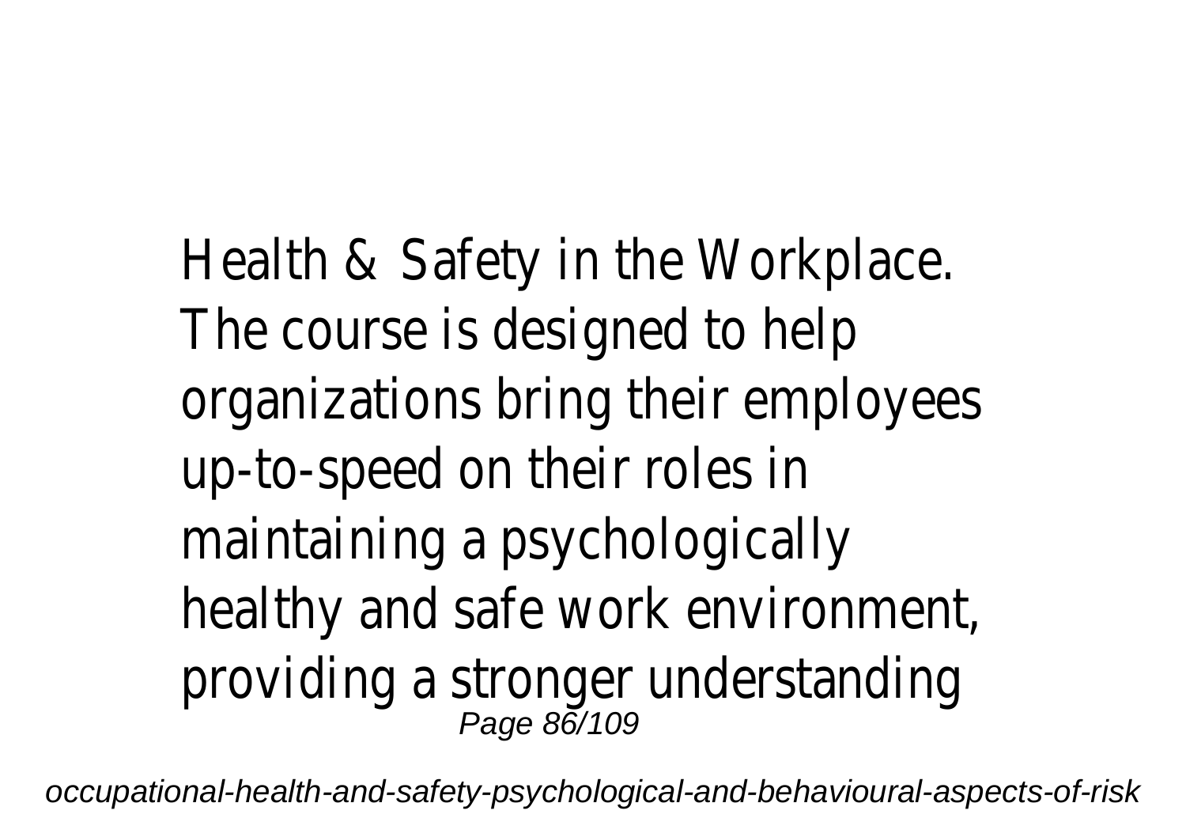Health & Safety in the Workplace. The course is designed to help organizations bring their employees up-to-speed on their roles in maintaining a psychologically healthy and safe work environment, providing a stronger understanding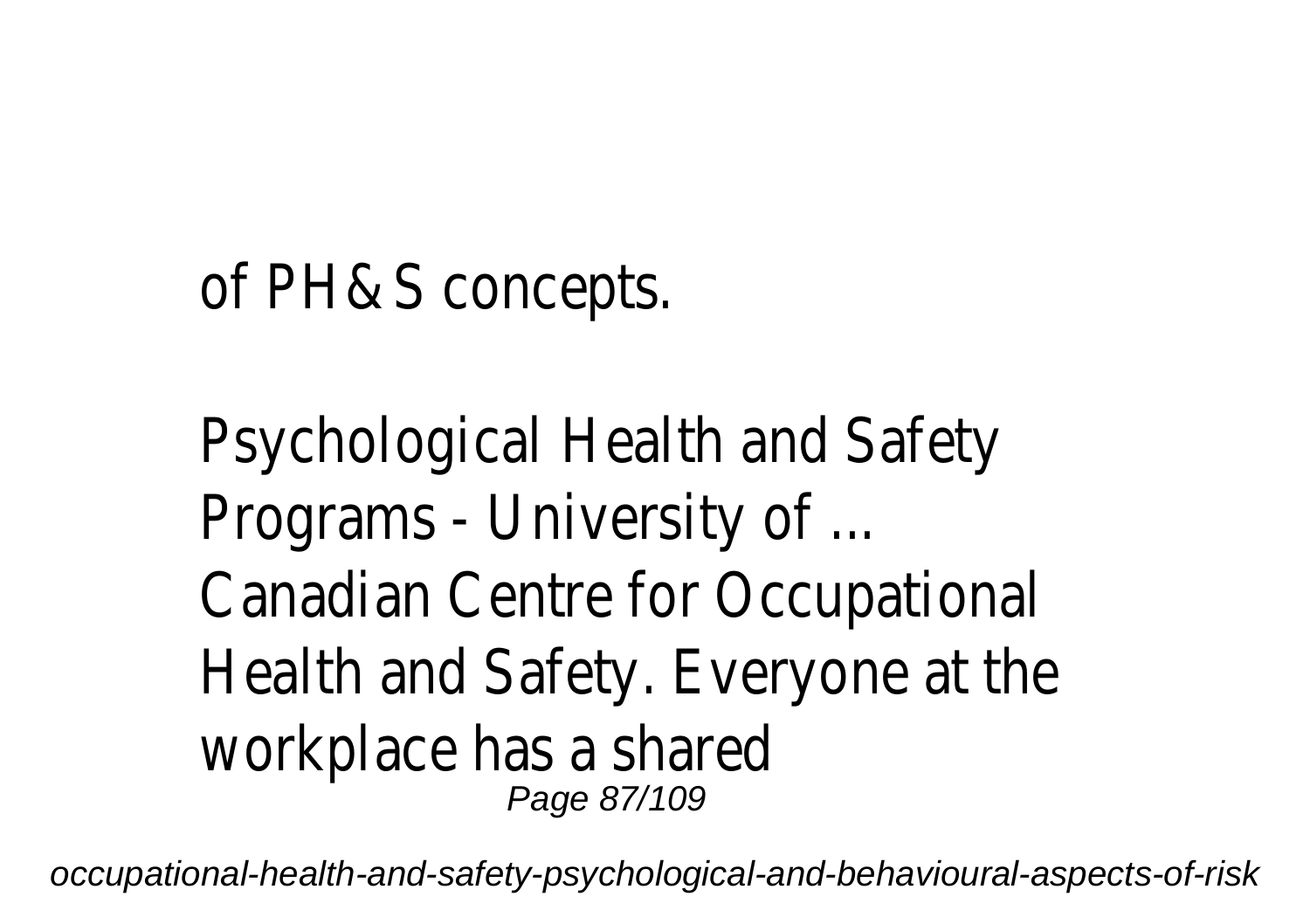of PH&S concepts.

Psychological Health and Safety Programs - University of ...
Canadian Centre for Occupational Health and Safety. Everyone at the workplace has a shared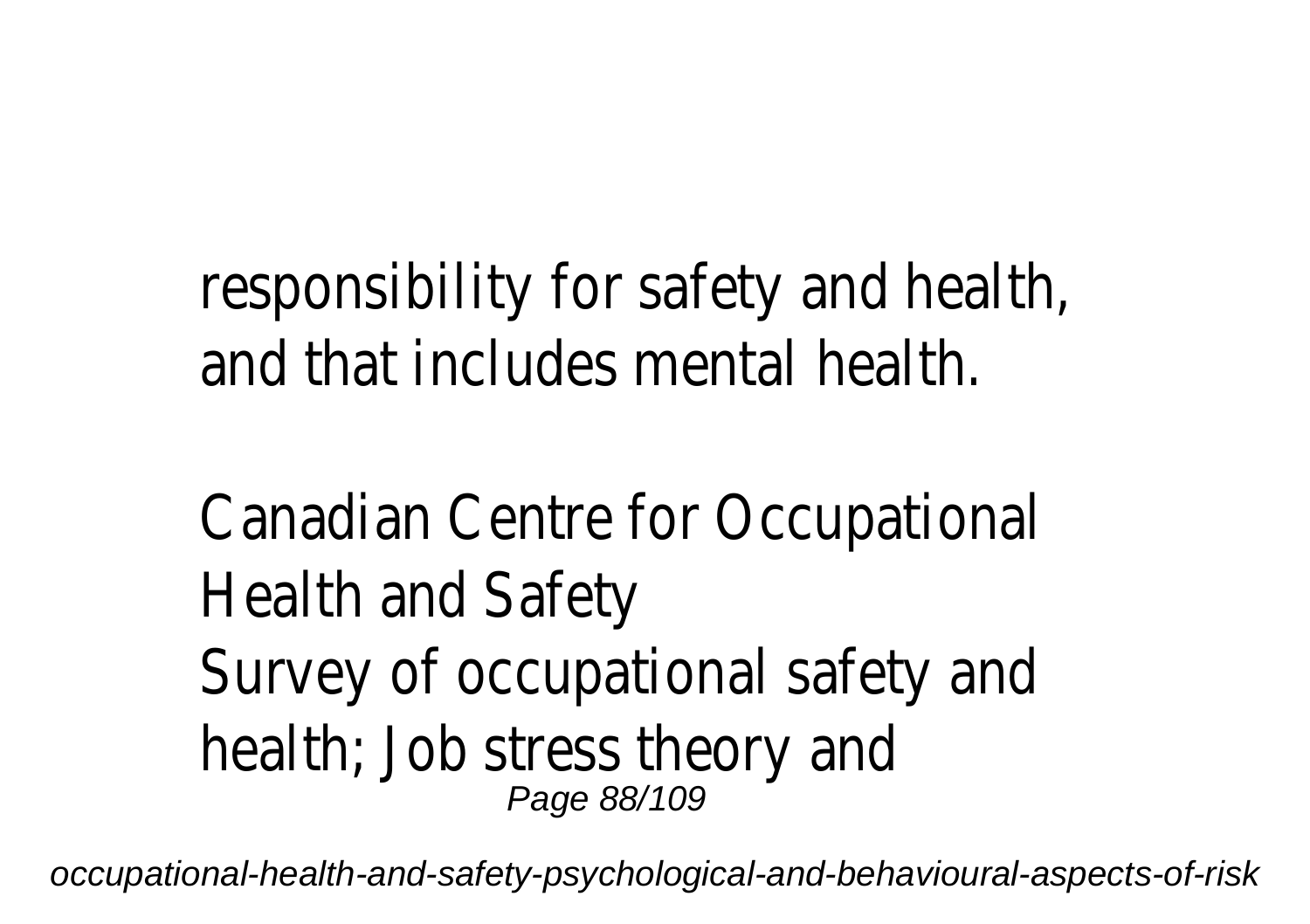responsibility for safety and health, and that includes mental health.

Canadian Centre for Occupational Health and Safety
Survey of occupational safety and health; Job stress theory and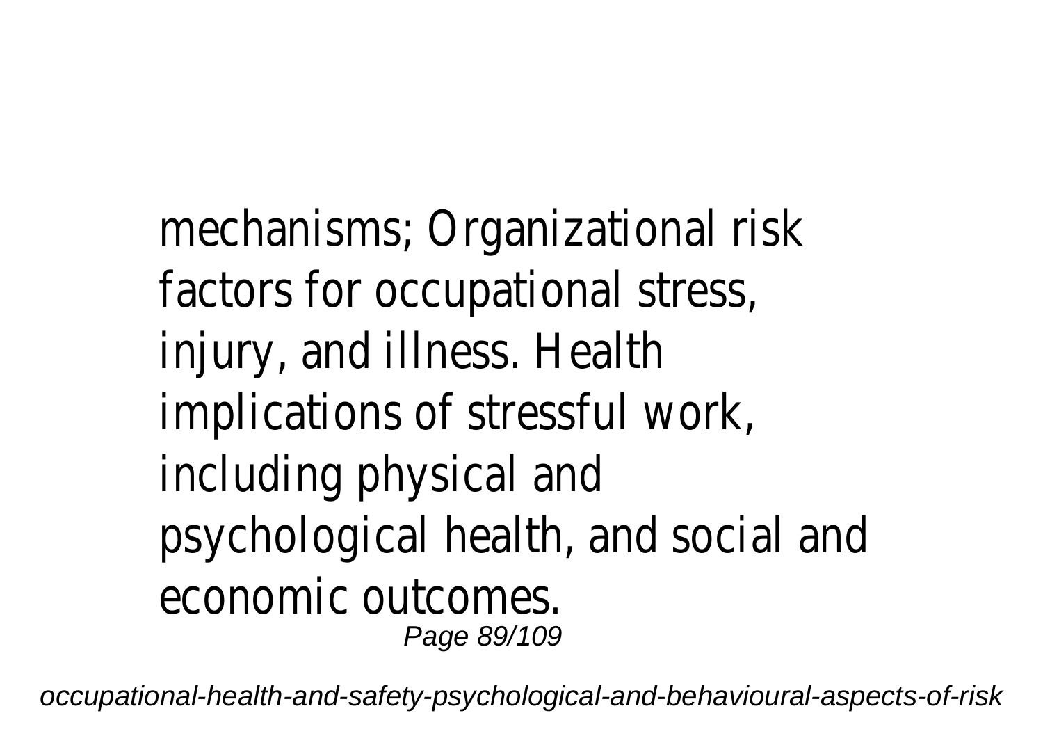mechanisms; Organizational risk factors for occupational stress, injury, and illness. Health implications of stressful work, including physical and psychological health, and social and economic outcomes.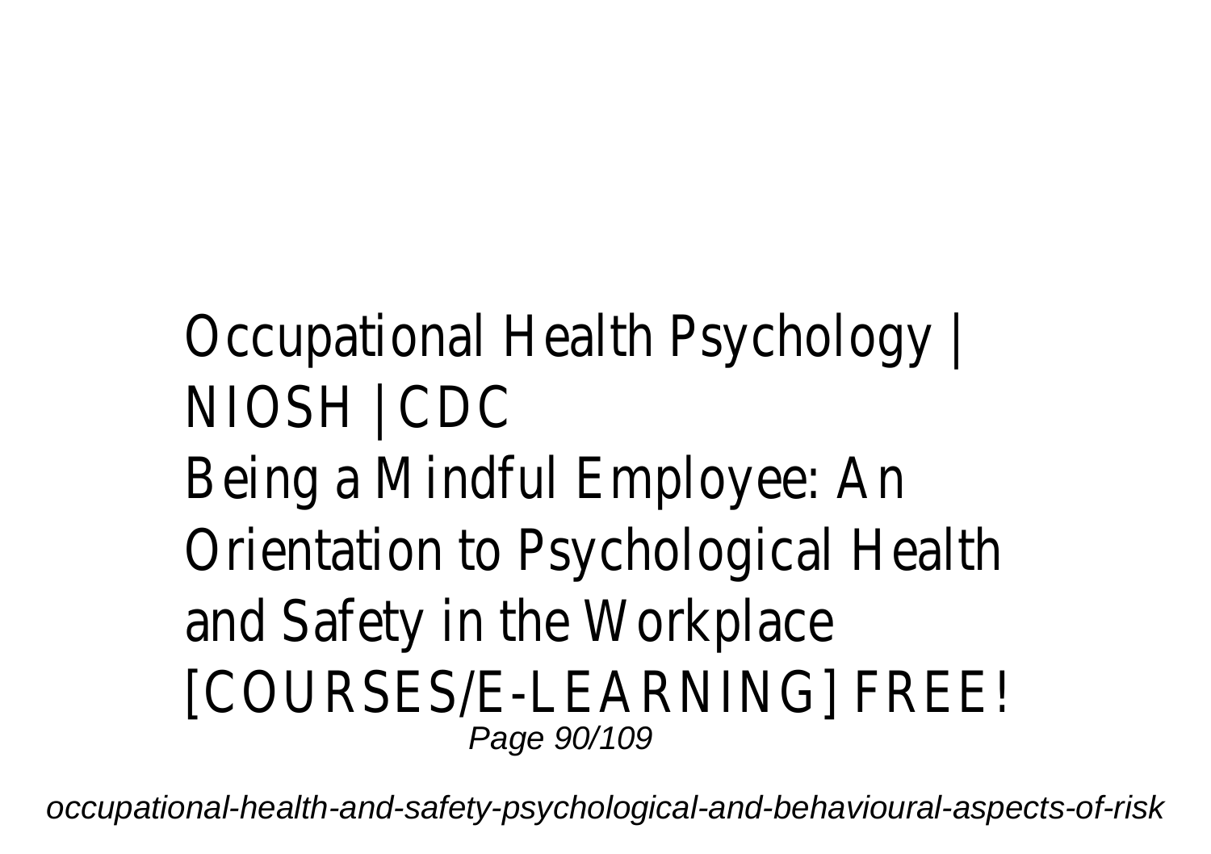Occupational Health Psychology | NIOSH | CDC

Being a Mindful Employee: An Orientation to Psychological Health and Safety in the Workplace [COURSES/E-LEARNING] FREE!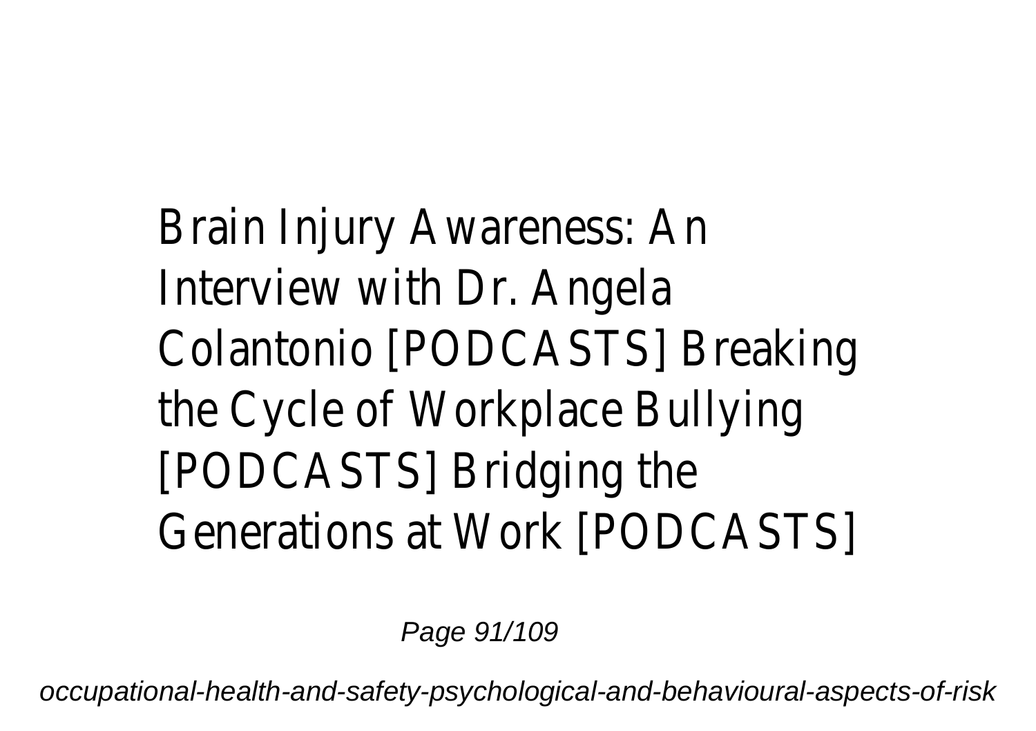Brain Injury Awareness: An Interview with Dr. Angela Colantonio [PODCASTS] Breaking the Cycle of Workplace Bullying [PODCASTS] Bridging the Generations at Work [PODCASTS]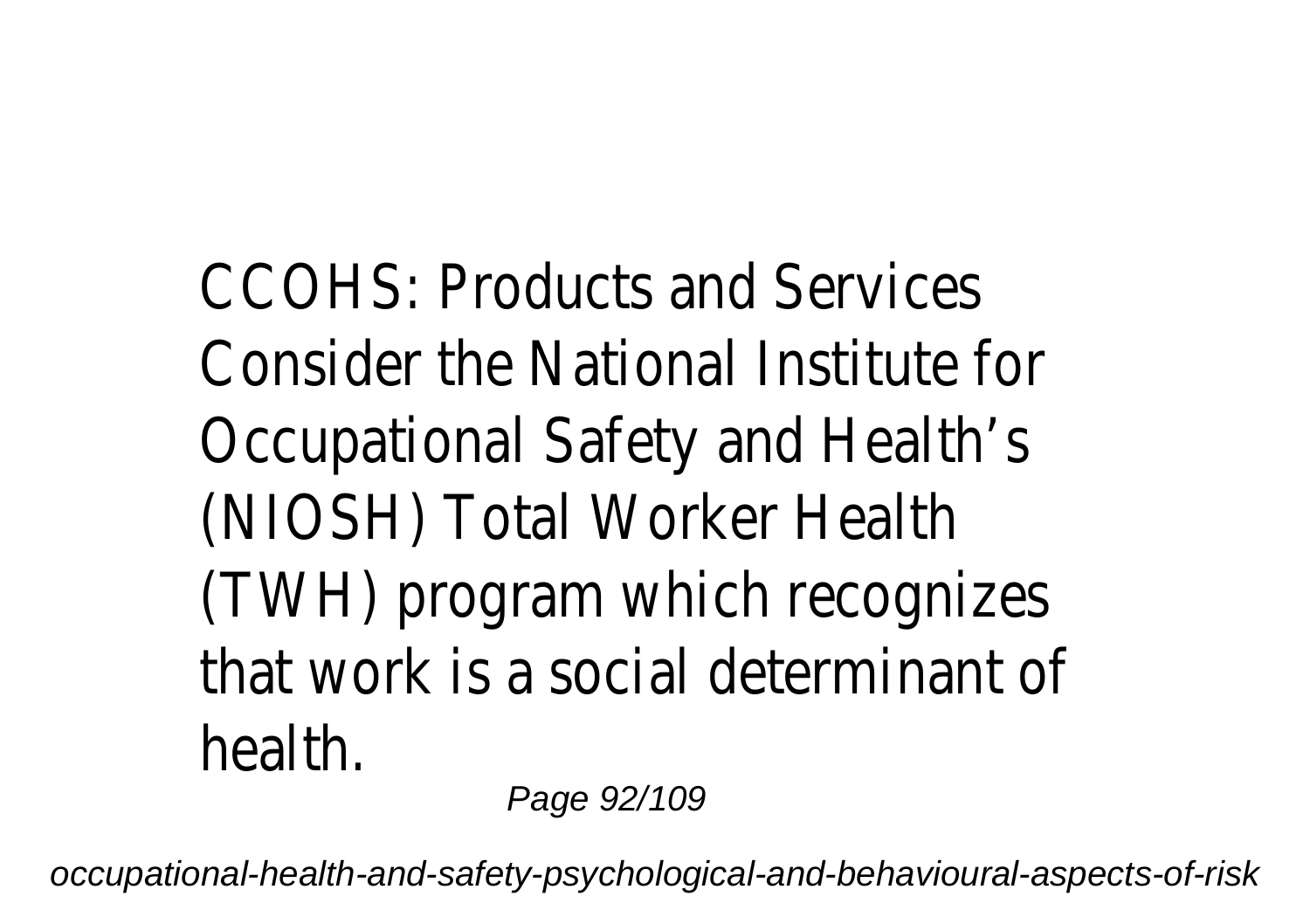CCOHS: Products and Services Consider the National Institute for Occupational Safety and Health's (NIOSH) Total Worker Health (TWH) program which recognizes that work is a social determinant of health.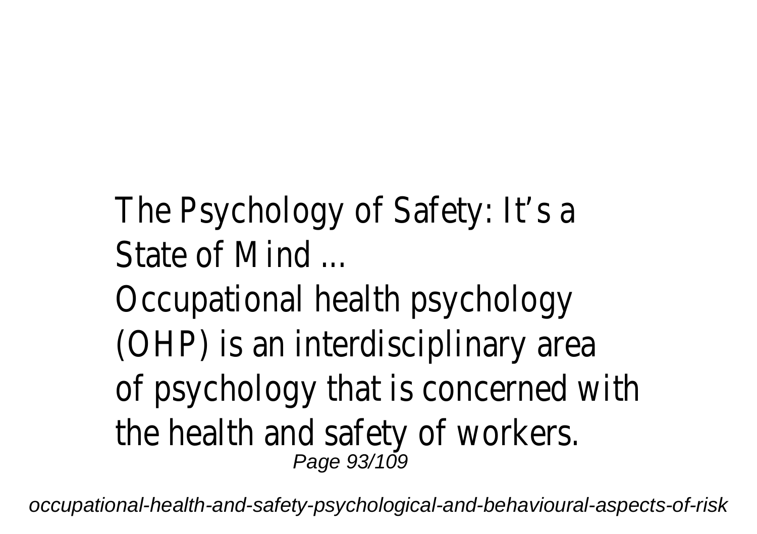The Psychology of Safety: It’s a State of Mind ...

Occupational health psychology (OHP) is an interdisciplinary area of psychology that is concerned with the health and safety of workers.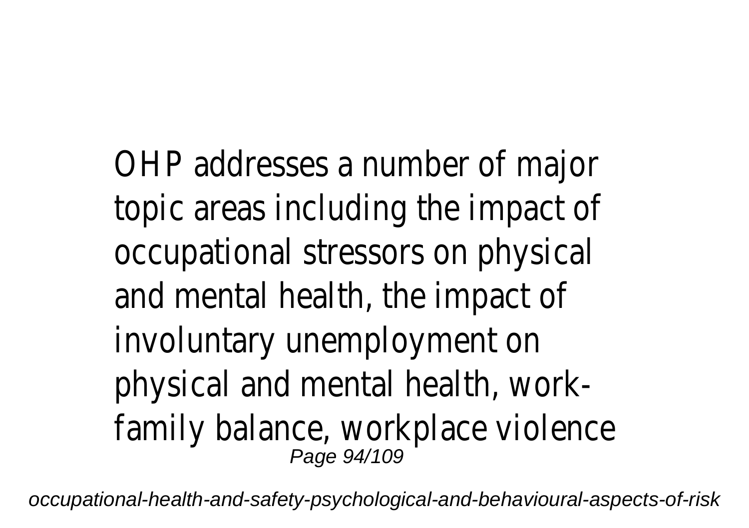OHP addresses a number of major topic areas including the impact of occupational stressors on physical and mental health, the impact of involuntary unemployment on physical and mental health, work-family balance, workplace violence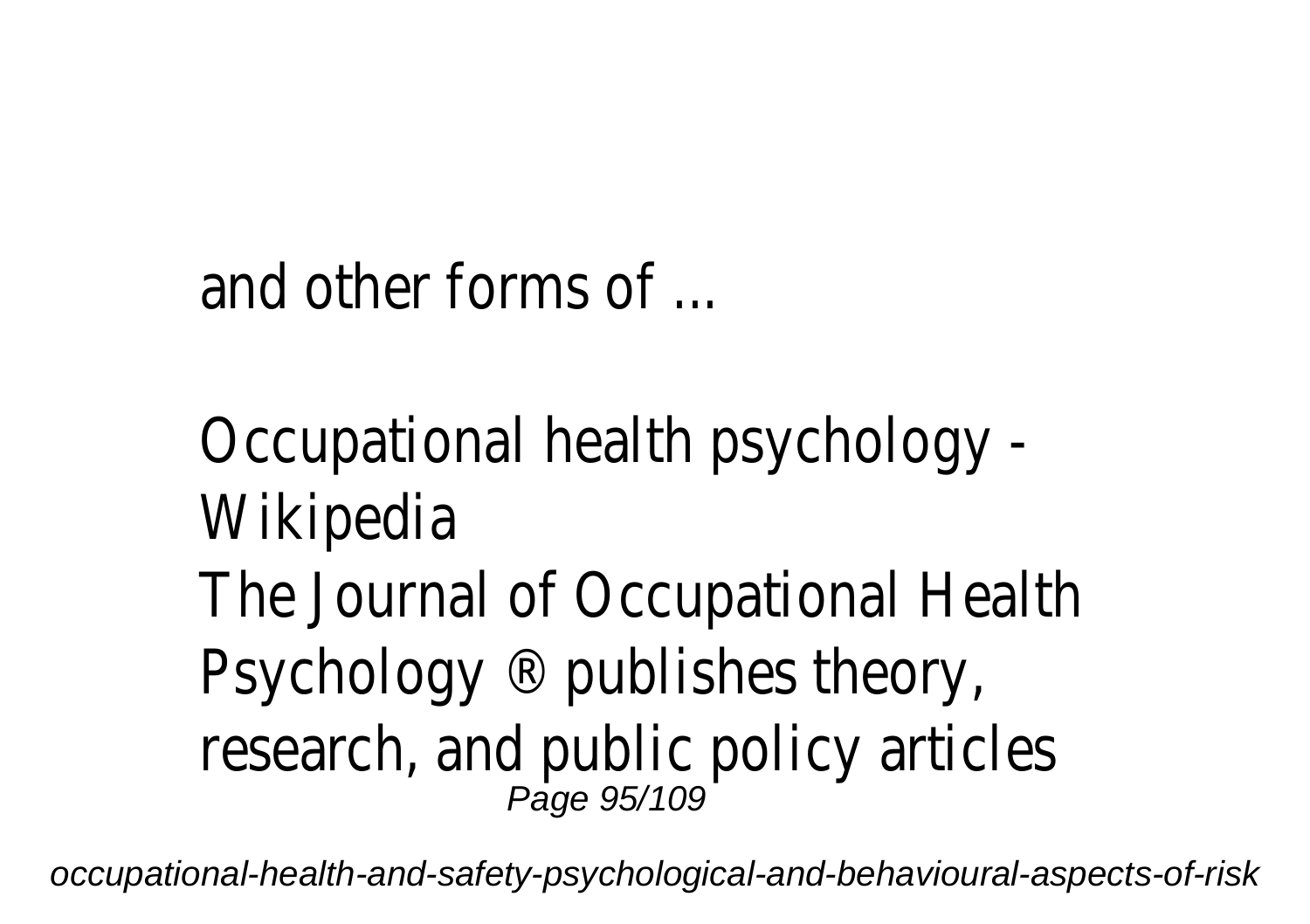and other forms of ...

Occupational health psychology - Wikipedia

The Journal of Occupational Health Psychology ® publishes theory, research, and public policy articles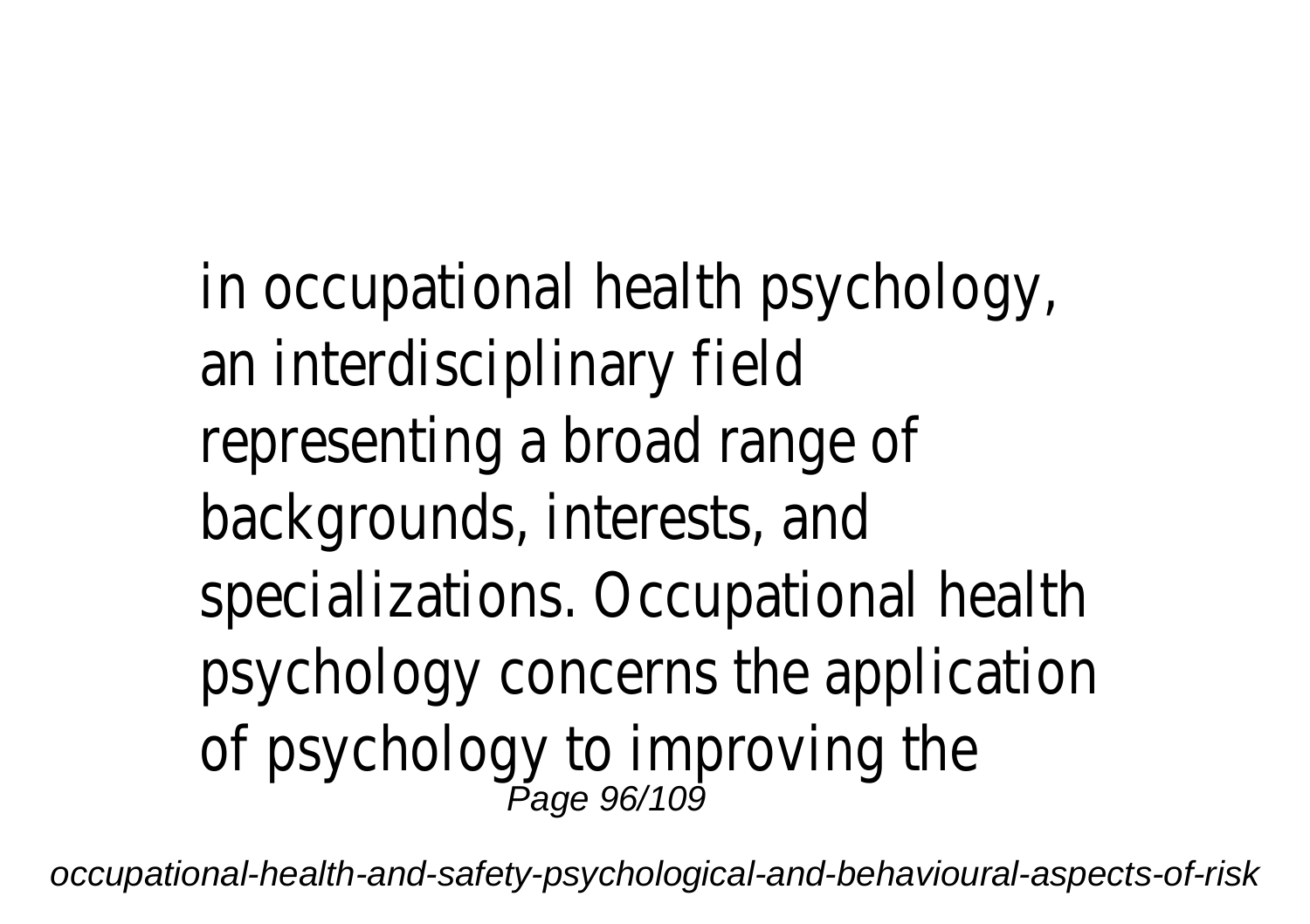in occupational health psychology, an interdisciplinary field representing a broad range of backgrounds, interests, and specializations. Occupational health psychology concerns the application of psychology to improving the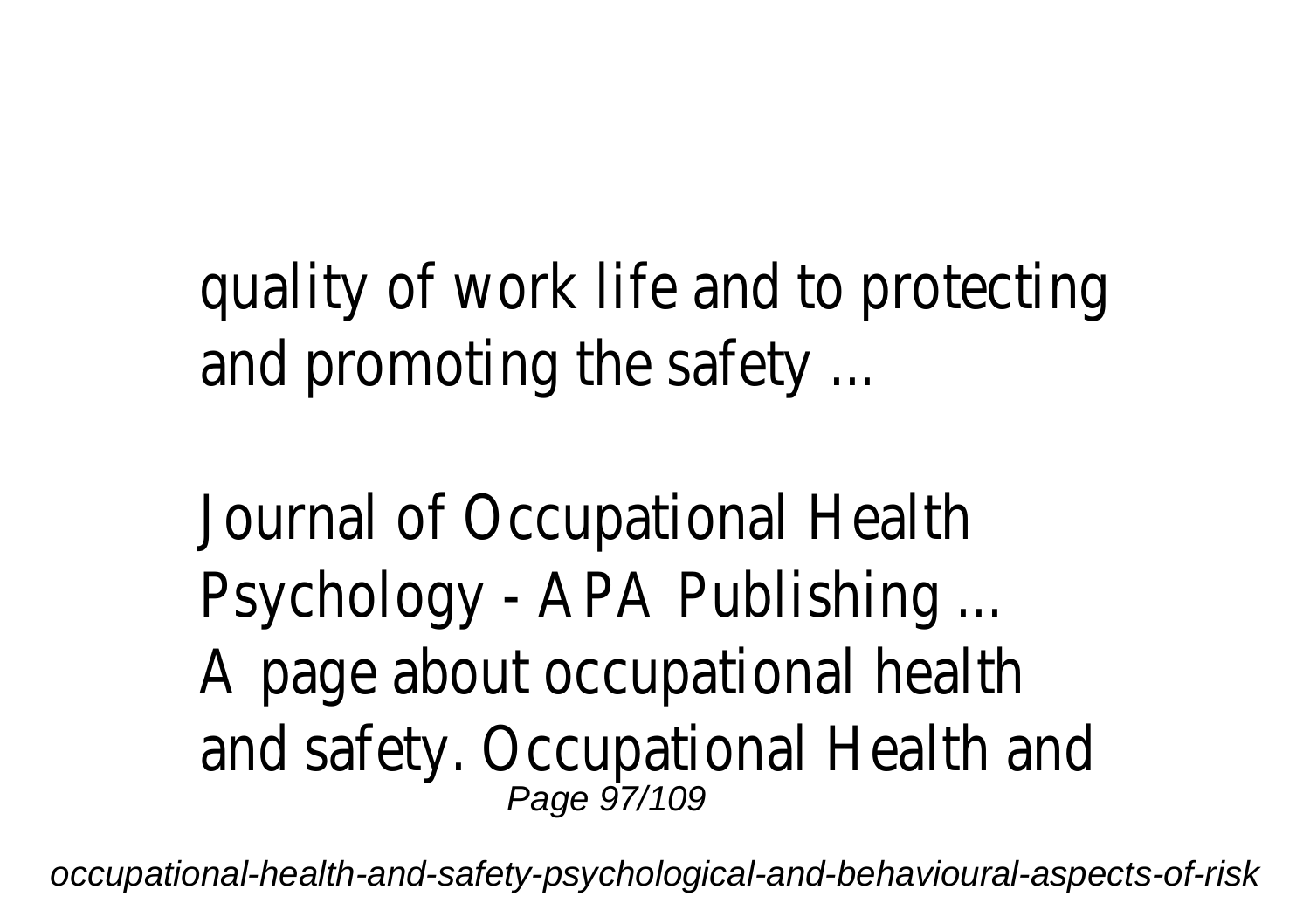quality of work life and to protecting and promoting the safety ...

Journal of Occupational Health Psychology - APA Publishing ...

A page about occupational health and safety. Occupational Health and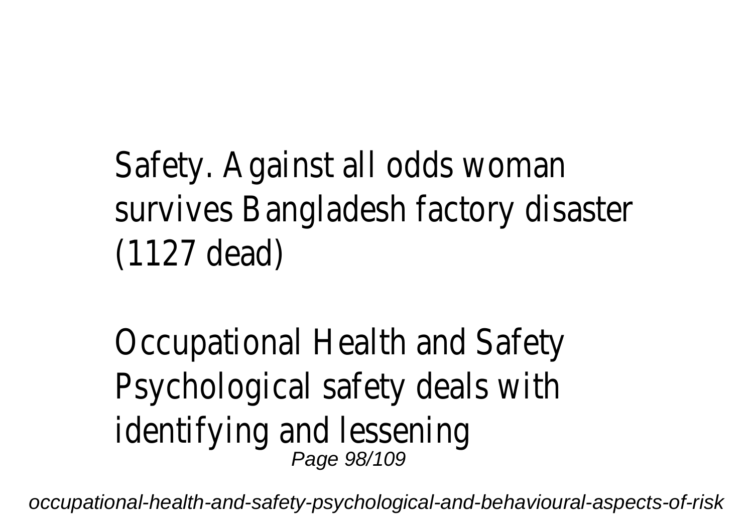Safety. Against all odds woman survives Bangladesh factory disaster (1127 dead)

Occupational Health and Safety Psychological safety deals with identifying and lessening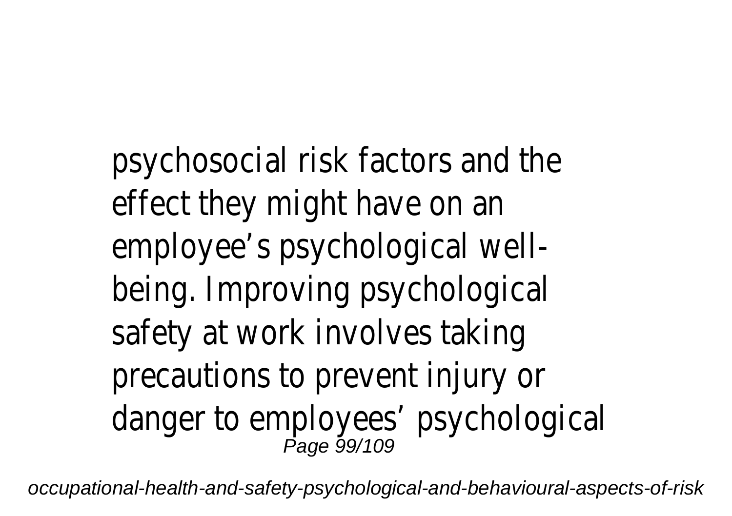psychosocial risk factors and the effect they might have on an employee's psychological well-being. Improving psychological safety at work involves taking precautions to prevent injury or danger to employees' psychological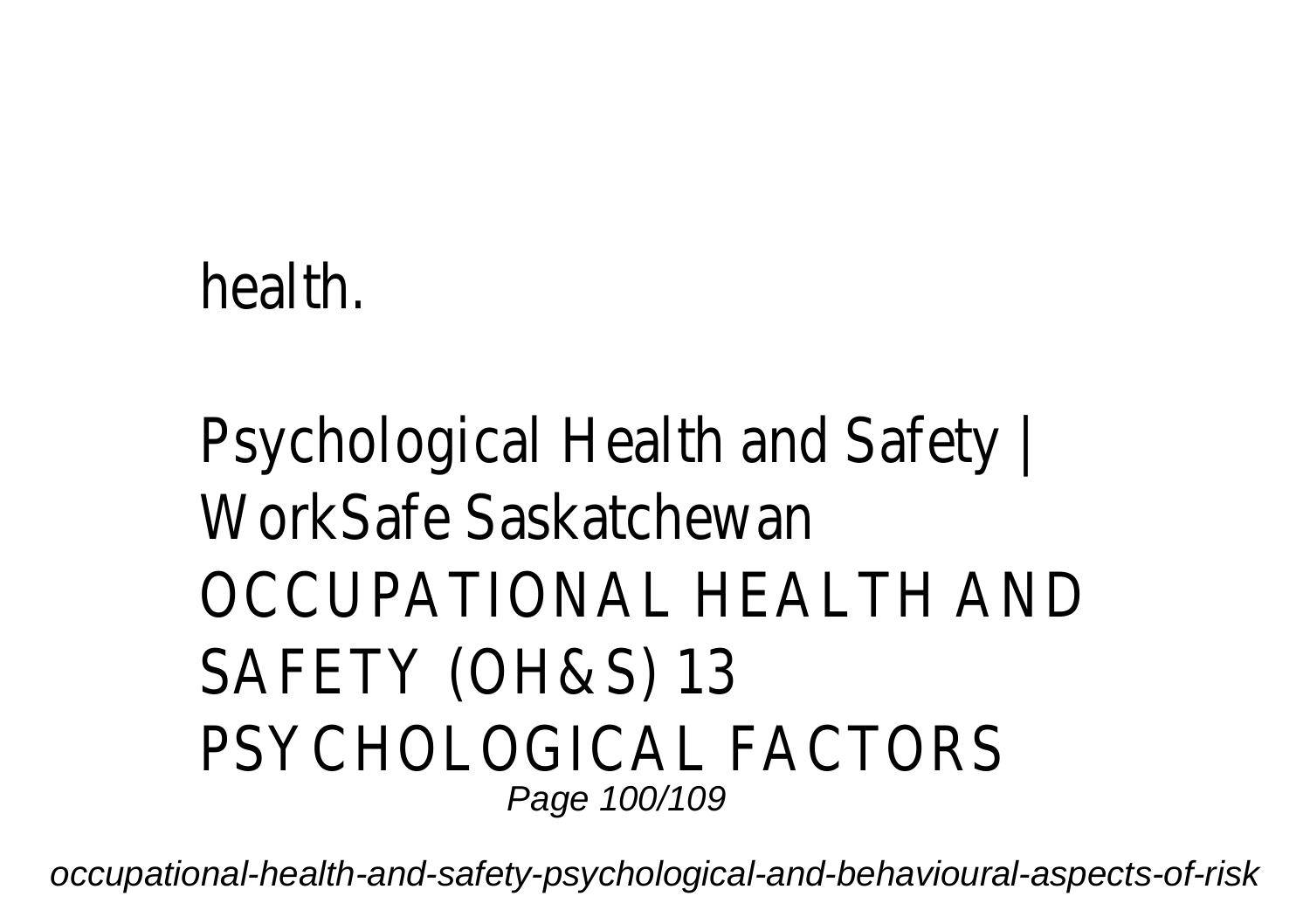health.

Psychological Health and Safety | WorkSafe Saskatchewan
OCCUPATIONAL HEALTH AND SAFETY (OH&S) 13 PSYCHOLOGICAL FACTORS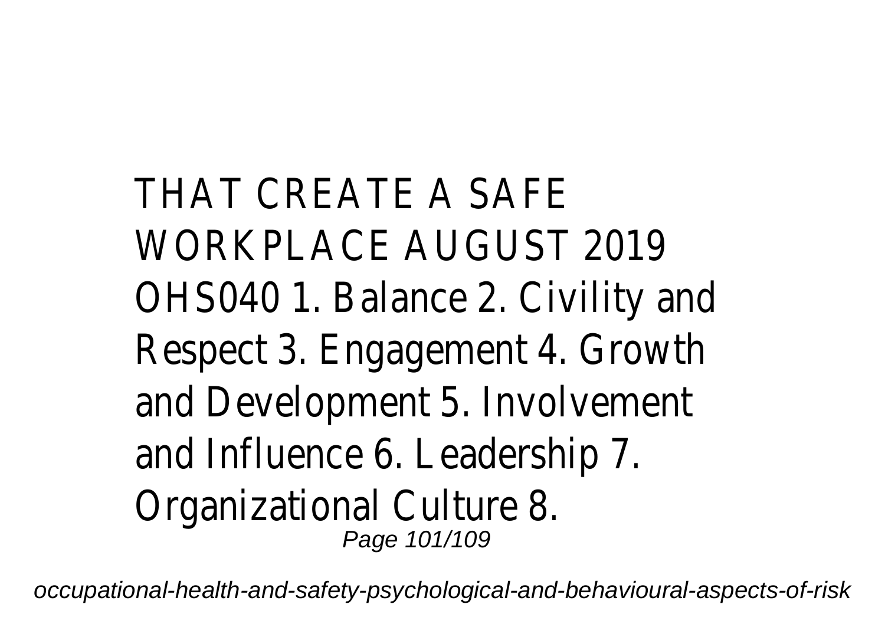THAT CREATE A SAFE WORKPLACE AUGUST 2019 OHS040 1. Balance 2. Civility and Respect 3. Engagement 4. Growth and Development 5. Involvement and Influence 6. Leadership 7. Organizational Culture 8.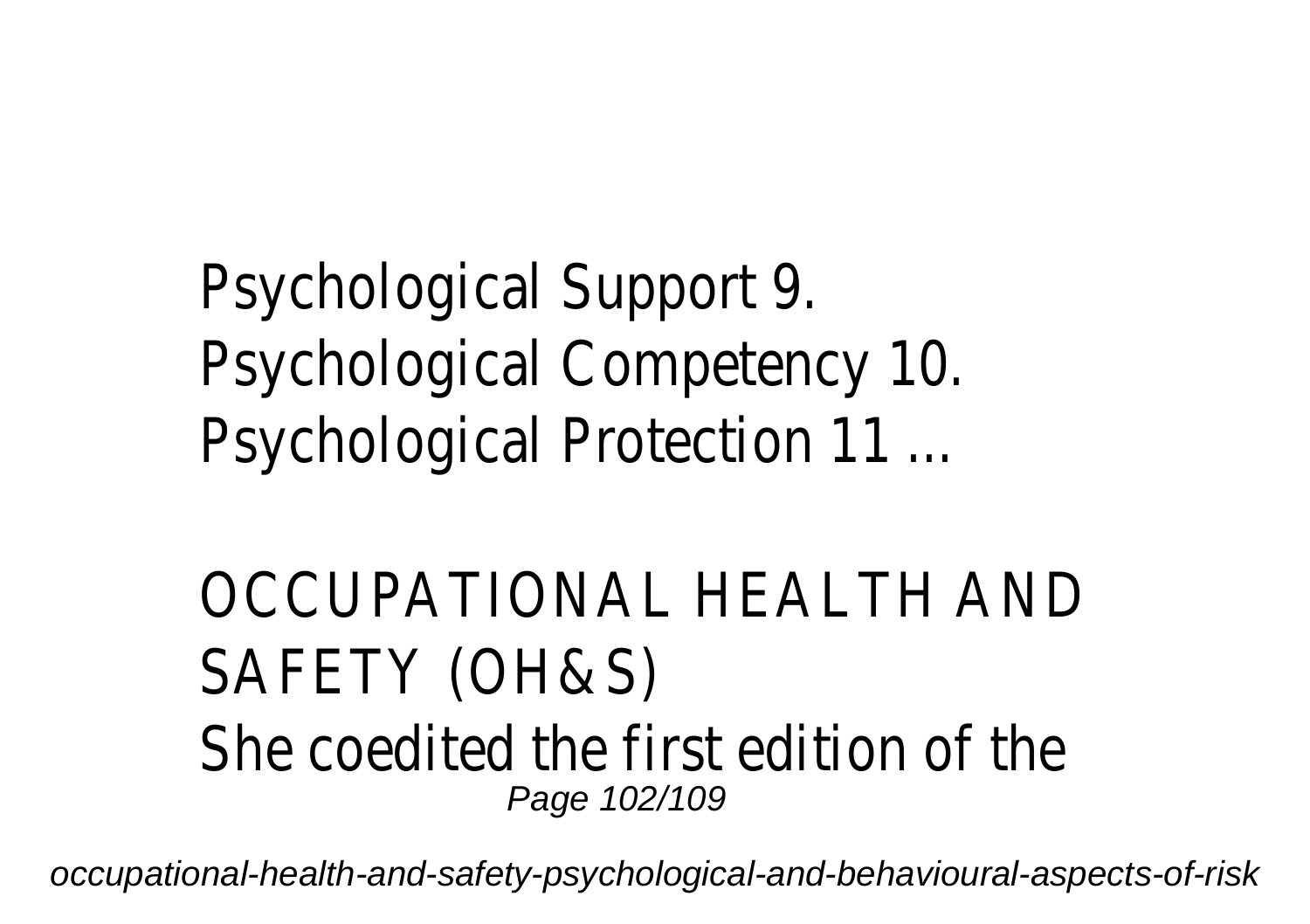Psychological Support 9. Psychological Competency 10. Psychological Protection 11 ...

## OCCUPATIONAL HEALTH AND SAFETY (OH&S)

She coedited the first edition of the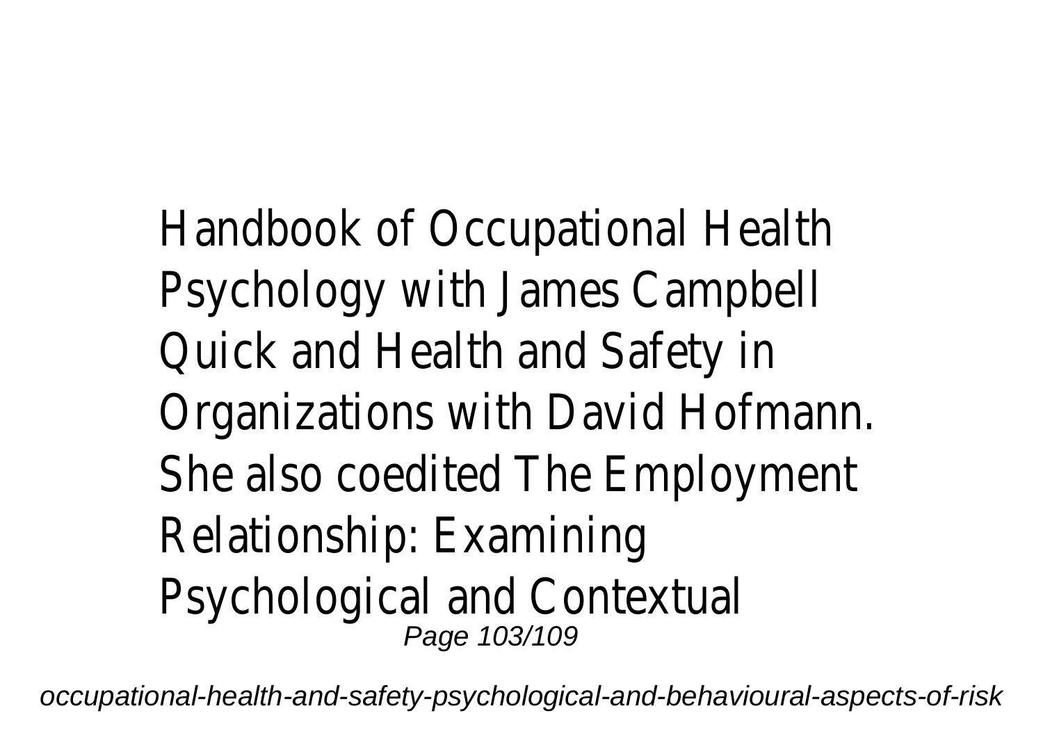Handbook of Occupational Health Psychology with James Campbell Quick and Health and Safety in Organizations with David Hofmann. She also coedited The Employment Relationship: Examining Psychological and Contextual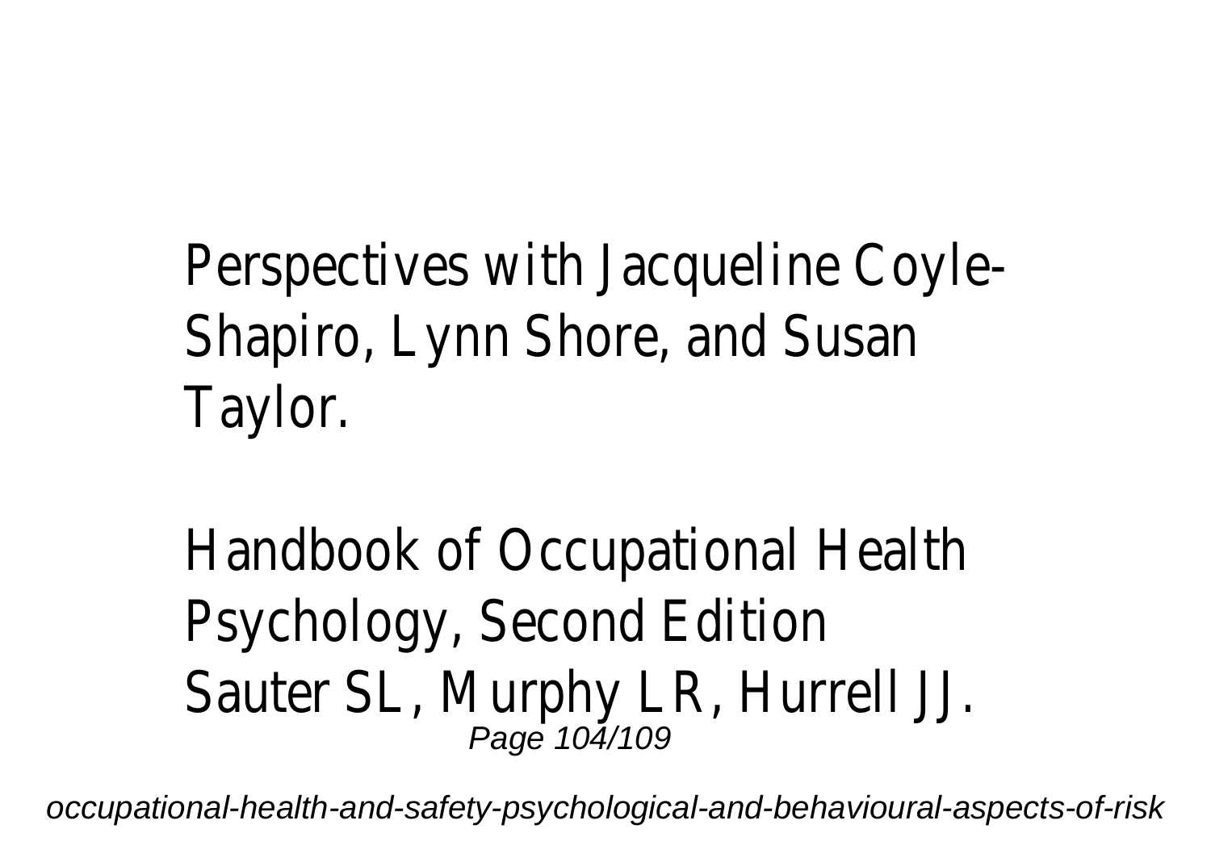Perspectives with Jacqueline Coyle-Shapiro, Lynn Shore, and Susan Taylor.

Handbook of Occupational Health Psychology, Second Edition
Sauter SL, Murphy LR, Hurrell JJ.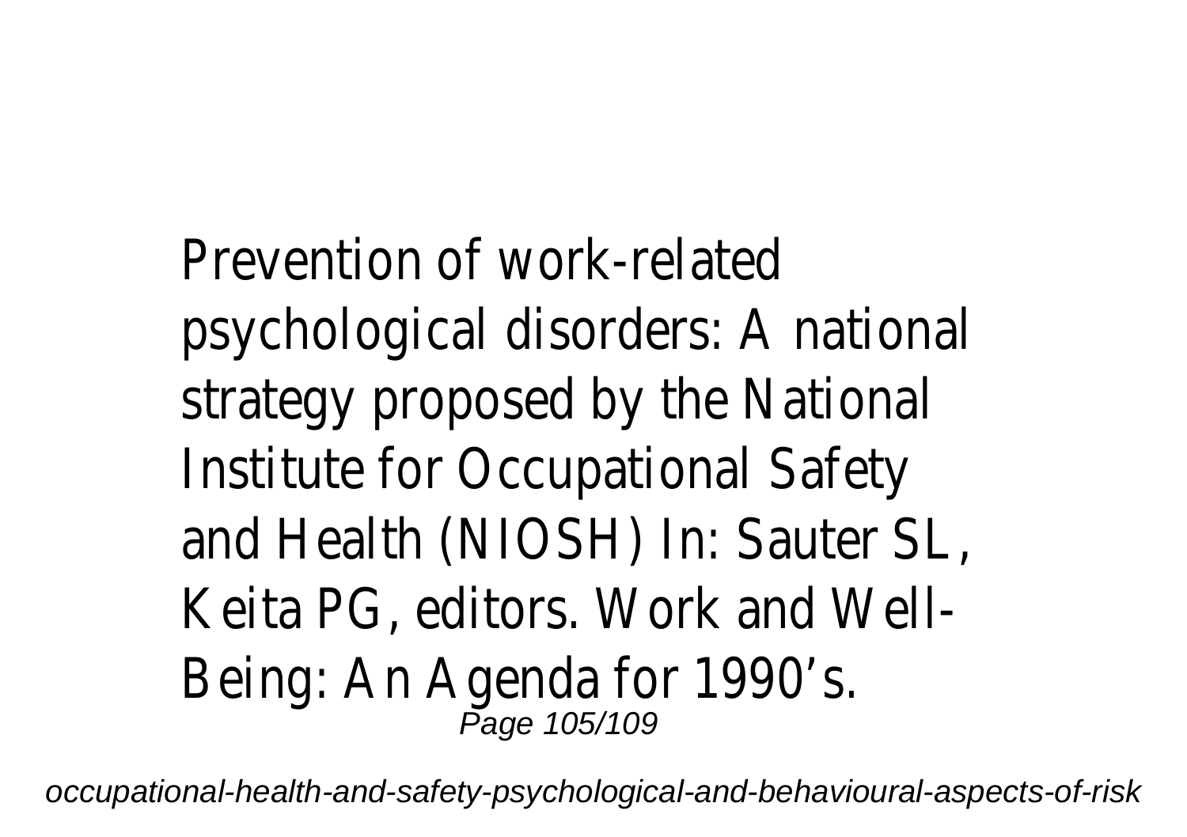Prevention of work-related psychological disorders: A national strategy proposed by the National Institute for Occupational Safety and Health (NIOSH) In: Sauter SL, Keita PG, editors. Work and Well-Being: An Agenda for 1990's.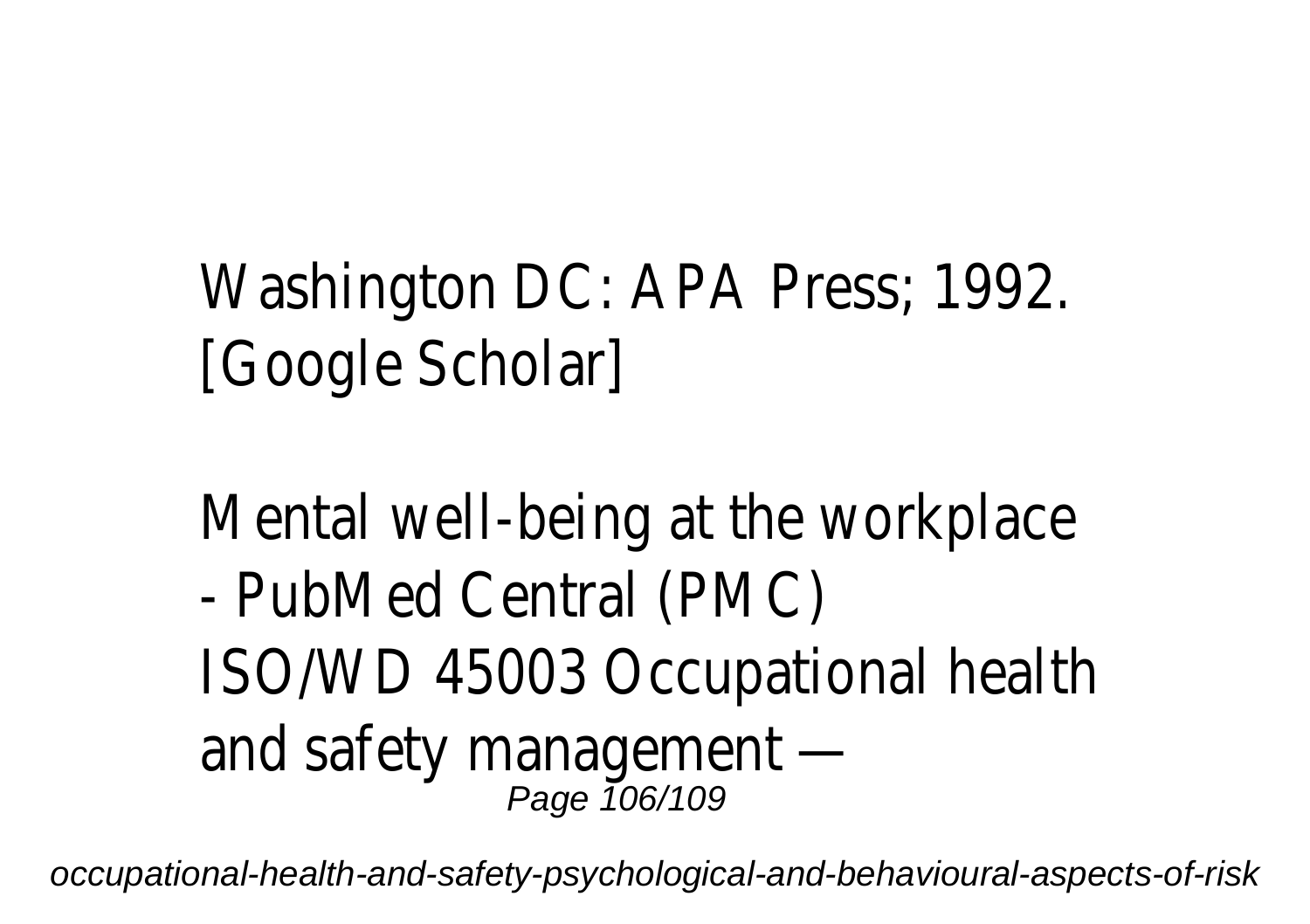Washington DC: APA Press; 1992. [Google Scholar]

Mental well-being at the workplace - PubMed Central (PMC)
ISO/WD 45003 Occupational health and safety management —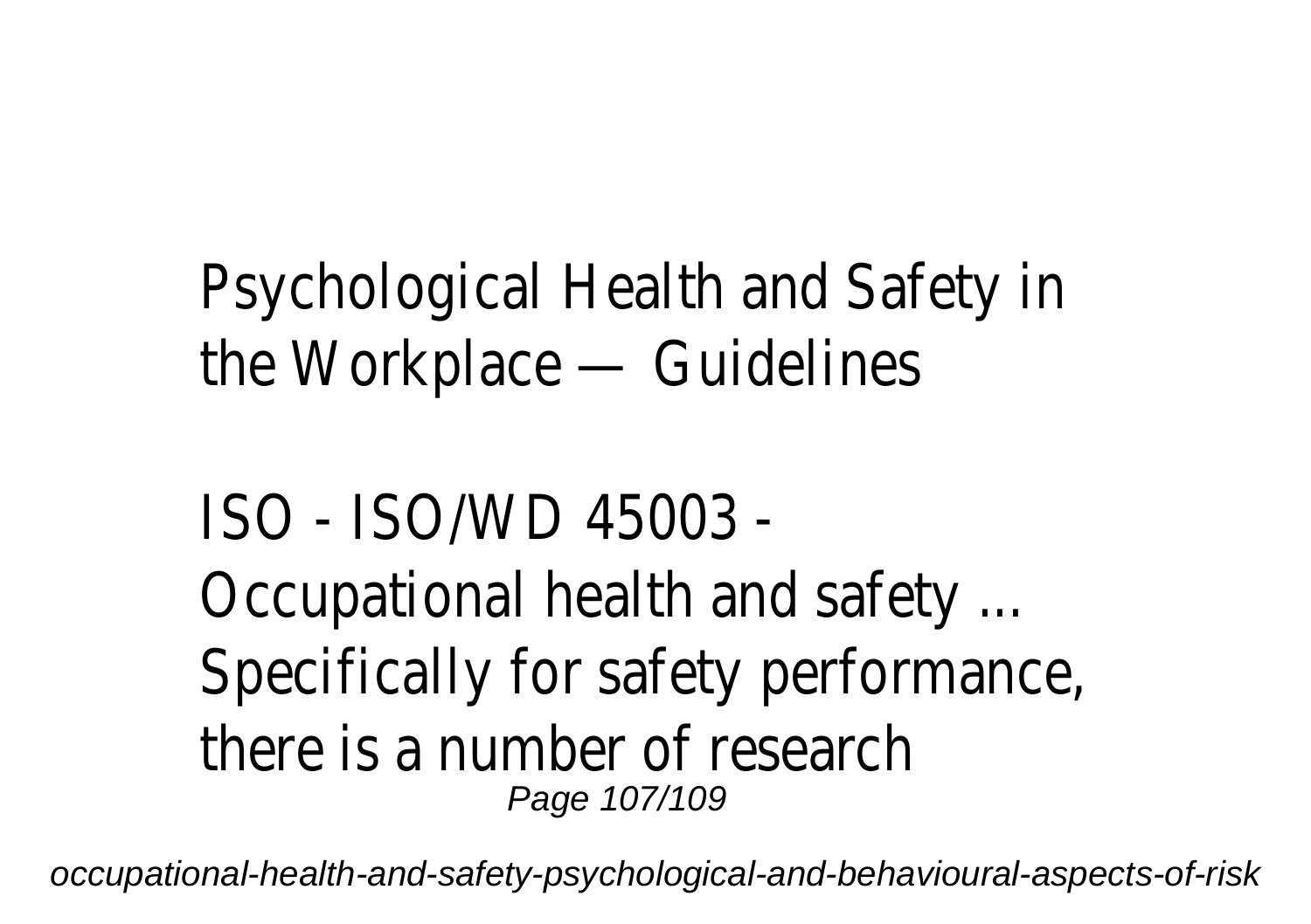Psychological Health and Safety in the Workplace — Guidelines

ISO - ISO/WD 45003 - Occupational health and safety ...

Specifically for safety performance, there is a number of research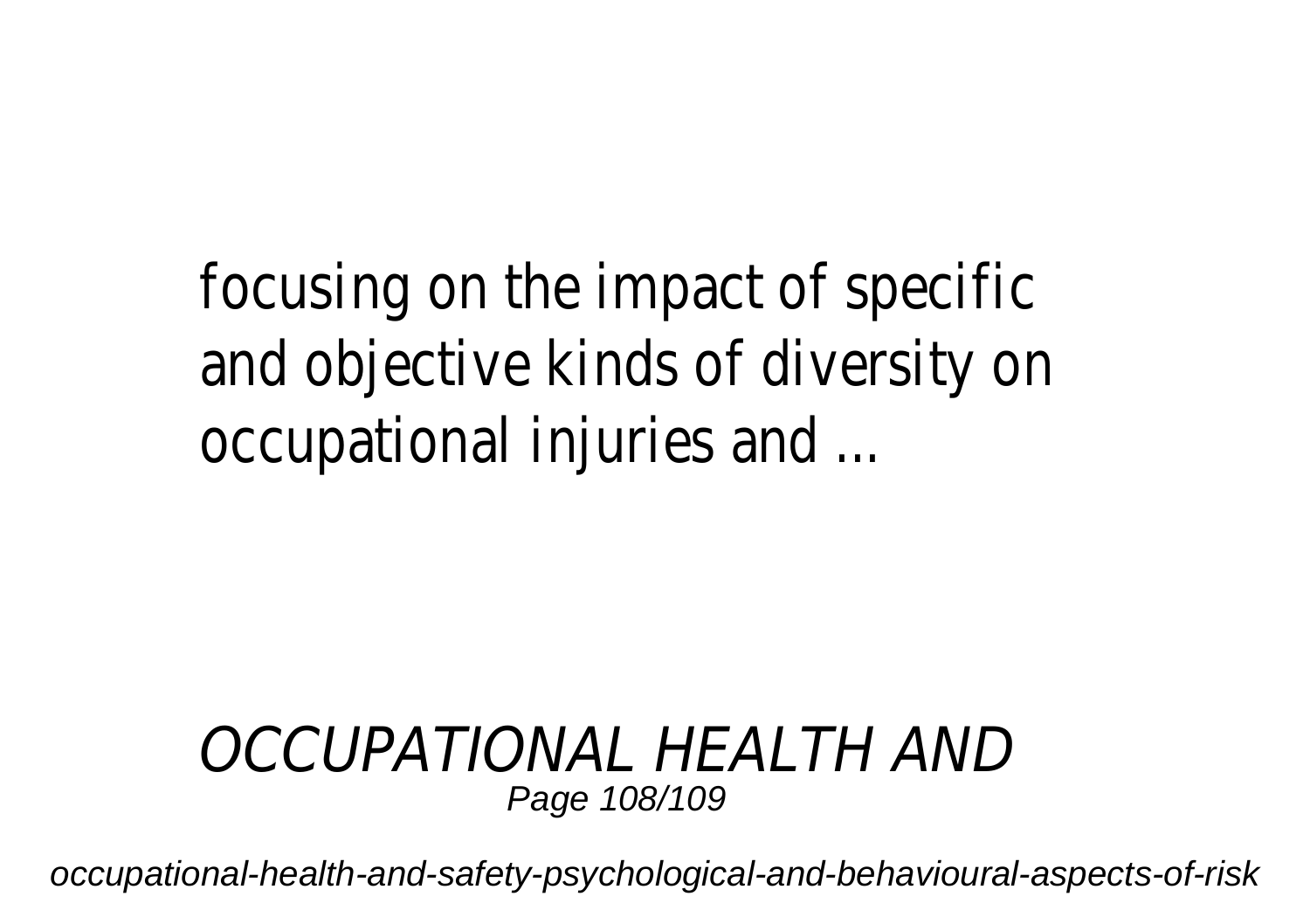focusing on the impact of specific and objective kinds of diversity on occupational injuries and ...

*OCCUPATIONAL HEALTH AND*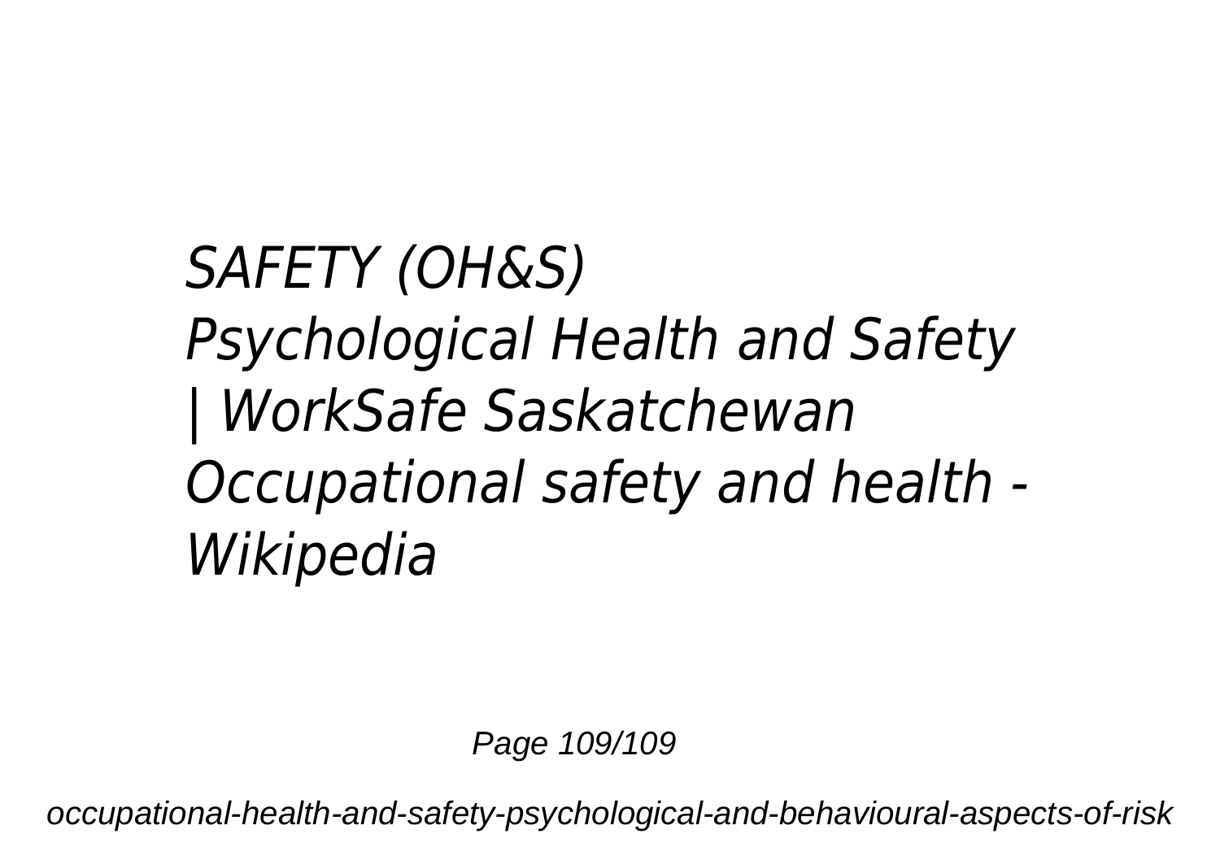*SAFETY (OH&S)*
*Psychological Health and Safety | WorkSafe Saskatchewan*
*Occupational safety and health - Wikipedia*